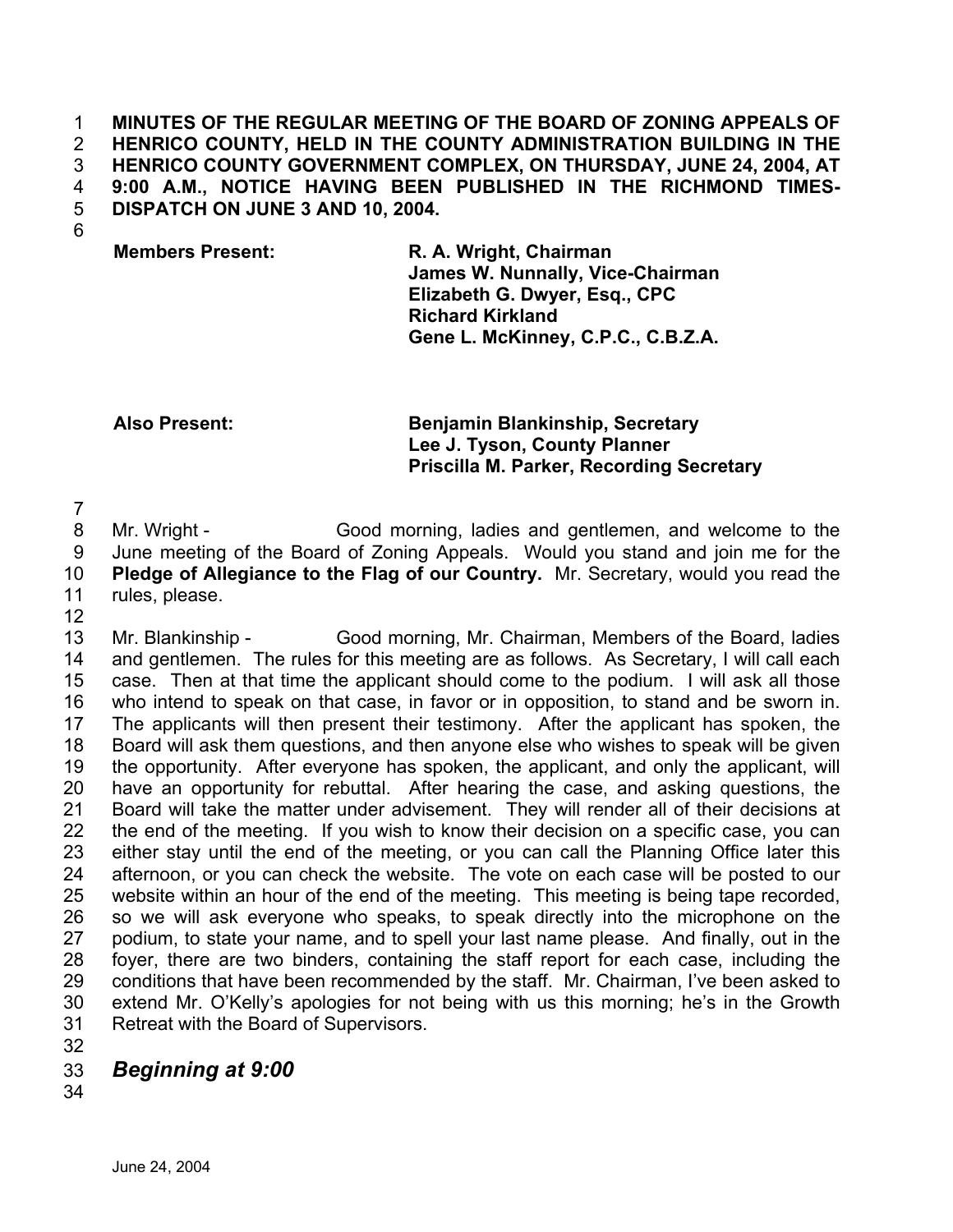**MINUTES OF THE REGULAR MEETING OF THE BOARD OF ZONING APPEALS OF HENRICO COUNTY, HELD IN THE COUNTY ADMINISTRATION BUILDING IN THE HENRICO COUNTY GOVERNMENT COMPLEX, ON THURSDAY, JUNE 24, 2004, AT 9:00 A.M., NOTICE HAVING BEEN PUBLISHED IN THE RICHMOND TIMES-DISPATCH ON JUNE 3 AND 10, 2004.**

| | |
|---|---|
| **Members Present:** | **R. A. Wright, Chairman** |
| | **James W. Nunnally, Vice-Chairman** |
| | **Elizabeth G. Dwyer, Esq., CPC** |
| | **Richard Kirkland** |
| | **Gene L. McKinney, C.P.C., C.B.Z.A.** |
| **Also Present:** | **Benjamin Blankinship, Secretary** |
| | **Lee J. Tyson, County Planner** |
| | **Priscilla M. Parker, Recording Secretary** |

Mr. Wright - Good morning, ladies and gentlemen, and welcome to the June meeting of the Board of Zoning Appeals. Would you stand and join me for the **Pledge of Allegiance to the Flag of our Country.** Mr. Secretary, would you read the rules, please.

Mr. Blankinship - Good morning, Mr. Chairman, Members of the Board, ladies and gentlemen. The rules for this meeting are as follows. As Secretary, I will call each case. Then at that time the applicant should come to the podium. I will ask all those who intend to speak on that case, in favor or in opposition, to stand and be sworn in. The applicants will then present their testimony. After the applicant has spoken, the Board will ask them questions, and then anyone else who wishes to speak will be given the opportunity. After everyone has spoken, the applicant, and only the applicant, will have an opportunity for rebuttal. After hearing the case, and asking questions, the Board will take the matter under advisement. They will render all of their decisions at the end of the meeting. If you wish to know their decision on a specific case, you can either stay until the end of the meeting, or you can call the Planning Office later this afternoon, or you can check the website. The vote on each case will be posted to our website within an hour of the end of the meeting. This meeting is being tape recorded, so we will ask everyone who speaks, to speak directly into the microphone on the podium, to state your name, and to spell your last name please. And finally, out in the foyer, there are two binders, containing the staff report for each case, including the conditions that have been recommended by the staff. Mr. Chairman, I've been asked to extend Mr. O'Kelly's apologies for not being with us this morning; he's in the Growth Retreat with the Board of Supervisors.

***Beginning at 9:00***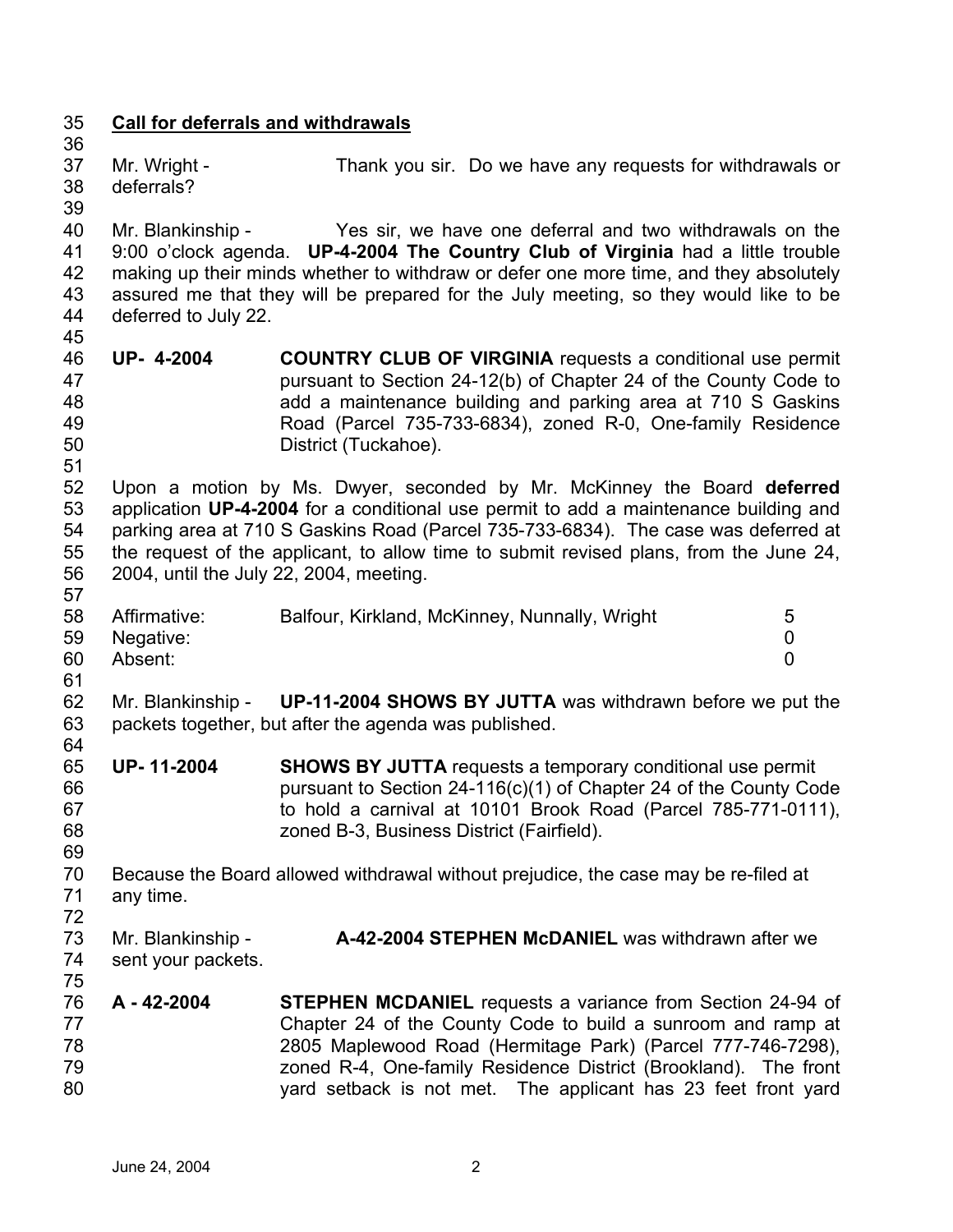**Call for deferrals and withdrawals**

Mr. Wright - Thank you sir. Do we have any requests for withdrawals or deferrals?

Mr. Blankinship - Yes sir, we have one deferral and two withdrawals on the 9:00 o'clock agenda. **UP-4-2004 The Country Club of Virginia** had a little trouble making up their minds whether to withdraw or defer one more time, and they absolutely assured me that they will be prepared for the July meeting, so they would like to be deferred to July 22.

**UP- 4-2004** **COUNTRY CLUB OF VIRGINIA** requests a conditional use permit pursuant to Section 24-12(b) of Chapter 24 of the County Code to add a maintenance building and parking area at 710 S Gaskins Road (Parcel 735-733-6834), zoned R-0, One-family Residence District (Tuckahoe).

Upon a motion by Ms. Dwyer, seconded by Mr. McKinney the Board **deferred** application **UP-4-2004** for a conditional use permit to add a maintenance building and parking area at 710 S Gaskins Road (Parcel 735-733-6834). The case was deferred at the request of the applicant, to allow time to submit revised plans, from the June 24, 2004, until the July 22, 2004, meeting.

| | | |
|---|---|---|
| Affirmative: | Balfour, Kirkland, McKinney, Nunnally, Wright | 5 |
| Negative: | | 0 |
| Absent: | | 0 |

Mr. Blankinship - **UP-11-2004 SHOWS BY JUTTA** was withdrawn before we put the packets together, but after the agenda was published.

**UP- 11-2004** **SHOWS BY JUTTA** requests a temporary conditional use permit pursuant to Section 24-116(c)(1) of Chapter 24 of the County Code to hold a carnival at 10101 Brook Road (Parcel 785-771-0111), zoned B-3, Business District (Fairfield).

Because the Board allowed withdrawal without prejudice, the case may be re-filed at any time.

Mr. Blankinship - **A-42-2004 STEPHEN McDANIEL** was withdrawn after we sent your packets.

**A - 42-2004** **STEPHEN MCDANIEL** requests a variance from Section 24-94 of Chapter 24 of the County Code to build a sunroom and ramp at 2805 Maplewood Road (Hermitage Park) (Parcel 777-746-7298), zoned R-4, One-family Residence District (Brookland). The front yard setback is not met. The applicant has 23 feet front yard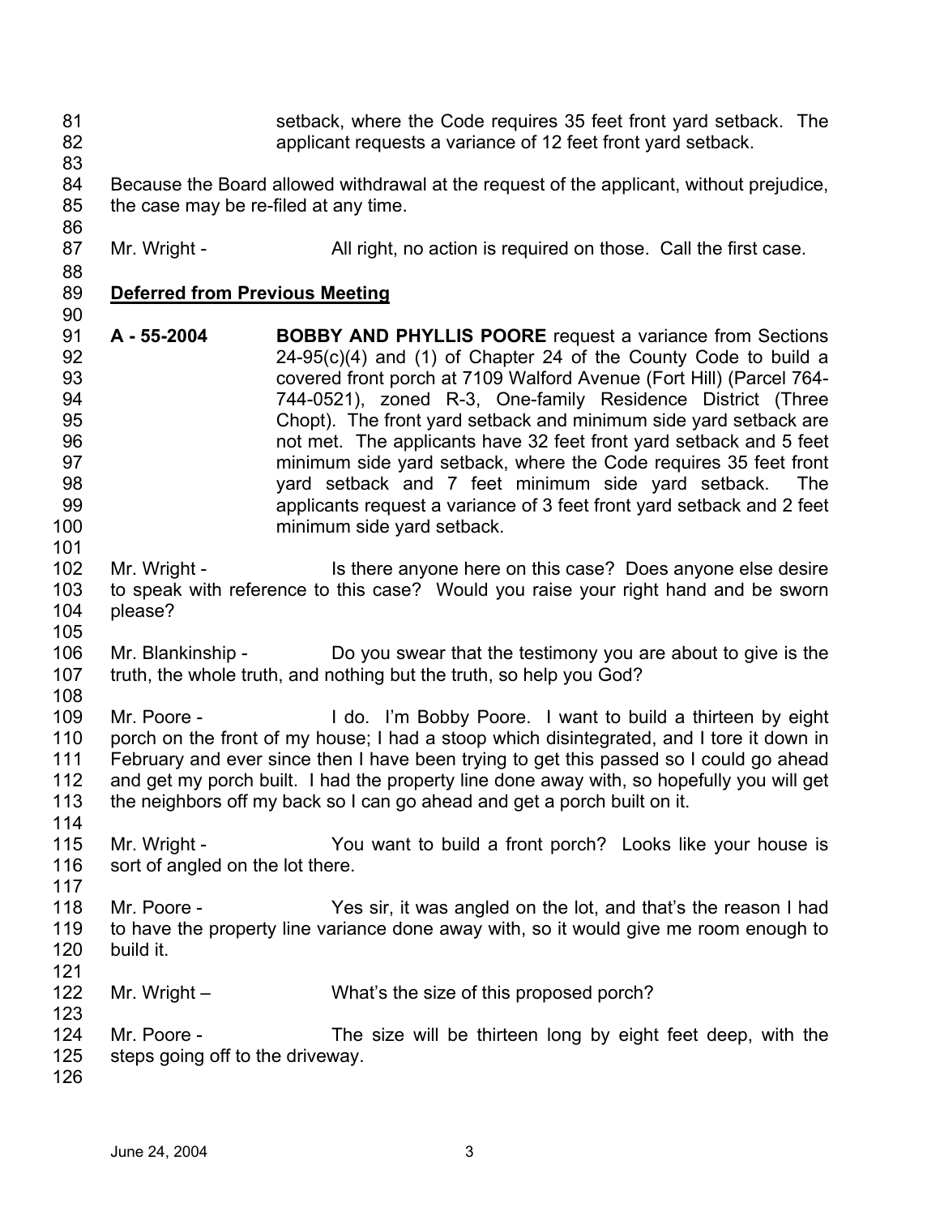setback, where the Code requires 35 feet front yard setback. The applicant requests a variance of 12 feet front yard setback.

Because the Board allowed withdrawal at the request of the applicant, without prejudice, the case may be re-filed at any time.

Mr. Wright - All right, no action is required on those. Call the first case.

## Deferred from Previous Meeting

**A - 55-2004** **BOBBY AND PHYLLIS POORE** request a variance from Sections 24-95(c)(4) and (1) of Chapter 24 of the County Code to build a covered front porch at 7109 Walford Avenue (Fort Hill) (Parcel 764-744-0521), zoned R-3, One-family Residence District (Three Chopt). The front yard setback and minimum side yard setback are not met. The applicants have 32 feet front yard setback and 5 feet minimum side yard setback, where the Code requires 35 feet front yard setback and 7 feet minimum side yard setback. The applicants request a variance of 3 feet front yard setback and 2 feet minimum side yard setback.

Mr. Wright - Is there anyone here on this case? Does anyone else desire to speak with reference to this case? Would you raise your right hand and be sworn please?

Mr. Blankinship - Do you swear that the testimony you are about to give is the truth, the whole truth, and nothing but the truth, so help you God?

Mr. Poore - I do. I'm Bobby Poore. I want to build a thirteen by eight porch on the front of my house; I had a stoop which disintegrated, and I tore it down in February and ever since then I have been trying to get this passed so I could go ahead and get my porch built. I had the property line done away with, so hopefully you will get the neighbors off my back so I can go ahead and get a porch built on it.

Mr. Wright - You want to build a front porch? Looks like your house is sort of angled on the lot there.

Mr. Poore - Yes sir, it was angled on the lot, and that's the reason I had to have the property line variance done away with, so it would give me room enough to build it.

Mr. Wright – What's the size of this proposed porch?

Mr. Poore - The size will be thirteen long by eight feet deep, with the steps going off to the driveway.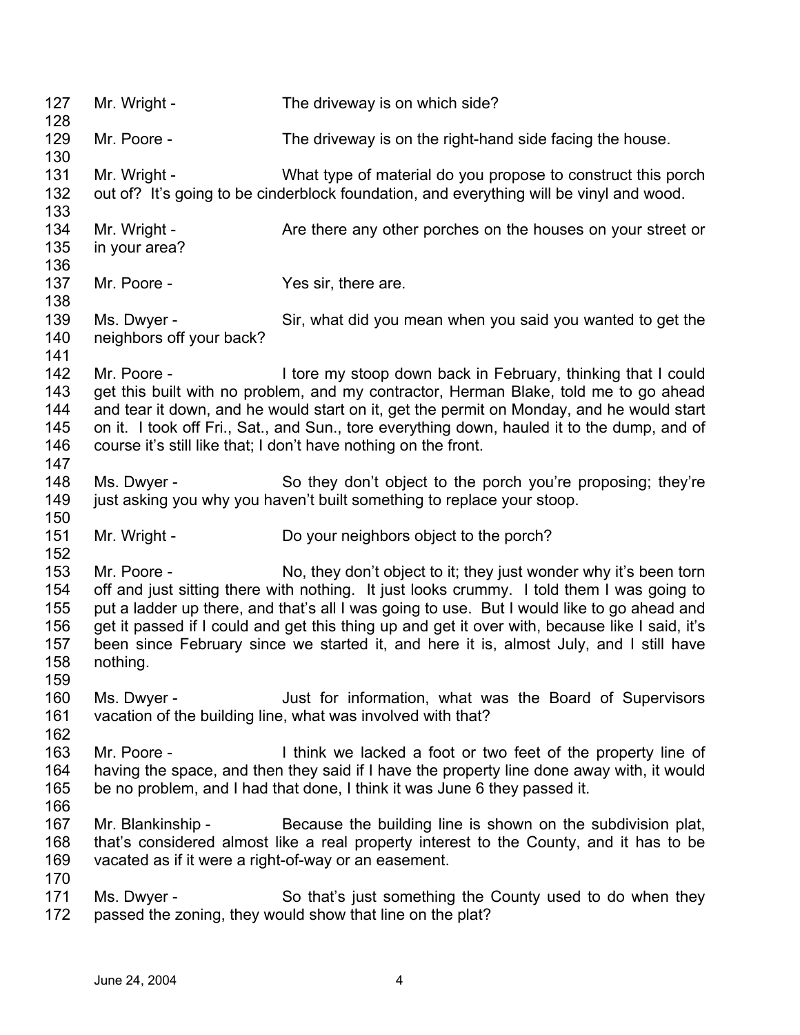127 Mr. Wright - The driveway is on which side?
128
129 Mr. Poore - The driveway is on the right-hand side facing the house.
130
131 Mr. Wright - What type of material do you propose to construct this porch
132 out of? It's going to be cinderblock foundation, and everything will be vinyl and wood.
133
134 Mr. Wright - Are there any other porches on the houses on your street or
135 in your area?
136
137 Mr. Poore - Yes sir, there are.
138
139 Ms. Dwyer - Sir, what did you mean when you said you wanted to get the
140 neighbors off your back?
141
142 Mr. Poore - I tore my stoop down back in February, thinking that I could
143 get this built with no problem, and my contractor, Herman Blake, told me to go ahead
144 and tear it down, and he would start on it, get the permit on Monday, and he would start
145 on it. I took off Fri., Sat., and Sun., tore everything down, hauled it to the dump, and of
146 course it's still like that; I don't have nothing on the front.
147
148 Ms. Dwyer - So they don't object to the porch you're proposing; they're
149 just asking you why you haven't built something to replace your stoop.
150
151 Mr. Wright - Do your neighbors object to the porch?
152
153 Mr. Poore - No, they don't object to it; they just wonder why it's been torn
154 off and just sitting there with nothing. It just looks crummy. I told them I was going to
155 put a ladder up there, and that's all I was going to use. But I would like to go ahead and
156 get it passed if I could and get this thing up and get it over with, because like I said, it's
157 been since February since we started it, and here it is, almost July, and I still have
158 nothing.
159
160 Ms. Dwyer - Just for information, what was the Board of Supervisors
161 vacation of the building line, what was involved with that?
162
163 Mr. Poore - I think we lacked a foot or two feet of the property line of
164 having the space, and then they said if I have the property line done away with, it would
165 be no problem, and I had that done, I think it was June 6 they passed it.
166
167 Mr. Blankinship - Because the building line is shown on the subdivision plat,
168 that's considered almost like a real property interest to the County, and it has to be
169 vacated as if it were a right-of-way or an easement.
170
171 Ms. Dwyer - So that's just something the County used to do when they
172 passed the zoning, they would show that line on the plat?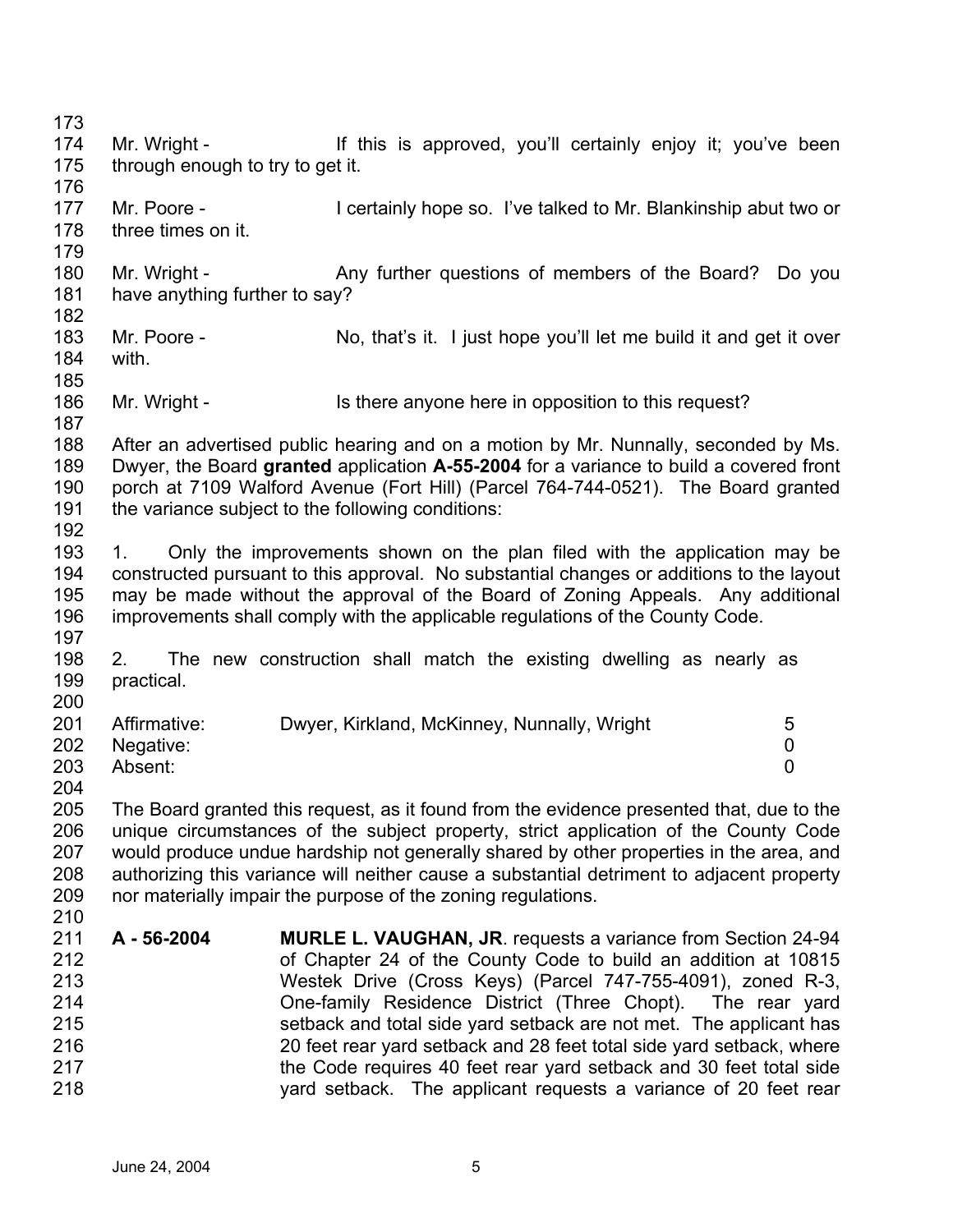Mr. Wright - If this is approved, you'll certainly enjoy it; you've been through enough to try to get it.

Mr. Poore - I certainly hope so. I've talked to Mr. Blankinship abut two or three times on it.

Mr. Wright - Any further questions of members of the Board? Do you have anything further to say?

Mr. Poore - No, that's it. I just hope you'll let me build it and get it over with.

Mr. Wright - Is there anyone here in opposition to this request?

After an advertised public hearing and on a motion by Mr. Nunnally, seconded by Ms. Dwyer, the Board **granted** application **A-55-2004** for a variance to build a covered front porch at 7109 Walford Avenue (Fort Hill) (Parcel 764-744-0521). The Board granted the variance subject to the following conditions:

1. Only the improvements shown on the plan filed with the application may be constructed pursuant to this approval. No substantial changes or additions to the layout may be made without the approval of the Board of Zoning Appeals. Any additional improvements shall comply with the applicable regulations of the County Code.

2. The new construction shall match the existing dwelling as nearly as practical.

| | | |
|---|---|---|
| Affirmative: | Dwyer, Kirkland, McKinney, Nunnally, Wright | 5 |
| Negative: | | 0 |
| Absent: | | 0 |

The Board granted this request, as it found from the evidence presented that, due to the unique circumstances of the subject property, strict application of the County Code would produce undue hardship not generally shared by other properties in the area, and authorizing this variance will neither cause a substantial detriment to adjacent property nor materially impair the purpose of the zoning regulations.

**A - 56-2004** **MURLE L. VAUGHAN, JR**. requests a variance from Section 24-94 of Chapter 24 of the County Code to build an addition at 10815 Westek Drive (Cross Keys) (Parcel 747-755-4091), zoned R-3, One-family Residence District (Three Chopt). The rear yard setback and total side yard setback are not met. The applicant has 20 feet rear yard setback and 28 feet total side yard setback, where the Code requires 40 feet rear yard setback and 30 feet total side yard setback. The applicant requests a variance of 20 feet rear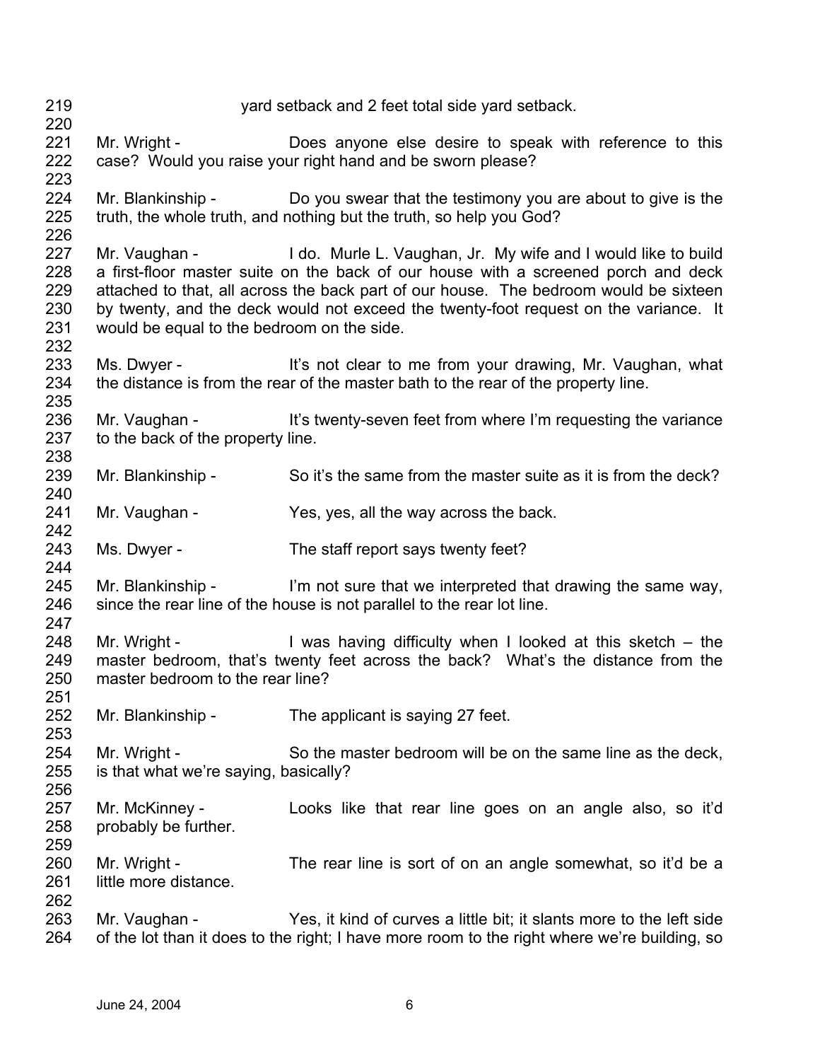yard setback and 2 feet total side yard setback.

Mr. Wright - Does anyone else desire to speak with reference to this case? Would you raise your right hand and be sworn please?

Mr. Blankinship - Do you swear that the testimony you are about to give is the truth, the whole truth, and nothing but the truth, so help you God?

Mr. Vaughan - I do. Murle L. Vaughan, Jr. My wife and I would like to build a first-floor master suite on the back of our house with a screened porch and deck attached to that, all across the back part of our house. The bedroom would be sixteen by twenty, and the deck would not exceed the twenty-foot request on the variance. It would be equal to the bedroom on the side.

Ms. Dwyer - It's not clear to me from your drawing, Mr. Vaughan, what the distance is from the rear of the master bath to the rear of the property line.

Mr. Vaughan - It's twenty-seven feet from where I'm requesting the variance to the back of the property line.

Mr. Blankinship - So it's the same from the master suite as it is from the deck?

Mr. Vaughan - Yes, yes, all the way across the back.

Ms. Dwyer - The staff report says twenty feet?

Mr. Blankinship - I'm not sure that we interpreted that drawing the same way, since the rear line of the house is not parallel to the rear lot line.

Mr. Wright - I was having difficulty when I looked at this sketch – the master bedroom, that's twenty feet across the back? What's the distance from the master bedroom to the rear line?

Mr. Blankinship - The applicant is saying 27 feet.

Mr. Wright - So the master bedroom will be on the same line as the deck, is that what we're saying, basically?

Mr. McKinney - Looks like that rear line goes on an angle also, so it'd probably be further.

Mr. Wright - The rear line is sort of on an angle somewhat, so it'd be a little more distance.

Mr. Vaughan - Yes, it kind of curves a little bit; it slants more to the left side of the lot than it does to the right; I have more room to the right where we're building, so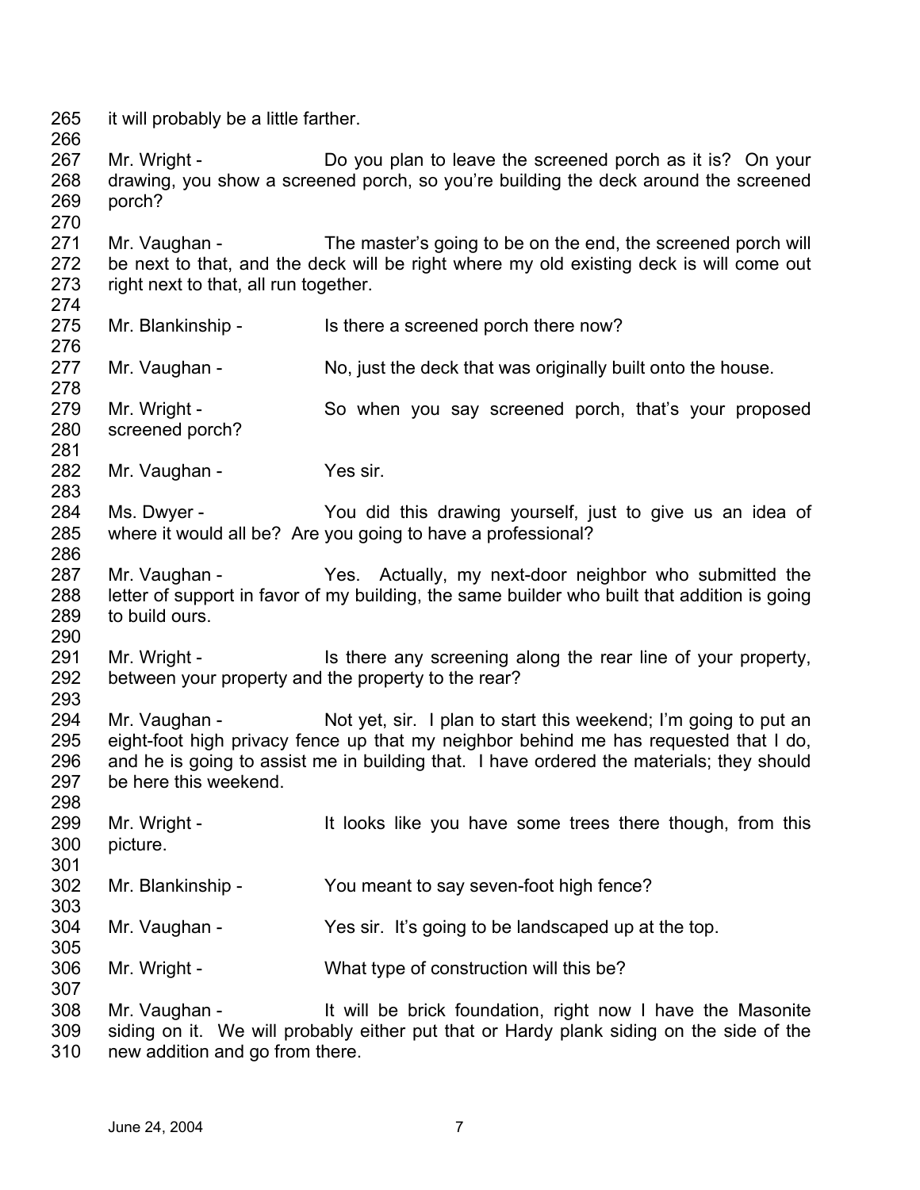it will probably be a little farther.

Mr. Wright - Do you plan to leave the screened porch as it is? On your drawing, you show a screened porch, so you're building the deck around the screened porch?

Mr. Vaughan - The master's going to be on the end, the screened porch will be next to that, and the deck will be right where my old existing deck is will come out right next to that, all run together.

Mr. Blankinship - Is there a screened porch there now?

Mr. Vaughan - No, just the deck that was originally built onto the house.

Mr. Wright - So when you say screened porch, that's your proposed screened porch?

Mr. Vaughan - Yes sir.

Ms. Dwyer - You did this drawing yourself, just to give us an idea of where it would all be? Are you going to have a professional?

Mr. Vaughan - Yes. Actually, my next-door neighbor who submitted the letter of support in favor of my building, the same builder who built that addition is going to build ours.

Mr. Wright - Is there any screening along the rear line of your property, between your property and the property to the rear?

Mr. Vaughan - Not yet, sir. I plan to start this weekend; I'm going to put an eight-foot high privacy fence up that my neighbor behind me has requested that I do, and he is going to assist me in building that. I have ordered the materials; they should be here this weekend.

Mr. Wright - It looks like you have some trees there though, from this picture.

Mr. Blankinship - You meant to say seven-foot high fence?

Mr. Vaughan - Yes sir. It's going to be landscaped up at the top.

Mr. Wright - What type of construction will this be?

Mr. Vaughan - It will be brick foundation, right now I have the Masonite siding on it. We will probably either put that or Hardy plank siding on the side of the new addition and go from there.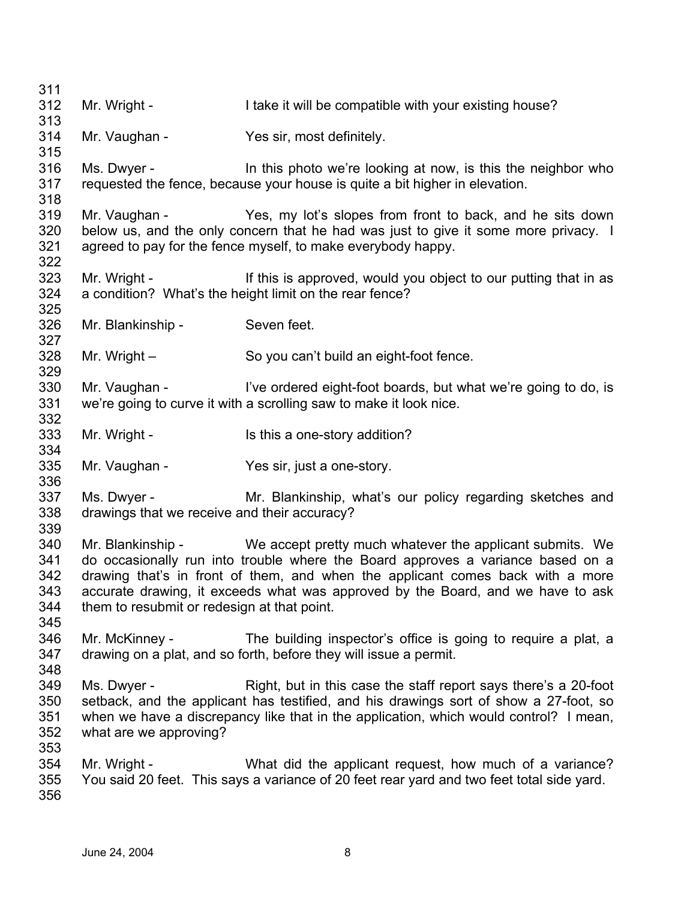Mr. Wright - I take it will be compatible with your existing house?

Mr. Vaughan - Yes sir, most definitely.

Ms. Dwyer - In this photo we're looking at now, is this the neighbor who requested the fence, because your house is quite a bit higher in elevation.

Mr. Vaughan - Yes, my lot's slopes from front to back, and he sits down below us, and the only concern that he had was just to give it some more privacy. I agreed to pay for the fence myself, to make everybody happy.

Mr. Wright - If this is approved, would you object to our putting that in as a condition? What's the height limit on the rear fence?

Mr. Blankinship - Seven feet.

Mr. Wright – So you can't build an eight-foot fence.

Mr. Vaughan - I've ordered eight-foot boards, but what we're going to do, is we're going to curve it with a scrolling saw to make it look nice.

Mr. Wright - Is this a one-story addition?

Mr. Vaughan - Yes sir, just a one-story.

Ms. Dwyer - Mr. Blankinship, what's our policy regarding sketches and drawings that we receive and their accuracy?

Mr. Blankinship - We accept pretty much whatever the applicant submits. We do occasionally run into trouble where the Board approves a variance based on a drawing that's in front of them, and when the applicant comes back with a more accurate drawing, it exceeds what was approved by the Board, and we have to ask them to resubmit or redesign at that point.

Mr. McKinney - The building inspector's office is going to require a plat, a drawing on a plat, and so forth, before they will issue a permit.

Ms. Dwyer - Right, but in this case the staff report says there's a 20-foot setback, and the applicant has testified, and his drawings sort of show a 27-foot, so when we have a discrepancy like that in the application, which would control? I mean, what are we approving?

Mr. Wright - What did the applicant request, how much of a variance? You said 20 feet. This says a variance of 20 feet rear yard and two feet total side yard.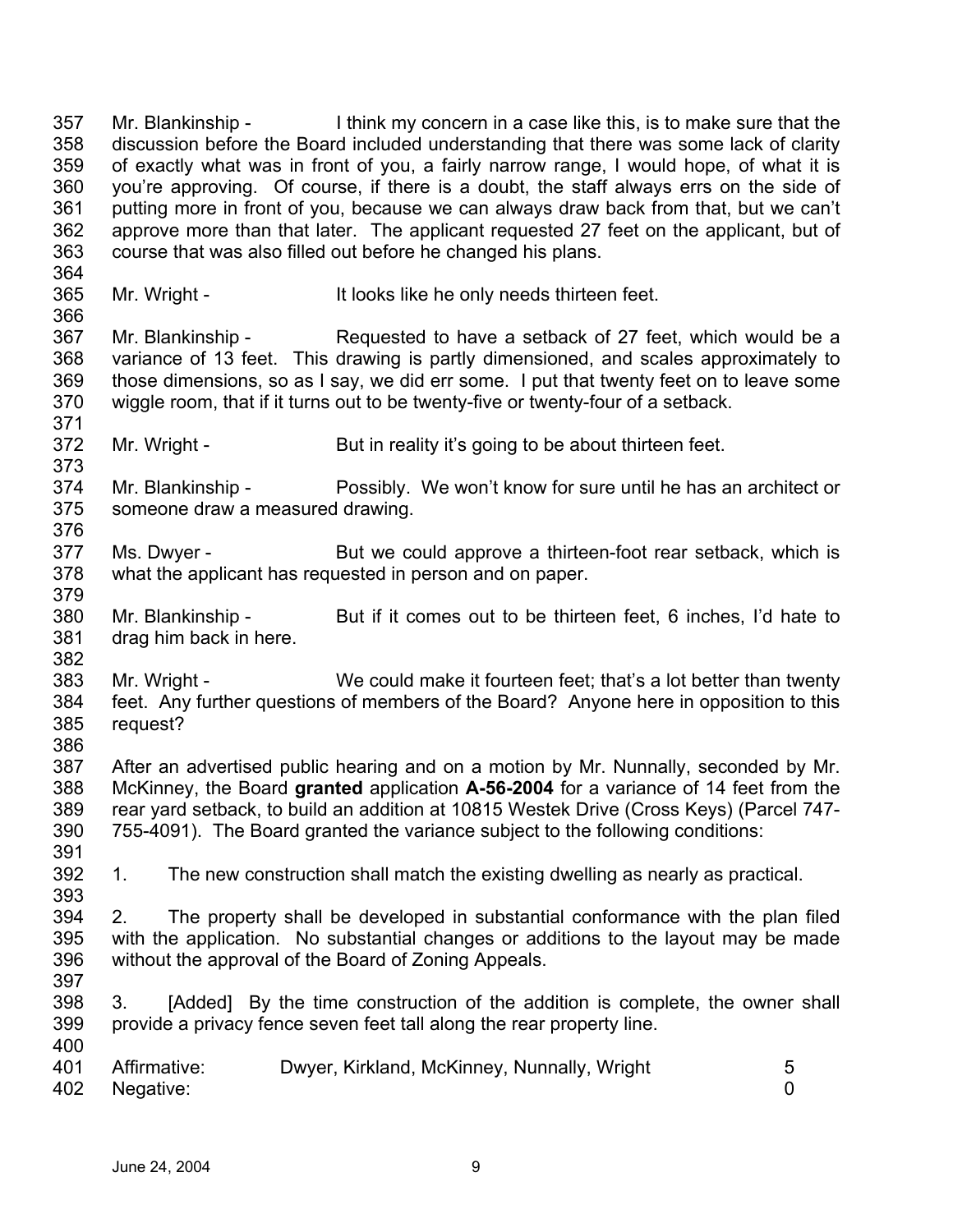Mr. Blankinship - I think my concern in a case like this, is to make sure that the discussion before the Board included understanding that there was some lack of clarity of exactly what was in front of you, a fairly narrow range, I would hope, of what it is you're approving. Of course, if there is a doubt, the staff always errs on the side of putting more in front of you, because we can always draw back from that, but we can't approve more than that later. The applicant requested 27 feet on the applicant, but of course that was also filled out before he changed his plans.

Mr. Wright - It looks like he only needs thirteen feet.

Mr. Blankinship - Requested to have a setback of 27 feet, which would be a variance of 13 feet. This drawing is partly dimensioned, and scales approximately to those dimensions, so as I say, we did err some. I put that twenty feet on to leave some wiggle room, that if it turns out to be twenty-five or twenty-four of a setback.

Mr. Wright - But in reality it's going to be about thirteen feet.

Mr. Blankinship - Possibly. We won't know for sure until he has an architect or someone draw a measured drawing.

Ms. Dwyer - But we could approve a thirteen-foot rear setback, which is what the applicant has requested in person and on paper.

Mr. Blankinship - But if it comes out to be thirteen feet, 6 inches, I'd hate to drag him back in here.

Mr. Wright - We could make it fourteen feet; that's a lot better than twenty feet. Any further questions of members of the Board? Anyone here in opposition to this request?

After an advertised public hearing and on a motion by Mr. Nunnally, seconded by Mr. McKinney, the Board **granted** application **A-56-2004** for a variance of 14 feet from the rear yard setback, to build an addition at 10815 Westek Drive (Cross Keys) (Parcel 747-755-4091). The Board granted the variance subject to the following conditions:

1. The new construction shall match the existing dwelling as nearly as practical.

2. The property shall be developed in substantial conformance with the plan filed with the application. No substantial changes or additions to the layout may be made without the approval of the Board of Zoning Appeals.

3. [Added] By the time construction of the addition is complete, the owner shall provide a privacy fence seven feet tall along the rear property line.

| | | |
|---|---|---|
| Affirmative: | Dwyer, Kirkland, McKinney, Nunnally, Wright | 5 |
| Negative: | | 0 |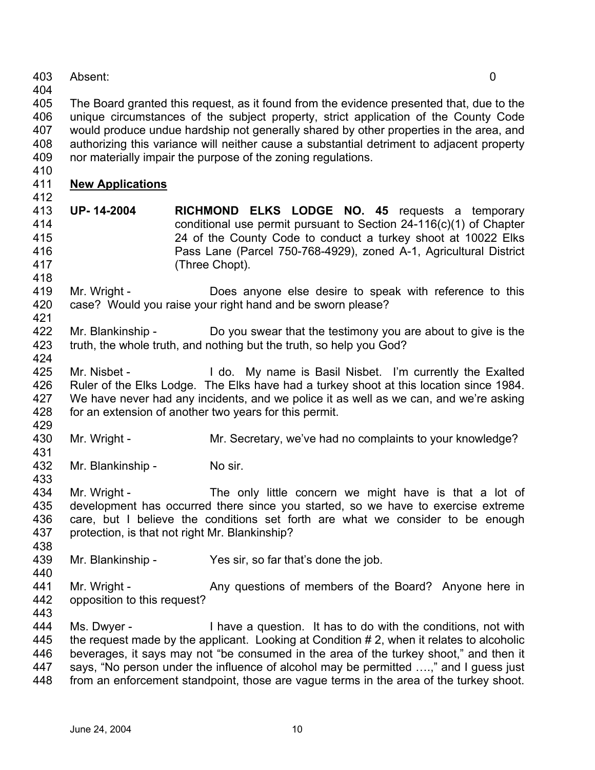Absent: 0

The Board granted this request, as it found from the evidence presented that, due to the unique circumstances of the subject property, strict application of the County Code would produce undue hardship not generally shared by other properties in the area, and authorizing this variance will neither cause a substantial detriment to adjacent property nor materially impair the purpose of the zoning regulations.

**New Applications**

**UP- 14-2004** **RICHMOND ELKS LODGE NO. 45** requests a temporary conditional use permit pursuant to Section 24-116(c)(1) of Chapter 24 of the County Code to conduct a turkey shoot at 10022 Elks Pass Lane (Parcel 750-768-4929), zoned A-1, Agricultural District (Three Chopt).

Mr. Wright - Does anyone else desire to speak with reference to this case? Would you raise your right hand and be sworn please?

Mr. Blankinship - Do you swear that the testimony you are about to give is the truth, the whole truth, and nothing but the truth, so help you God?

Mr. Nisbet - I do. My name is Basil Nisbet. I'm currently the Exalted Ruler of the Elks Lodge. The Elks have had a turkey shoot at this location since 1984. We have never had any incidents, and we police it as well as we can, and we're asking for an extension of another two years for this permit.

Mr. Wright - Mr. Secretary, we've had no complaints to your knowledge?

Mr. Blankinship - No sir.

Mr. Wright - The only little concern we might have is that a lot of development has occurred there since you started, so we have to exercise extreme care, but I believe the conditions set forth are what we consider to be enough protection, is that not right Mr. Blankinship?

Mr. Blankinship - Yes sir, so far that's done the job.

Mr. Wright - Any questions of members of the Board? Anyone here in opposition to this request?

Ms. Dwyer - I have a question. It has to do with the conditions, not with the request made by the applicant. Looking at Condition # 2, when it relates to alcoholic beverages, it says may not "be consumed in the area of the turkey shoot," and then it says, "No person under the influence of alcohol may be permitted ….," and I guess just from an enforcement standpoint, those are vague terms in the area of the turkey shoot.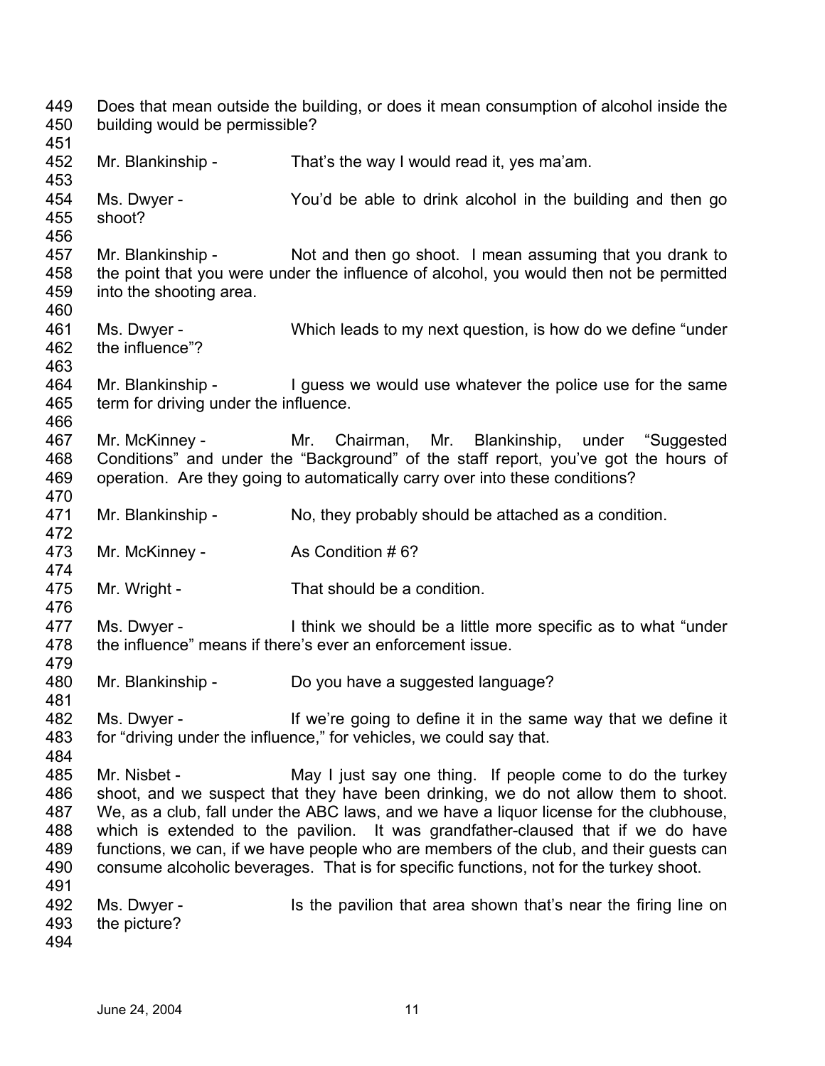Does that mean outside the building, or does it mean consumption of alcohol inside the building would be permissible?

Mr. Blankinship - That's the way I would read it, yes ma'am.

Ms. Dwyer - You'd be able to drink alcohol in the building and then go shoot?

Mr. Blankinship - Not and then go shoot. I mean assuming that you drank to the point that you were under the influence of alcohol, you would then not be permitted into the shooting area.

Ms. Dwyer - Which leads to my next question, is how do we define "under the influence"?

Mr. Blankinship - I guess we would use whatever the police use for the same term for driving under the influence.

Mr. McKinney - Mr. Chairman, Mr. Blankinship, under "Suggested Conditions" and under the "Background" of the staff report, you've got the hours of operation. Are they going to automatically carry over into these conditions?

Mr. Blankinship - No, they probably should be attached as a condition.

Mr. McKinney - As Condition # 6?

Mr. Wright - That should be a condition.

Ms. Dwyer - I think we should be a little more specific as to what "under the influence" means if there's ever an enforcement issue.

Mr. Blankinship - Do you have a suggested language?

Ms. Dwyer - If we're going to define it in the same way that we define it for "driving under the influence," for vehicles, we could say that.

Mr. Nisbet - May I just say one thing. If people come to do the turkey shoot, and we suspect that they have been drinking, we do not allow them to shoot. We, as a club, fall under the ABC laws, and we have a liquor license for the clubhouse, which is extended to the pavilion. It was grandfather-claused that if we do have functions, we can, if we have people who are members of the club, and their guests can consume alcoholic beverages. That is for specific functions, not for the turkey shoot.

Ms. Dwyer - Is the pavilion that area shown that's near the firing line on the picture?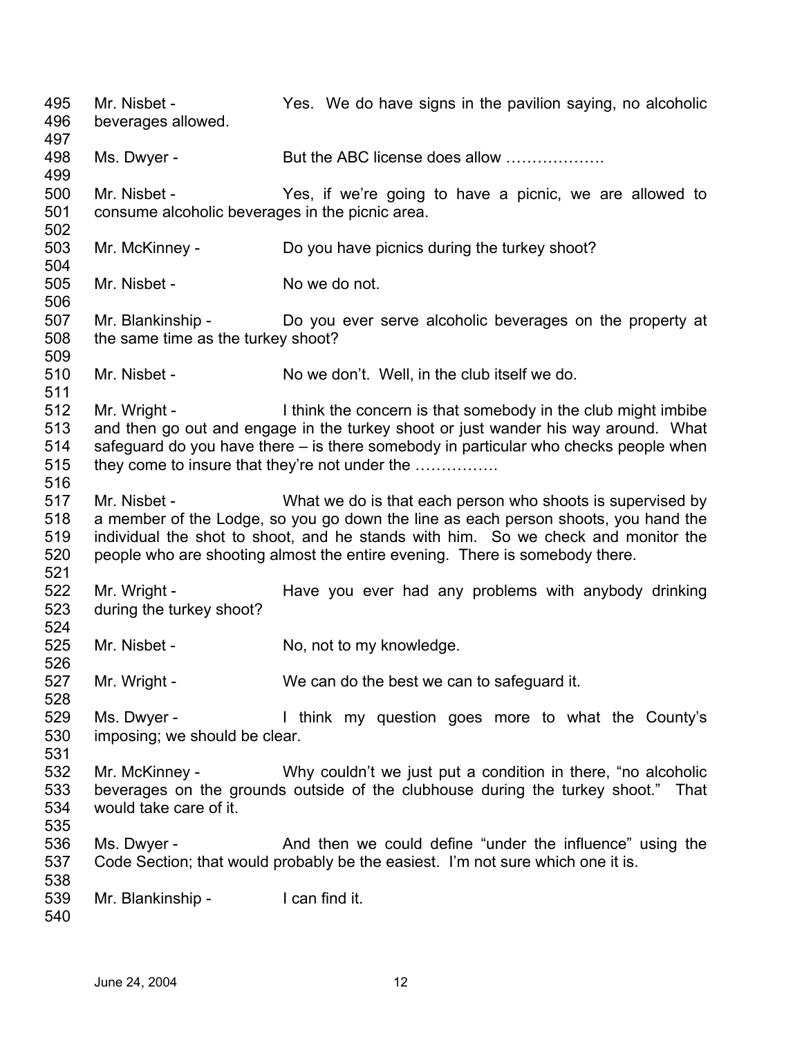Mr. Nisbet - Yes. We do have signs in the pavilion saying, no alcoholic beverages allowed.

Ms. Dwyer - But the ABC license does allow ……………….

Mr. Nisbet - Yes, if we're going to have a picnic, we are allowed to consume alcoholic beverages in the picnic area.

Mr. McKinney - Do you have picnics during the turkey shoot?

Mr. Nisbet - No we do not.

Mr. Blankinship - Do you ever serve alcoholic beverages on the property at the same time as the turkey shoot?

Mr. Nisbet - No we don't. Well, in the club itself we do.

Mr. Wright - I think the concern is that somebody in the club might imbibe and then go out and engage in the turkey shoot or just wander his way around. What safeguard do you have there – is there somebody in particular who checks people when they come to insure that they're not under the …………….

Mr. Nisbet - What we do is that each person who shoots is supervised by a member of the Lodge, so you go down the line as each person shoots, you hand the individual the shot to shoot, and he stands with him. So we check and monitor the people who are shooting almost the entire evening. There is somebody there.

Mr. Wright - Have you ever had any problems with anybody drinking during the turkey shoot?

Mr. Nisbet - No, not to my knowledge.

Mr. Wright - We can do the best we can to safeguard it.

Ms. Dwyer - I think my question goes more to what the County's imposing; we should be clear.

Mr. McKinney - Why couldn't we just put a condition in there, "no alcoholic beverages on the grounds outside of the clubhouse during the turkey shoot." That would take care of it.

Ms. Dwyer - And then we could define "under the influence" using the Code Section; that would probably be the easiest. I'm not sure which one it is.

Mr. Blankinship - I can find it.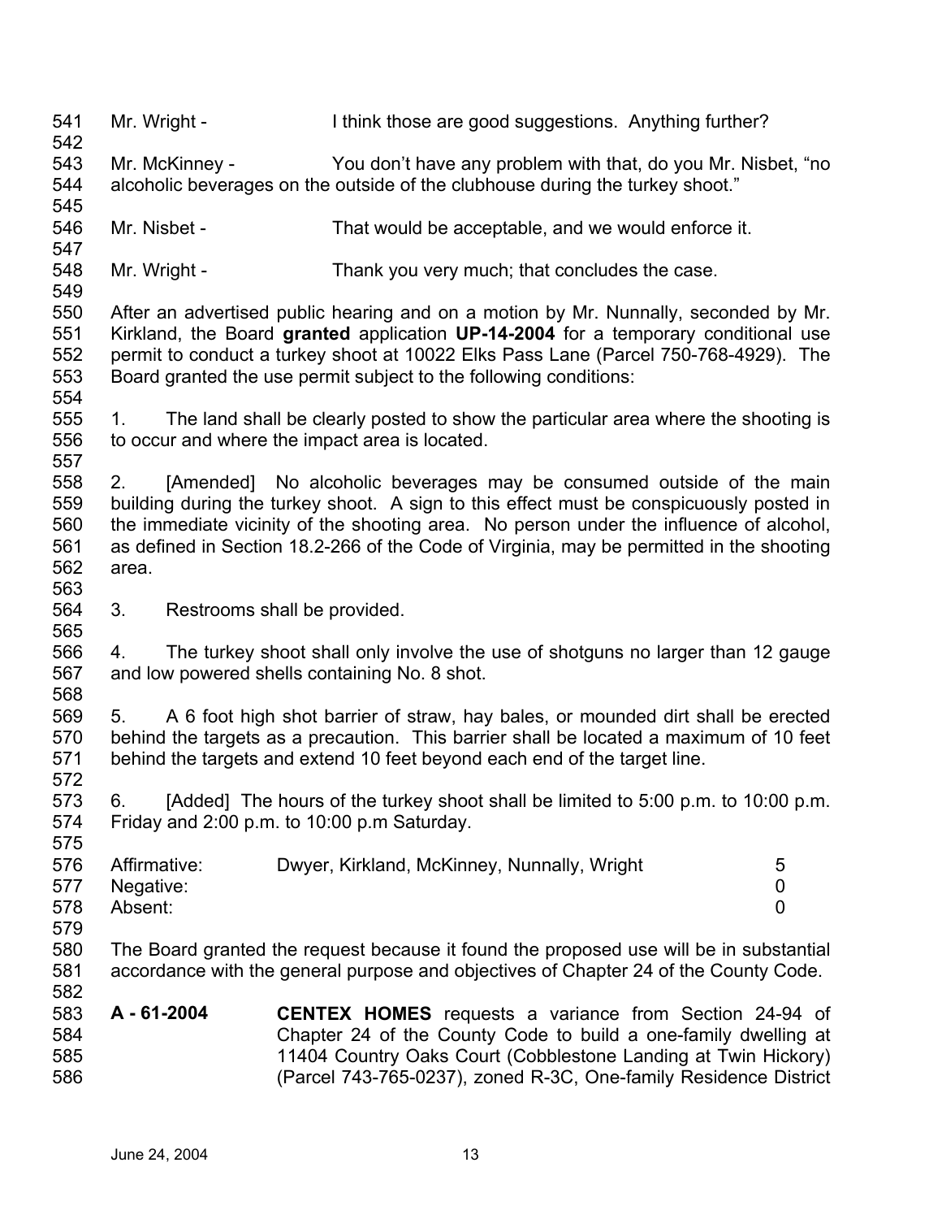Mr. Wright - I think those are good suggestions. Anything further?

Mr. McKinney - You don't have any problem with that, do you Mr. Nisbet, "no alcoholic beverages on the outside of the clubhouse during the turkey shoot."

Mr. Nisbet - That would be acceptable, and we would enforce it.

Mr. Wright - Thank you very much; that concludes the case.

After an advertised public hearing and on a motion by Mr. Nunnally, seconded by Mr. Kirkland, the Board **granted** application **UP-14-2004** for a temporary conditional use permit to conduct a turkey shoot at 10022 Elks Pass Lane (Parcel 750-768-4929). The Board granted the use permit subject to the following conditions:

1. The land shall be clearly posted to show the particular area where the shooting is to occur and where the impact area is located.

2. [Amended] No alcoholic beverages may be consumed outside of the main building during the turkey shoot. A sign to this effect must be conspicuously posted in the immediate vicinity of the shooting area. No person under the influence of alcohol, as defined in Section 18.2-266 of the Code of Virginia, may be permitted in the shooting area.

3. Restrooms shall be provided.

4. The turkey shoot shall only involve the use of shotguns no larger than 12 gauge and low powered shells containing No. 8 shot.

5. A 6 foot high shot barrier of straw, hay bales, or mounded dirt shall be erected behind the targets as a precaution. This barrier shall be located a maximum of 10 feet behind the targets and extend 10 feet beyond each end of the target line.

6. [Added] The hours of the turkey shoot shall be limited to 5:00 p.m. to 10:00 p.m. Friday and 2:00 p.m. to 10:00 p.m Saturday.

| | | |
|---|---|---|
| Affirmative: | Dwyer, Kirkland, McKinney, Nunnally, Wright | 5 |
| Negative: | | 0 |
| Absent: | | 0 |

The Board granted the request because it found the proposed use will be in substantial accordance with the general purpose and objectives of Chapter 24 of the County Code.

**A - 61-2004** **CENTEX HOMES** requests a variance from Section 24-94 of Chapter 24 of the County Code to build a one-family dwelling at 11404 Country Oaks Court (Cobblestone Landing at Twin Hickory) (Parcel 743-765-0237), zoned R-3C, One-family Residence District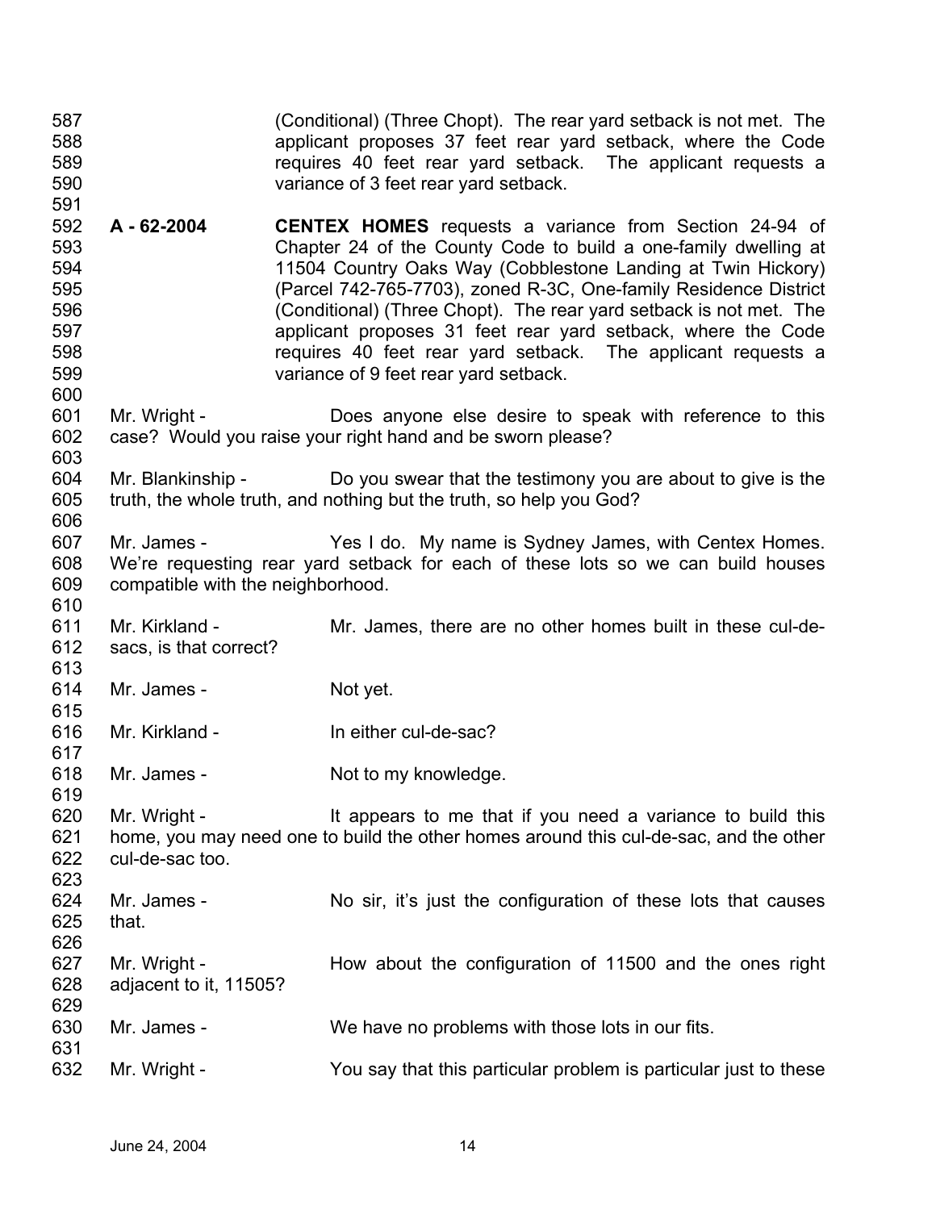(Conditional) (Three Chopt). The rear yard setback is not met. The applicant proposes 37 feet rear yard setback, where the Code requires 40 feet rear yard setback. The applicant requests a variance of 3 feet rear yard setback.

**A - 62-2004** **CENTEX HOMES** requests a variance from Section 24-94 of Chapter 24 of the County Code to build a one-family dwelling at 11504 Country Oaks Way (Cobblestone Landing at Twin Hickory) (Parcel 742-765-7703), zoned R-3C, One-family Residence District (Conditional) (Three Chopt). The rear yard setback is not met. The applicant proposes 31 feet rear yard setback, where the Code requires 40 feet rear yard setback. The applicant requests a variance of 9 feet rear yard setback.

Mr. Wright - Does anyone else desire to speak with reference to this case? Would you raise your right hand and be sworn please?

Mr. Blankinship - Do you swear that the testimony you are about to give is the truth, the whole truth, and nothing but the truth, so help you God?

Mr. James - Yes I do. My name is Sydney James, with Centex Homes. We're requesting rear yard setback for each of these lots so we can build houses compatible with the neighborhood.

Mr. Kirkland - Mr. James, there are no other homes built in these cul-de-sacs, is that correct?

Mr. James - Not yet.

Mr. Kirkland - In either cul-de-sac?

Mr. James - Not to my knowledge.

Mr. Wright - It appears to me that if you need a variance to build this home, you may need one to build the other homes around this cul-de-sac, and the other cul-de-sac too.

Mr. James - No sir, it's just the configuration of these lots that causes that.

Mr. Wright - How about the configuration of 11500 and the ones right adjacent to it, 11505?

Mr. James - We have no problems with those lots in our fits.

Mr. Wright - You say that this particular problem is particular just to these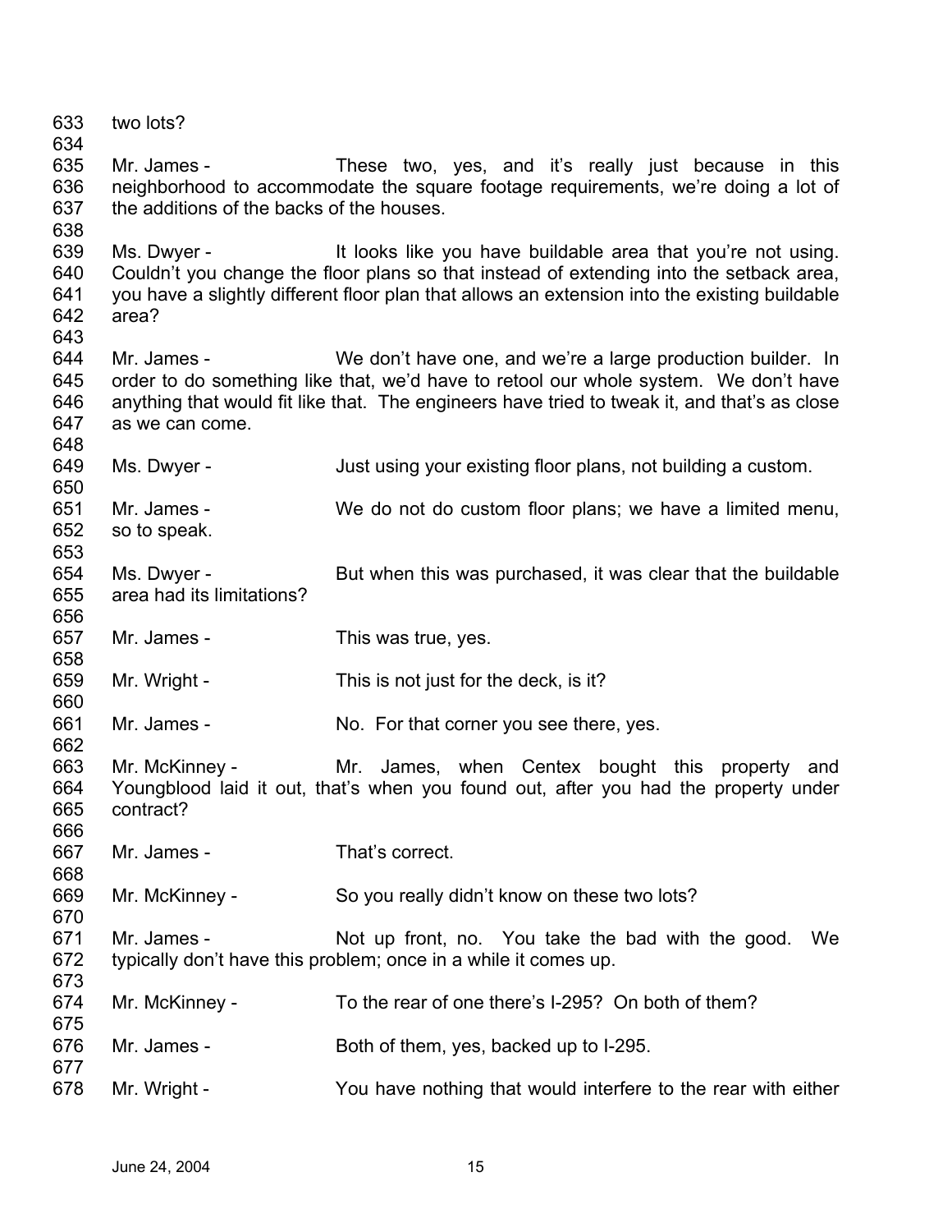two lots?

Mr. James - These two, yes, and it's really just because in this neighborhood to accommodate the square footage requirements, we're doing a lot of the additions of the backs of the houses.

Ms. Dwyer - It looks like you have buildable area that you're not using. Couldn't you change the floor plans so that instead of extending into the setback area, you have a slightly different floor plan that allows an extension into the existing buildable area?

Mr. James - We don't have one, and we're a large production builder. In order to do something like that, we'd have to retool our whole system. We don't have anything that would fit like that. The engineers have tried to tweak it, and that's as close as we can come.

Ms. Dwyer - Just using your existing floor plans, not building a custom.

Mr. James - We do not do custom floor plans; we have a limited menu, so to speak.

Ms. Dwyer - But when this was purchased, it was clear that the buildable area had its limitations?

Mr. James - This was true, yes.

Mr. Wright - This is not just for the deck, is it?

Mr. James - No. For that corner you see there, yes.

Mr. McKinney - Mr. James, when Centex bought this property and Youngblood laid it out, that's when you found out, after you had the property under contract?

Mr. James - That's correct.

Mr. McKinney - So you really didn't know on these two lots?

Mr. James - Not up front, no. You take the bad with the good. We typically don't have this problem; once in a while it comes up.

Mr. McKinney - To the rear of one there's I-295? On both of them?

Mr. James - Both of them, yes, backed up to I-295.

Mr. Wright - You have nothing that would interfere to the rear with either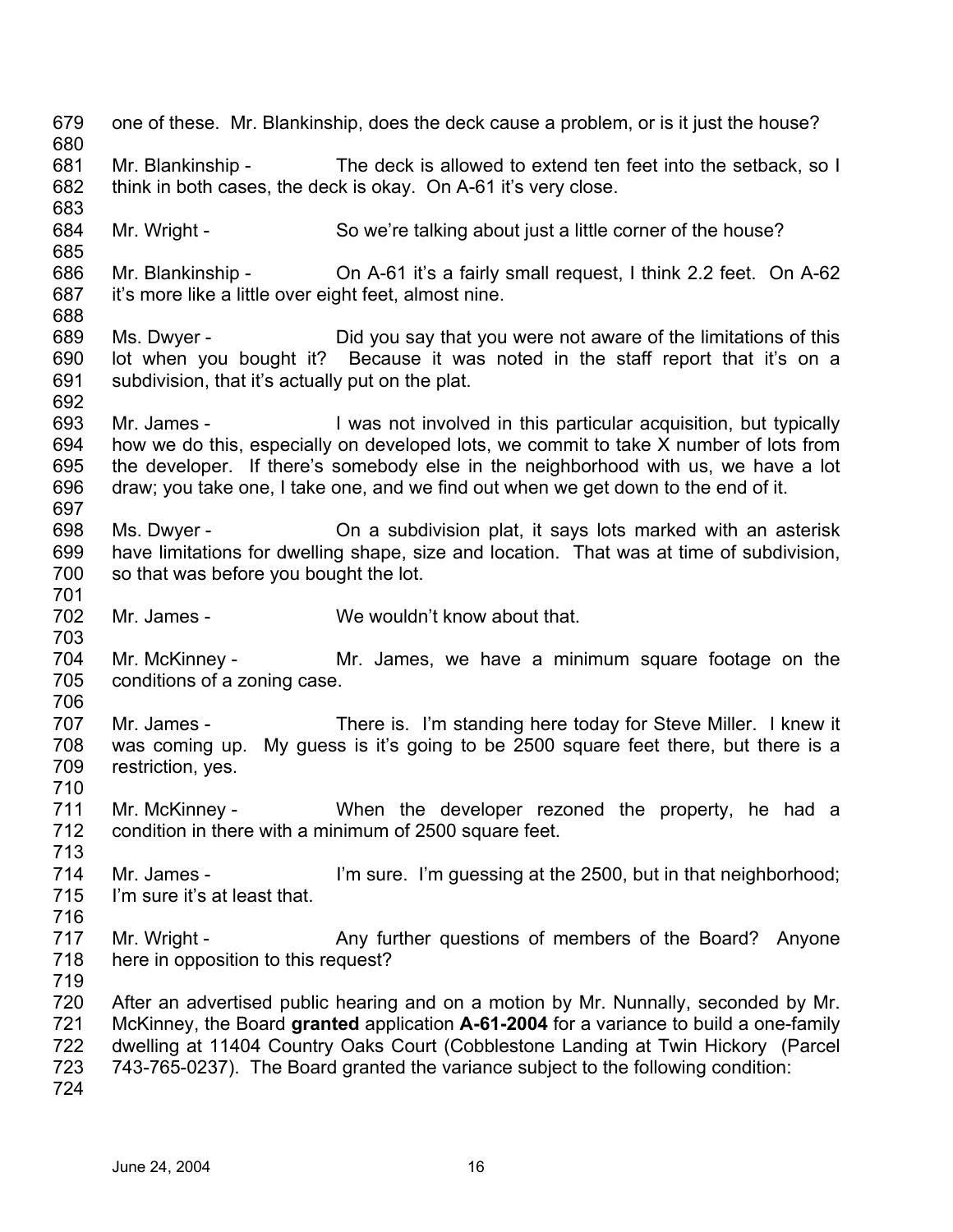one of these. Mr. Blankinship, does the deck cause a problem, or is it just the house?

Mr. Blankinship - The deck is allowed to extend ten feet into the setback, so I think in both cases, the deck is okay. On A-61 it's very close.

Mr. Wright - So we're talking about just a little corner of the house?

Mr. Blankinship - On A-61 it's a fairly small request, I think 2.2 feet. On A-62 it's more like a little over eight feet, almost nine.

Ms. Dwyer - Did you say that you were not aware of the limitations of this lot when you bought it? Because it was noted in the staff report that it's on a subdivision, that it's actually put on the plat.

Mr. James - I was not involved in this particular acquisition, but typically how we do this, especially on developed lots, we commit to take X number of lots from the developer. If there's somebody else in the neighborhood with us, we have a lot draw; you take one, I take one, and we find out when we get down to the end of it.

Ms. Dwyer - On a subdivision plat, it says lots marked with an asterisk have limitations for dwelling shape, size and location. That was at time of subdivision, so that was before you bought the lot.

Mr. James - We wouldn't know about that.

Mr. McKinney - Mr. James, we have a minimum square footage on the conditions of a zoning case.

Mr. James - There is. I'm standing here today for Steve Miller. I knew it was coming up. My guess is it's going to be 2500 square feet there, but there is a restriction, yes.

Mr. McKinney - When the developer rezoned the property, he had a condition in there with a minimum of 2500 square feet.

Mr. James - I'm sure. I'm guessing at the 2500, but in that neighborhood; I'm sure it's at least that.

Mr. Wright - Any further questions of members of the Board? Anyone here in opposition to this request?

After an advertised public hearing and on a motion by Mr. Nunnally, seconded by Mr. McKinney, the Board **granted** application **A-61-2004** for a variance to build a one-family dwelling at 11404 Country Oaks Court (Cobblestone Landing at Twin Hickory (Parcel 743-765-0237). The Board granted the variance subject to the following condition: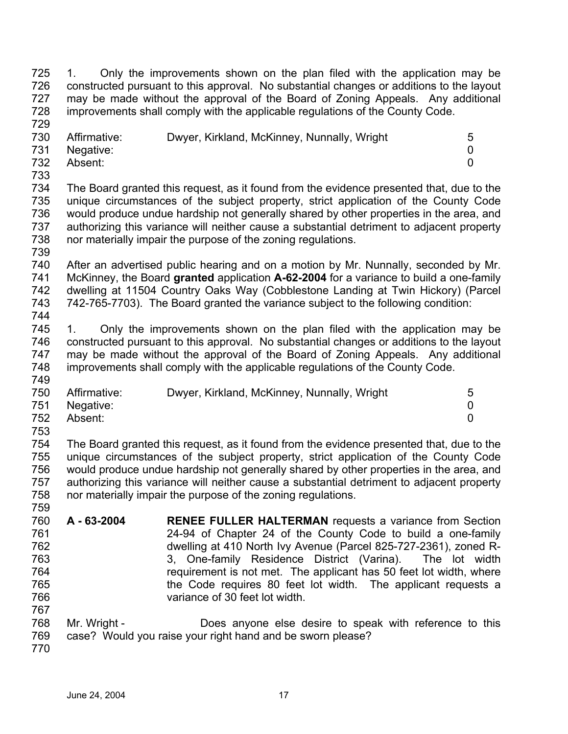1. Only the improvements shown on the plan filed with the application may be constructed pursuant to this approval. No substantial changes or additions to the layout may be made without the approval of the Board of Zoning Appeals. Any additional improvements shall comply with the applicable regulations of the County Code.

| | | |
|---|---|---|
| Affirmative: | Dwyer, Kirkland, McKinney, Nunnally, Wright | 5 |
| Negative: | | 0 |
| Absent: | | 0 |

The Board granted this request, as it found from the evidence presented that, due to the unique circumstances of the subject property, strict application of the County Code would produce undue hardship not generally shared by other properties in the area, and authorizing this variance will neither cause a substantial detriment to adjacent property nor materially impair the purpose of the zoning regulations.

After an advertised public hearing and on a motion by Mr. Nunnally, seconded by Mr. McKinney, the Board **granted** application **A-62-2004** for a variance to build a one-family dwelling at 11504 Country Oaks Way (Cobblestone Landing at Twin Hickory) (Parcel 742-765-7703). The Board granted the variance subject to the following condition:

1. Only the improvements shown on the plan filed with the application may be constructed pursuant to this approval. No substantial changes or additions to the layout may be made without the approval of the Board of Zoning Appeals. Any additional improvements shall comply with the applicable regulations of the County Code.

| | | |
|---|---|---|
| Affirmative: | Dwyer, Kirkland, McKinney, Nunnally, Wright | 5 |
| Negative: | | 0 |
| Absent: | | 0 |

The Board granted this request, as it found from the evidence presented that, due to the unique circumstances of the subject property, strict application of the County Code would produce undue hardship not generally shared by other properties in the area, and authorizing this variance will neither cause a substantial detriment to adjacent property nor materially impair the purpose of the zoning regulations.

**A - 63-2004** **RENEE FULLER HALTERMAN** requests a variance from Section 24-94 of Chapter 24 of the County Code to build a one-family dwelling at 410 North Ivy Avenue (Parcel 825-727-2361), zoned R-3, One-family Residence District (Varina). The lot width requirement is not met. The applicant has 50 feet lot width, where the Code requires 80 feet lot width. The applicant requests a variance of 30 feet lot width.

Mr. Wright - Does anyone else desire to speak with reference to this case? Would you raise your right hand and be sworn please?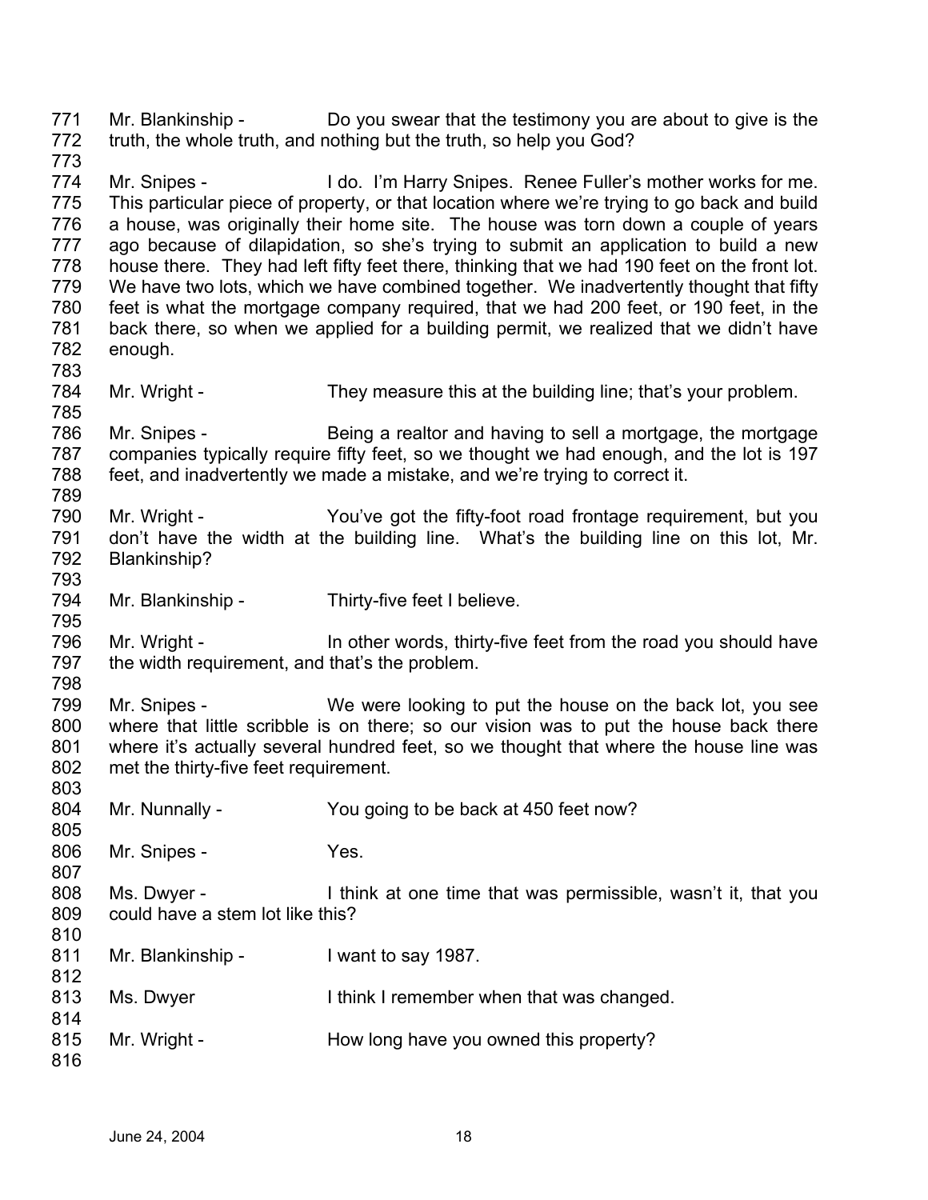771 Mr. Blankinship - Do you swear that the testimony you are about to give is the
772 truth, the whole truth, and nothing but the truth, so help you God?
773
774 Mr. Snipes - I do. I'm Harry Snipes. Renee Fuller's mother works for me.
775 This particular piece of property, or that location where we're trying to go back and build
776 a house, was originally their home site. The house was torn down a couple of years
777 ago because of dilapidation, so she's trying to submit an application to build a new
778 house there. They had left fifty feet there, thinking that we had 190 feet on the front lot.
779 We have two lots, which we have combined together. We inadvertently thought that fifty
780 feet is what the mortgage company required, that we had 200 feet, or 190 feet, in the
781 back there, so when we applied for a building permit, we realized that we didn't have
782 enough.
783
784 Mr. Wright - They measure this at the building line; that's your problem.
785
786 Mr. Snipes - Being a realtor and having to sell a mortgage, the mortgage
787 companies typically require fifty feet, so we thought we had enough, and the lot is 197
788 feet, and inadvertently we made a mistake, and we're trying to correct it.
789
790 Mr. Wright - You've got the fifty-foot road frontage requirement, but you
791 don't have the width at the building line. What's the building line on this lot, Mr.
792 Blankinship?
793
794 Mr. Blankinship - Thirty-five feet I believe.
795
796 Mr. Wright - In other words, thirty-five feet from the road you should have
797 the width requirement, and that's the problem.
798
799 Mr. Snipes - We were looking to put the house on the back lot, you see
800 where that little scribble is on there; so our vision was to put the house back there
801 where it's actually several hundred feet, so we thought that where the house line was
802 met the thirty-five feet requirement.
803
804 Mr. Nunnally - You going to be back at 450 feet now?
805
806 Mr. Snipes - Yes.
807
808 Ms. Dwyer - I think at one time that was permissible, wasn't it, that you
809 could have a stem lot like this?
810
811 Mr. Blankinship - I want to say 1987.
812
813 Ms. Dwyer I think I remember when that was changed.
814
815 Mr. Wright - How long have you owned this property?
816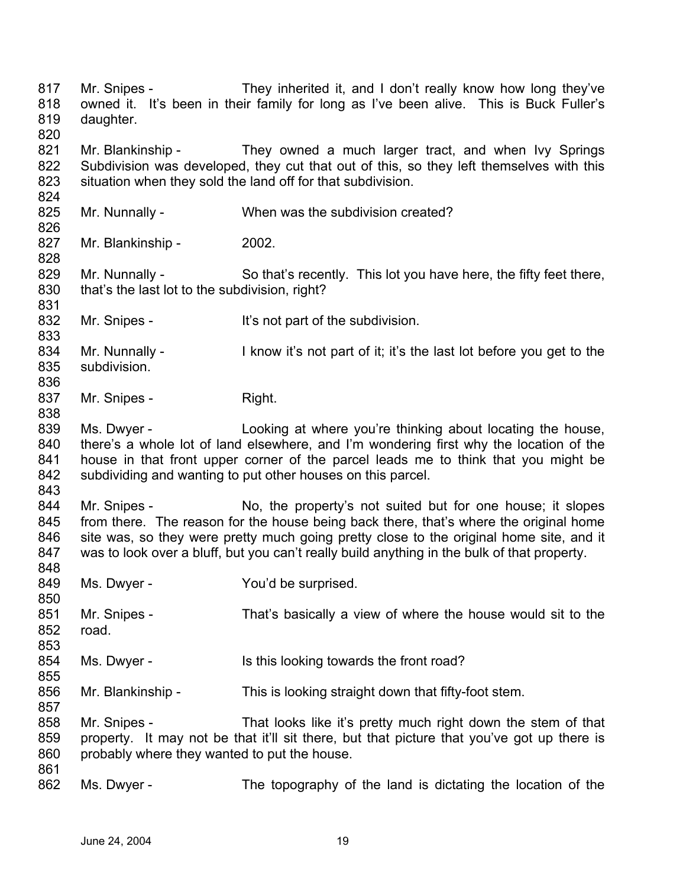Mr. Snipes - They inherited it, and I don't really know how long they've owned it. It's been in their family for long as I've been alive. This is Buck Fuller's daughter.

Mr. Blankinship - They owned a much larger tract, and when Ivy Springs Subdivision was developed, they cut that out of this, so they left themselves with this situation when they sold the land off for that subdivision.

Mr. Nunnally - When was the subdivision created?

Mr. Blankinship - 2002.

Mr. Nunnally - So that's recently. This lot you have here, the fifty feet there, that's the last lot to the subdivision, right?

Mr. Snipes - It's not part of the subdivision.

Mr. Nunnally - I know it's not part of it; it's the last lot before you get to the subdivision.

Mr. Snipes - Right.

Ms. Dwyer - Looking at where you're thinking about locating the house, there's a whole lot of land elsewhere, and I'm wondering first why the location of the house in that front upper corner of the parcel leads me to think that you might be subdividing and wanting to put other houses on this parcel.

Mr. Snipes - No, the property's not suited but for one house; it slopes from there. The reason for the house being back there, that's where the original home site was, so they were pretty much going pretty close to the original home site, and it was to look over a bluff, but you can't really build anything in the bulk of that property.

Ms. Dwyer - You'd be surprised.

Mr. Snipes - That's basically a view of where the house would sit to the road.

Ms. Dwyer - Is this looking towards the front road?

Mr. Blankinship - This is looking straight down that fifty-foot stem.

Mr. Snipes - That looks like it's pretty much right down the stem of that property. It may not be that it'll sit there, but that picture that you've got up there is probably where they wanted to put the house.

Ms. Dwyer - The topography of the land is dictating the location of the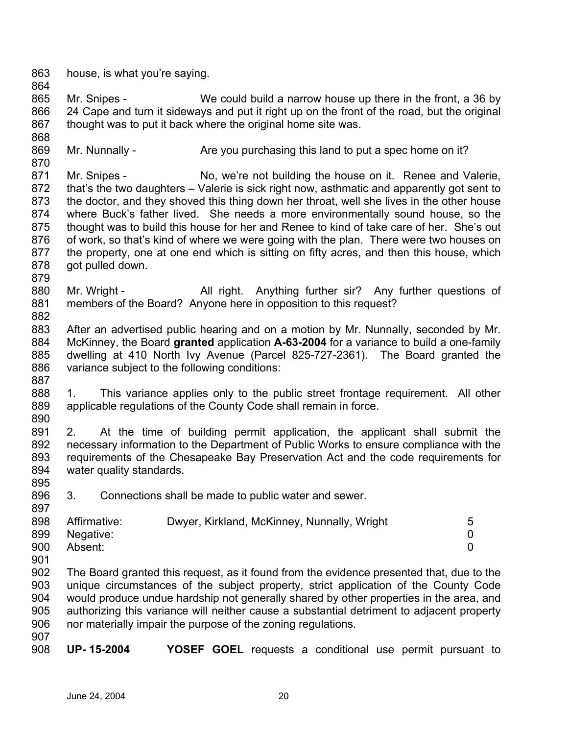house, is what you're saying.

Mr. Snipes - We could build a narrow house up there in the front, a 36 by 24 Cape and turn it sideways and put it right up on the front of the road, but the original thought was to put it back where the original home site was.

Mr. Nunnally - Are you purchasing this land to put a spec home on it?

Mr. Snipes - No, we're not building the house on it. Renee and Valerie, that's the two daughters – Valerie is sick right now, asthmatic and apparently got sent to the doctor, and they shoved this thing down her throat, well she lives in the other house where Buck's father lived. She needs a more environmentally sound house, so the thought was to build this house for her and Renee to kind of take care of her. She's out of work, so that's kind of where we were going with the plan. There were two houses on the property, one at one end which is sitting on fifty acres, and then this house, which got pulled down.

Mr. Wright - All right. Anything further sir? Any further questions of members of the Board? Anyone here in opposition to this request?

After an advertised public hearing and on a motion by Mr. Nunnally, seconded by Mr. McKinney, the Board **granted** application **A-63-2004** for a variance to build a one-family dwelling at 410 North Ivy Avenue (Parcel 825-727-2361). The Board granted the variance subject to the following conditions:

1. This variance applies only to the public street frontage requirement. All other applicable regulations of the County Code shall remain in force.

2. At the time of building permit application, the applicant shall submit the necessary information to the Department of Public Works to ensure compliance with the requirements of the Chesapeake Bay Preservation Act and the code requirements for water quality standards.

3. Connections shall be made to public water and sewer.

| | | |
|---|---|---|
| Affirmative: | Dwyer, Kirkland, McKinney, Nunnally, Wright | 5 |
| Negative: | | 0 |
| Absent: | | 0 |

The Board granted this request, as it found from the evidence presented that, due to the unique circumstances of the subject property, strict application of the County Code would produce undue hardship not generally shared by other properties in the area, and authorizing this variance will neither cause a substantial detriment to adjacent property nor materially impair the purpose of the zoning regulations.

**UP- 15-2004** **YOSEF GOEL** requests a conditional use permit pursuant to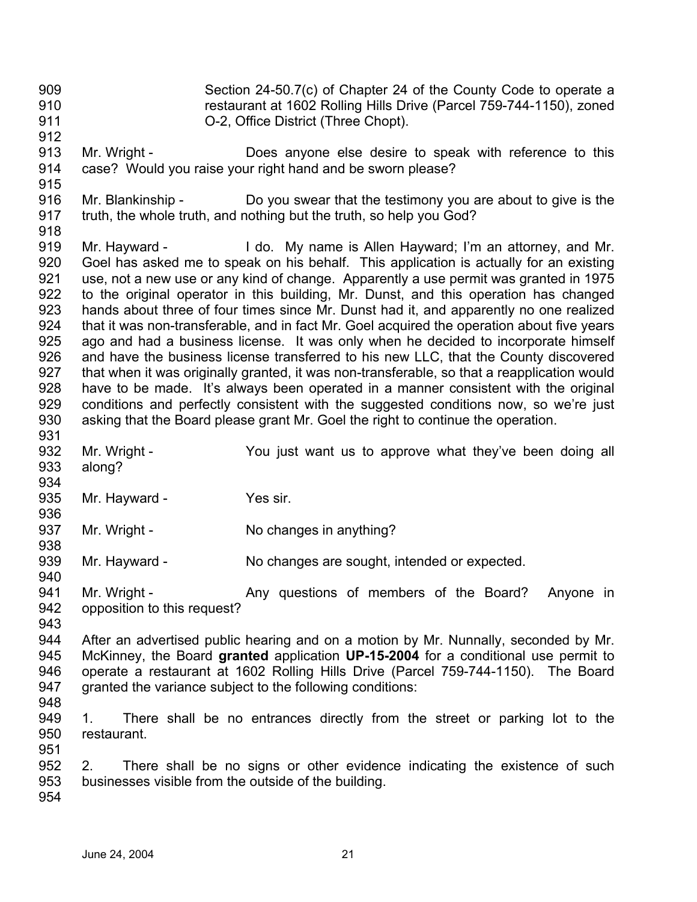Section 24-50.7(c) of Chapter 24 of the County Code to operate a restaurant at 1602 Rolling Hills Drive (Parcel 759-744-1150), zoned O-2, Office District (Three Chopt).

Mr. Wright - Does anyone else desire to speak with reference to this case? Would you raise your right hand and be sworn please?

Mr. Blankinship - Do you swear that the testimony you are about to give is the truth, the whole truth, and nothing but the truth, so help you God?

Mr. Hayward - I do. My name is Allen Hayward; I'm an attorney, and Mr. Goel has asked me to speak on his behalf. This application is actually for an existing use, not a new use or any kind of change. Apparently a use permit was granted in 1975 to the original operator in this building, Mr. Dunst, and this operation has changed hands about three of four times since Mr. Dunst had it, and apparently no one realized that it was non-transferable, and in fact Mr. Goel acquired the operation about five years ago and had a business license. It was only when he decided to incorporate himself and have the business license transferred to his new LLC, that the County discovered that when it was originally granted, it was non-transferable, so that a reapplication would have to be made. It's always been operated in a manner consistent with the original conditions and perfectly consistent with the suggested conditions now, so we're just asking that the Board please grant Mr. Goel the right to continue the operation.

Mr. Wright - You just want us to approve what they've been doing all along?

Mr. Hayward - Yes sir.

Mr. Wright - No changes in anything?

Mr. Hayward - No changes are sought, intended or expected.

Mr. Wright - Any questions of members of the Board? Anyone in opposition to this request?

After an advertised public hearing and on a motion by Mr. Nunnally, seconded by Mr. McKinney, the Board **granted** application **UP-15-2004** for a conditional use permit to operate a restaurant at 1602 Rolling Hills Drive (Parcel 759-744-1150). The Board granted the variance subject to the following conditions:

1. There shall be no entrances directly from the street or parking lot to the restaurant.

2. There shall be no signs or other evidence indicating the existence of such businesses visible from the outside of the building.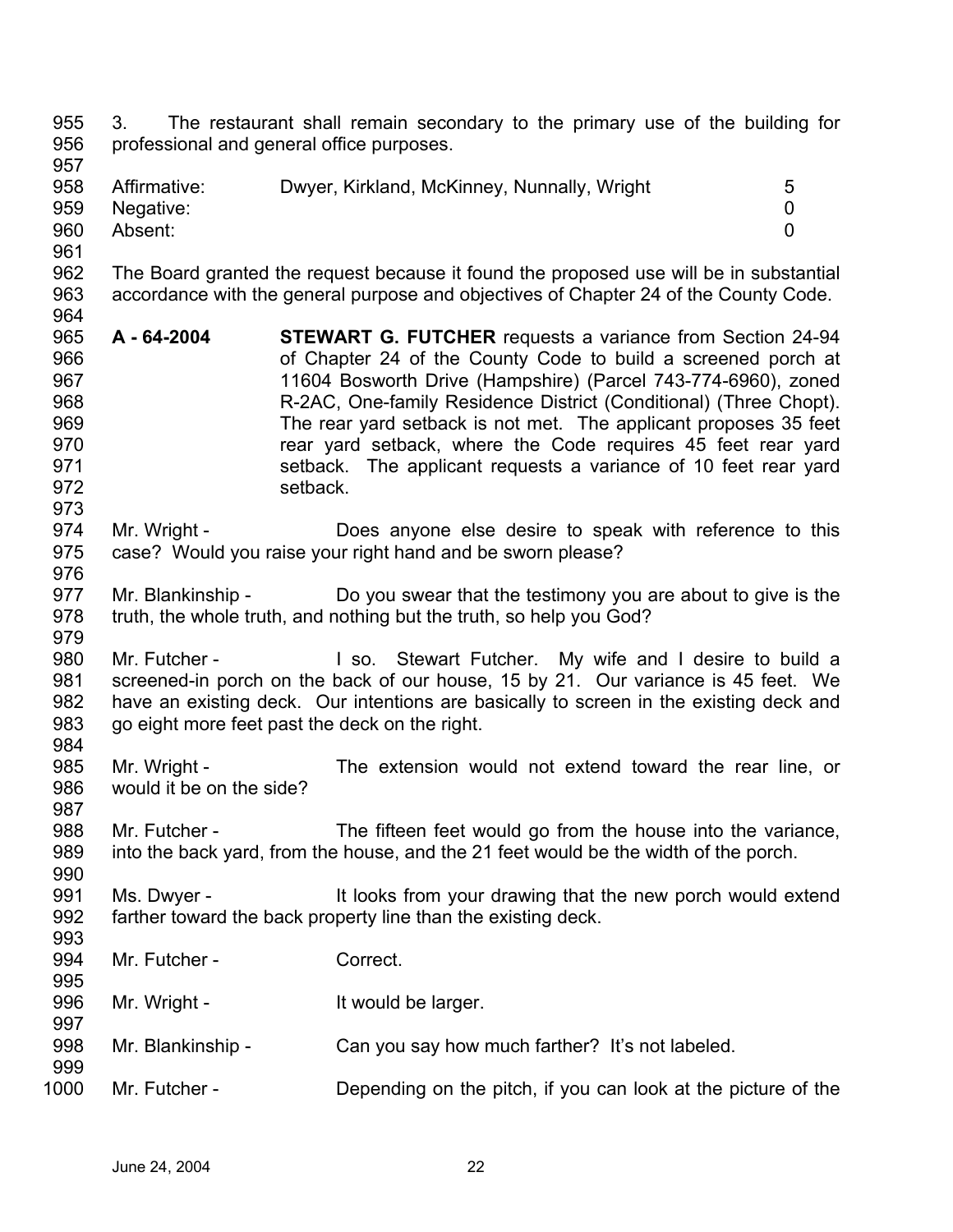3. The restaurant shall remain secondary to the primary use of the building for professional and general office purposes.

| | | |
|---|---|---|
| Affirmative: | Dwyer, Kirkland, McKinney, Nunnally, Wright | 5 |
| Negative: | | 0 |
| Absent: | | 0 |

The Board granted the request because it found the proposed use will be in substantial accordance with the general purpose and objectives of Chapter 24 of the County Code.

**A - 64-2004** **STEWART G. FUTCHER** requests a variance from Section 24-94 of Chapter 24 of the County Code to build a screened porch at 11604 Bosworth Drive (Hampshire) (Parcel 743-774-6960), zoned R-2AC, One-family Residence District (Conditional) (Three Chopt). The rear yard setback is not met. The applicant proposes 35 feet rear yard setback, where the Code requires 45 feet rear yard setback. The applicant requests a variance of 10 feet rear yard setback.

Mr. Wright - Does anyone else desire to speak with reference to this case? Would you raise your right hand and be sworn please?

Mr. Blankinship - Do you swear that the testimony you are about to give is the truth, the whole truth, and nothing but the truth, so help you God?

Mr. Futcher - I so. Stewart Futcher. My wife and I desire to build a screened-in porch on the back of our house, 15 by 21. Our variance is 45 feet. We have an existing deck. Our intentions are basically to screen in the existing deck and go eight more feet past the deck on the right.

Mr. Wright - The extension would not extend toward the rear line, or would it be on the side?

Mr. Futcher - The fifteen feet would go from the house into the variance, into the back yard, from the house, and the 21 feet would be the width of the porch.

Ms. Dwyer - It looks from your drawing that the new porch would extend farther toward the back property line than the existing deck.

Mr. Futcher - Correct.

Mr. Wright - It would be larger.

Mr. Blankinship - Can you say how much farther? It's not labeled.

Mr. Futcher - Depending on the pitch, if you can look at the picture of the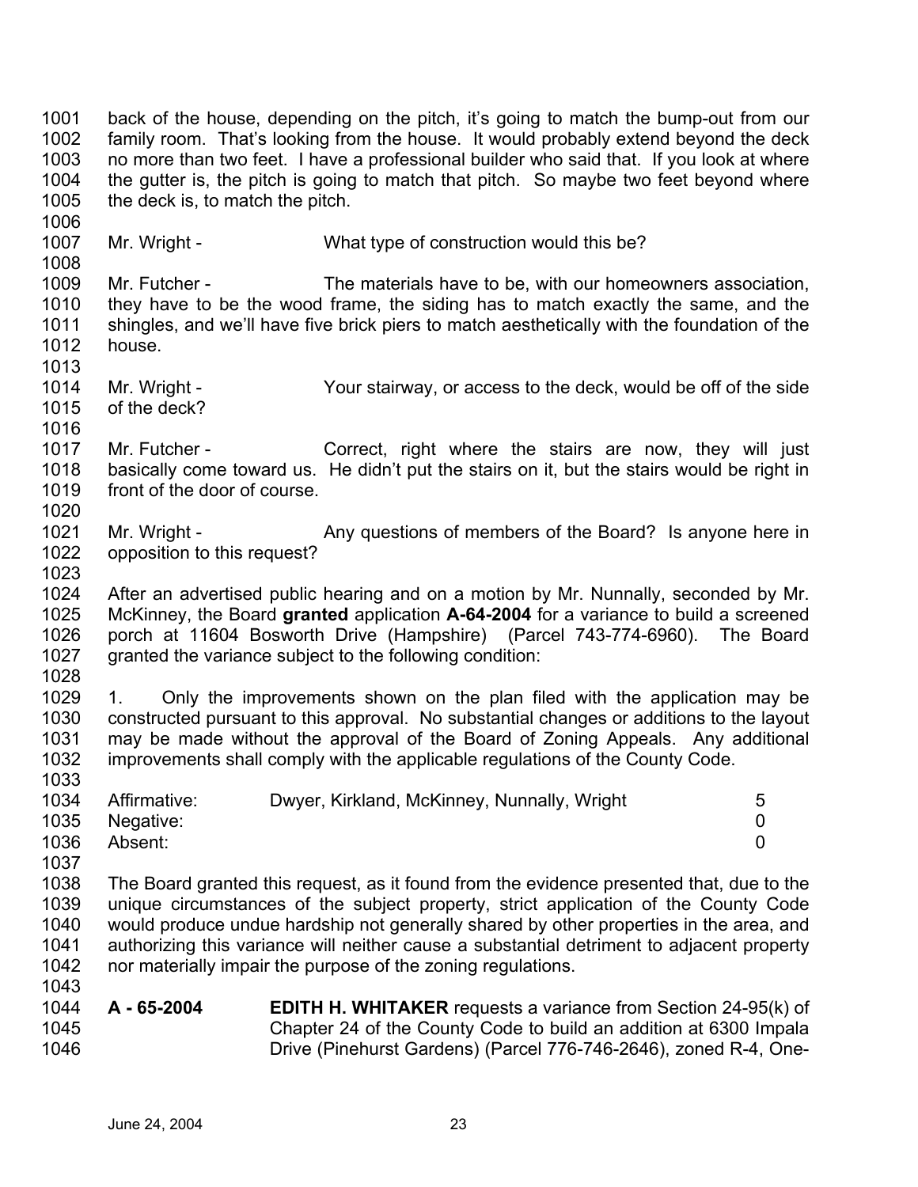back of the house, depending on the pitch, it's going to match the bump-out from our family room. That's looking from the house. It would probably extend beyond the deck no more than two feet. I have a professional builder who said that. If you look at where the gutter is, the pitch is going to match that pitch. So maybe two feet beyond where the deck is, to match the pitch.

Mr. Wright - What type of construction would this be?

Mr. Futcher - The materials have to be, with our homeowners association, they have to be the wood frame, the siding has to match exactly the same, and the shingles, and we'll have five brick piers to match aesthetically with the foundation of the house.

Mr. Wright - Your stairway, or access to the deck, would be off of the side of the deck?

Mr. Futcher - Correct, right where the stairs are now, they will just basically come toward us. He didn't put the stairs on it, but the stairs would be right in front of the door of course.

Mr. Wright - Any questions of members of the Board? Is anyone here in opposition to this request?

After an advertised public hearing and on a motion by Mr. Nunnally, seconded by Mr. McKinney, the Board **granted** application **A-64-2004** for a variance to build a screened porch at 11604 Bosworth Drive (Hampshire) (Parcel 743-774-6960). The Board granted the variance subject to the following condition:

1. Only the improvements shown on the plan filed with the application may be constructed pursuant to this approval. No substantial changes or additions to the layout may be made without the approval of the Board of Zoning Appeals. Any additional improvements shall comply with the applicable regulations of the County Code.

| | | |
|---|---|---|
| Affirmative: | Dwyer, Kirkland, McKinney, Nunnally, Wright | 5 |
| Negative: | | 0 |
| Absent: | | 0 |

The Board granted this request, as it found from the evidence presented that, due to the unique circumstances of the subject property, strict application of the County Code would produce undue hardship not generally shared by other properties in the area, and authorizing this variance will neither cause a substantial detriment to adjacent property nor materially impair the purpose of the zoning regulations.

**A - 65-2004** **EDITH H. WHITAKER** requests a variance from Section 24-95(k) of Chapter 24 of the County Code to build an addition at 6300 Impala Drive (Pinehurst Gardens) (Parcel 776-746-2646), zoned R-4, One-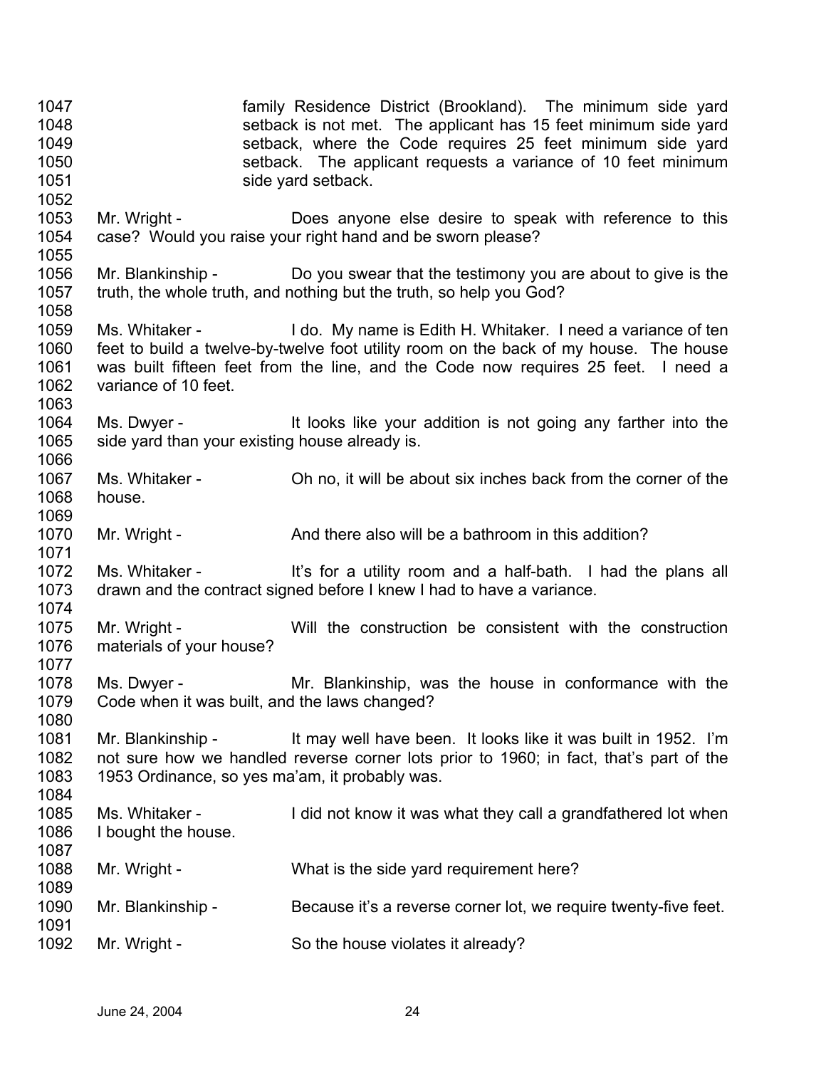family Residence District (Brookland). The minimum side yard setback is not met. The applicant has 15 feet minimum side yard setback, where the Code requires 25 feet minimum side yard setback. The applicant requests a variance of 10 feet minimum side yard setback.

Mr. Wright - Does anyone else desire to speak with reference to this case? Would you raise your right hand and be sworn please?

Mr. Blankinship - Do you swear that the testimony you are about to give is the truth, the whole truth, and nothing but the truth, so help you God?

Ms. Whitaker - I do. My name is Edith H. Whitaker. I need a variance of ten feet to build a twelve-by-twelve foot utility room on the back of my house. The house was built fifteen feet from the line, and the Code now requires 25 feet. I need a variance of 10 feet.

Ms. Dwyer - It looks like your addition is not going any farther into the side yard than your existing house already is.

Ms. Whitaker - Oh no, it will be about six inches back from the corner of the house.

Mr. Wright - And there also will be a bathroom in this addition?

Ms. Whitaker - It's for a utility room and a half-bath. I had the plans all drawn and the contract signed before I knew I had to have a variance.

Mr. Wright - Will the construction be consistent with the construction materials of your house?

Ms. Dwyer - Mr. Blankinship, was the house in conformance with the Code when it was built, and the laws changed?

Mr. Blankinship - It may well have been. It looks like it was built in 1952. I'm not sure how we handled reverse corner lots prior to 1960; in fact, that's part of the 1953 Ordinance, so yes ma'am, it probably was.

Ms. Whitaker - I did not know it was what they call a grandfathered lot when I bought the house.

Mr. Wright - What is the side yard requirement here?

Mr. Blankinship - Because it's a reverse corner lot, we require twenty-five feet.

Mr. Wright - So the house violates it already?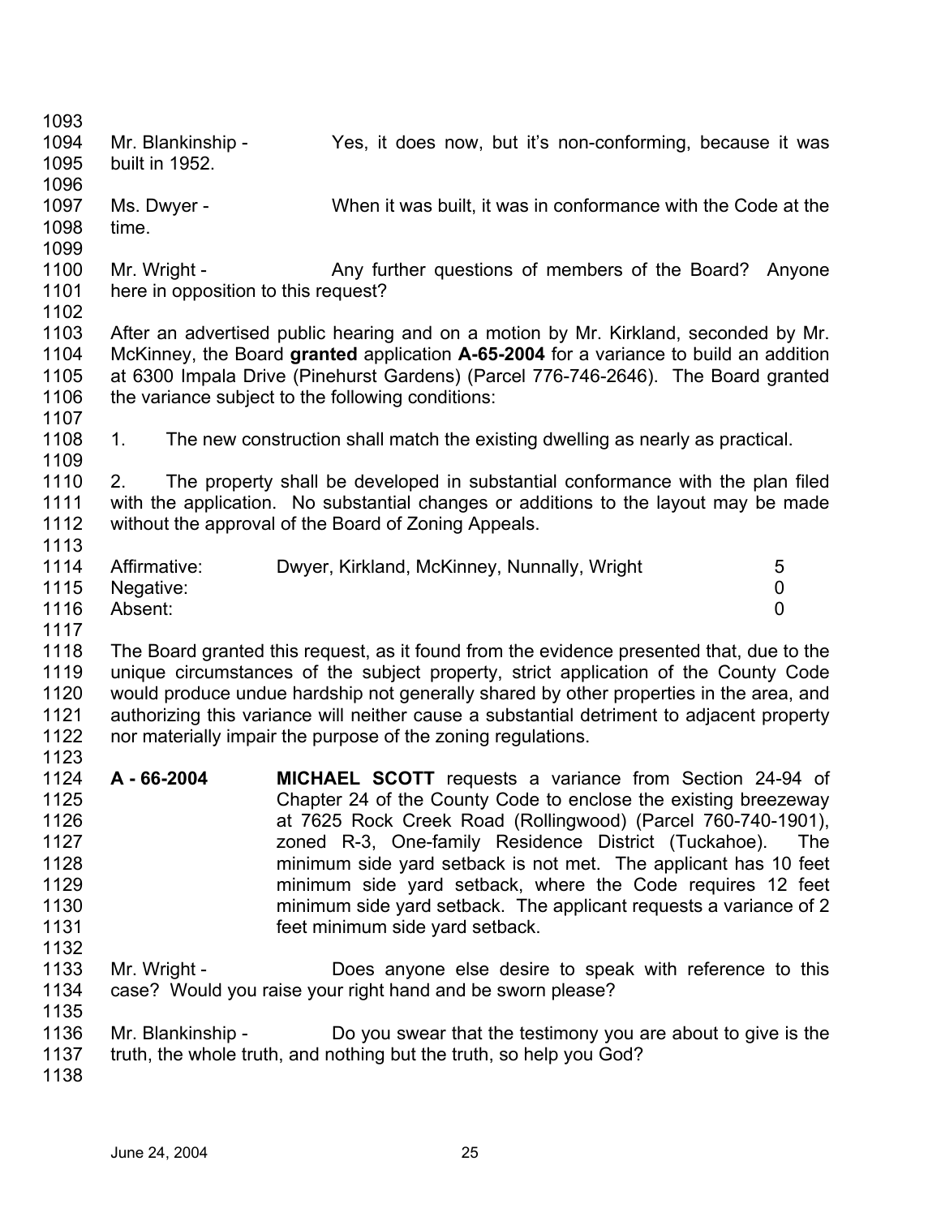Mr. Blankinship - Yes, it does now, but it's non-conforming, because it was built in 1952.

Ms. Dwyer - When it was built, it was in conformance with the Code at the time.

Mr. Wright - Any further questions of members of the Board? Anyone here in opposition to this request?

After an advertised public hearing and on a motion by Mr. Kirkland, seconded by Mr. McKinney, the Board **granted** application **A-65-2004** for a variance to build an addition at 6300 Impala Drive (Pinehurst Gardens) (Parcel 776-746-2646). The Board granted the variance subject to the following conditions:

1. The new construction shall match the existing dwelling as nearly as practical.

2. The property shall be developed in substantial conformance with the plan filed with the application. No substantial changes or additions to the layout may be made without the approval of the Board of Zoning Appeals.

| | | |
|---|---|---|
| Affirmative: | Dwyer, Kirkland, McKinney, Nunnally, Wright | 5 |
| Negative: | | 0 |
| Absent: | | 0 |

The Board granted this request, as it found from the evidence presented that, due to the unique circumstances of the subject property, strict application of the County Code would produce undue hardship not generally shared by other properties in the area, and authorizing this variance will neither cause a substantial detriment to adjacent property nor materially impair the purpose of the zoning regulations.

**A - 66-2004** **MICHAEL SCOTT** requests a variance from Section 24-94 of Chapter 24 of the County Code to enclose the existing breezeway at 7625 Rock Creek Road (Rollingwood) (Parcel 760-740-1901), zoned R-3, One-family Residence District (Tuckahoe). The minimum side yard setback is not met. The applicant has 10 feet minimum side yard setback, where the Code requires 12 feet minimum side yard setback. The applicant requests a variance of 2 feet minimum side yard setback.

Mr. Wright - Does anyone else desire to speak with reference to this case? Would you raise your right hand and be sworn please?

Mr. Blankinship - Do you swear that the testimony you are about to give is the truth, the whole truth, and nothing but the truth, so help you God?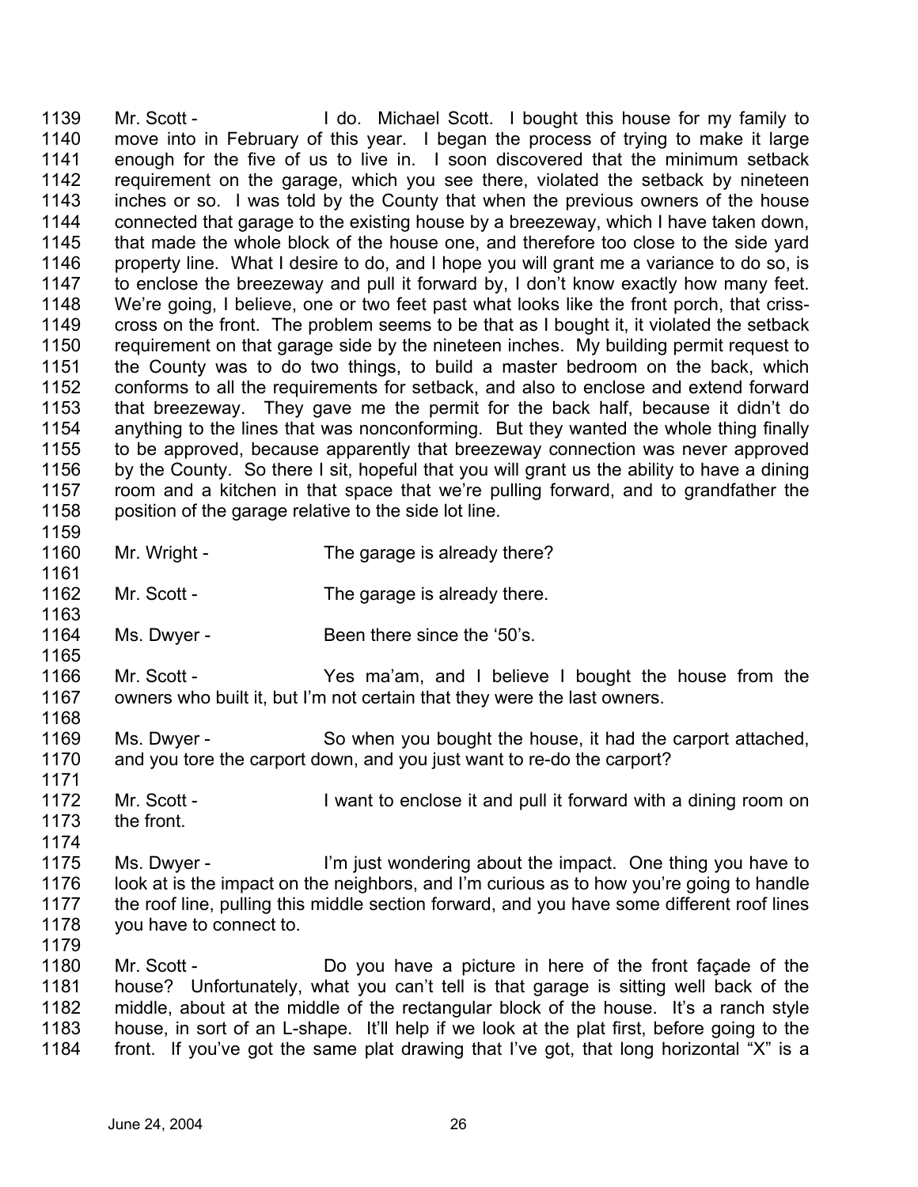1139 Mr. Scott - I do. Michael Scott. I bought this house for my family to
1140 move into in February of this year. I began the process of trying to make it large
1141 enough for the five of us to live in. I soon discovered that the minimum setback
1142 requirement on the garage, which you see there, violated the setback by nineteen
1143 inches or so. I was told by the County that when the previous owners of the house
1144 connected that garage to the existing house by a breezeway, which I have taken down,
1145 that made the whole block of the house one, and therefore too close to the side yard
1146 property line. What I desire to do, and I hope you will grant me a variance to do so, is
1147 to enclose the breezeway and pull it forward by, I don't know exactly how many feet.
1148 We're going, I believe, one or two feet past what looks like the front porch, that criss-
1149 cross on the front. The problem seems to be that as I bought it, it violated the setback
1150 requirement on that garage side by the nineteen inches. My building permit request to
1151 the County was to do two things, to build a master bedroom on the back, which
1152 conforms to all the requirements for setback, and also to enclose and extend forward
1153 that breezeway. They gave me the permit for the back half, because it didn't do
1154 anything to the lines that was nonconforming. But they wanted the whole thing finally
1155 to be approved, because apparently that breezeway connection was never approved
1156 by the County. So there I sit, hopeful that you will grant us the ability to have a dining
1157 room and a kitchen in that space that we're pulling forward, and to grandfather the
1158 position of the garage relative to the side lot line.
1159
1160 Mr. Wright - The garage is already there?
1161
1162 Mr. Scott - The garage is already there.
1163
1164 Ms. Dwyer - Been there since the '50's.
1165
1166 Mr. Scott - Yes ma'am, and I believe I bought the house from the
1167 owners who built it, but I'm not certain that they were the last owners.
1168
1169 Ms. Dwyer - So when you bought the house, it had the carport attached,
1170 and you tore the carport down, and you just want to re-do the carport?
1171
1172 Mr. Scott - I want to enclose it and pull it forward with a dining room on
1173 the front.
1174
1175 Ms. Dwyer - I'm just wondering about the impact. One thing you have to
1176 look at is the impact on the neighbors, and I'm curious as to how you're going to handle
1177 the roof line, pulling this middle section forward, and you have some different roof lines
1178 you have to connect to.
1179
1180 Mr. Scott - Do you have a picture in here of the front façade of the
1181 house? Unfortunately, what you can't tell is that garage is sitting well back of the
1182 middle, about at the middle of the rectangular block of the house. It's a ranch style
1183 house, in sort of an L-shape. It'll help if we look at the plat first, before going to the
1184 front. If you've got the same plat drawing that I've got, that long horizontal "X" is a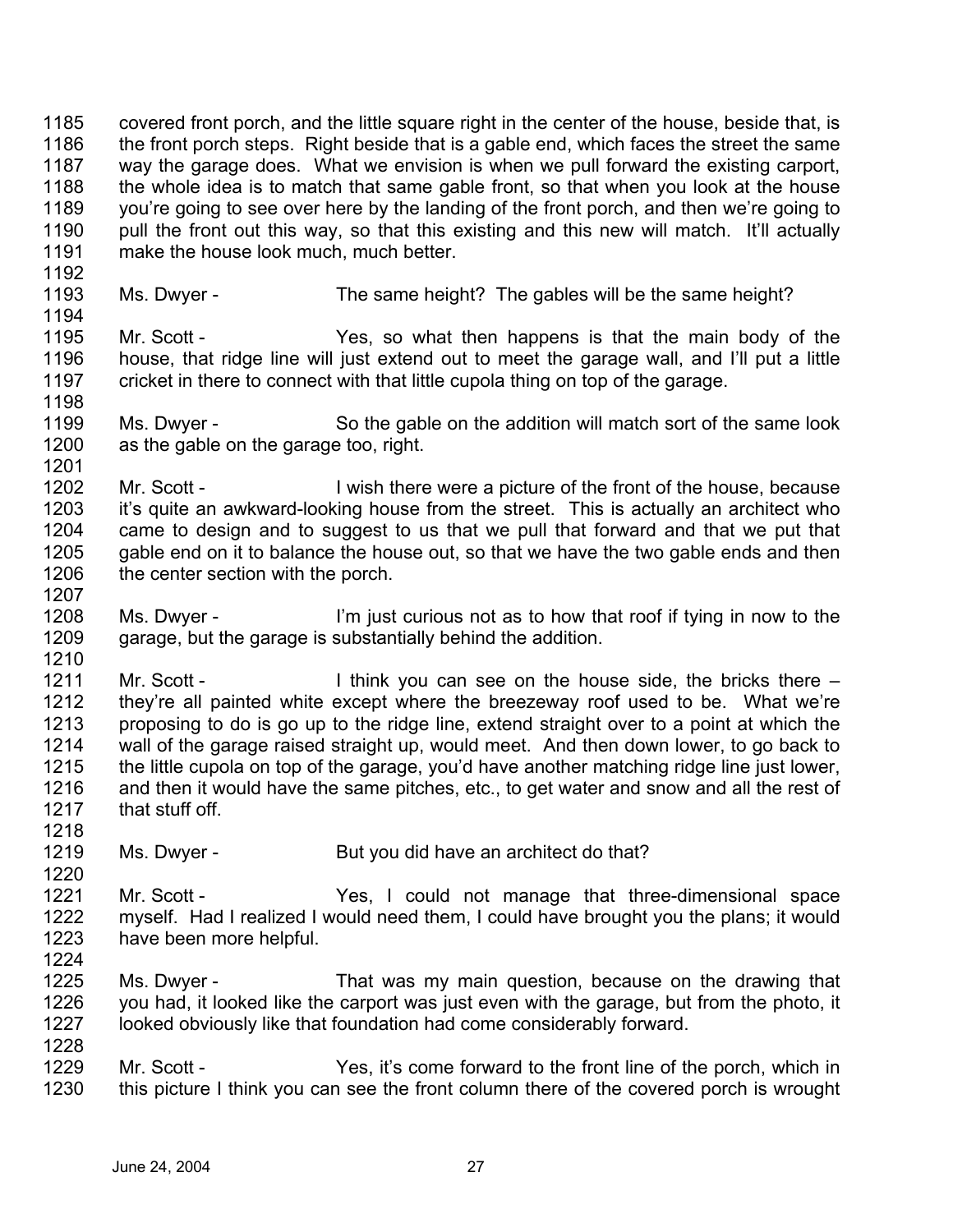covered front porch, and the little square right in the center of the house, beside that, is the front porch steps. Right beside that is a gable end, which faces the street the same way the garage does. What we envision is when we pull forward the existing carport, the whole idea is to match that same gable front, so that when you look at the house you're going to see over here by the landing of the front porch, and then we're going to pull the front out this way, so that this existing and this new will match. It'll actually make the house look much, much better.

Ms. Dwyer - The same height? The gables will be the same height?

Mr. Scott - Yes, so what then happens is that the main body of the house, that ridge line will just extend out to meet the garage wall, and I'll put a little cricket in there to connect with that little cupola thing on top of the garage.

Ms. Dwyer - So the gable on the addition will match sort of the same look as the gable on the garage too, right.

Mr. Scott - I wish there were a picture of the front of the house, because it's quite an awkward-looking house from the street. This is actually an architect who came to design and to suggest to us that we pull that forward and that we put that gable end on it to balance the house out, so that we have the two gable ends and then the center section with the porch.

Ms. Dwyer - I'm just curious not as to how that roof if tying in now to the garage, but the garage is substantially behind the addition.

Mr. Scott - I think you can see on the house side, the bricks there – they're all painted white except where the breezeway roof used to be. What we're proposing to do is go up to the ridge line, extend straight over to a point at which the wall of the garage raised straight up, would meet. And then down lower, to go back to the little cupola on top of the garage, you'd have another matching ridge line just lower, and then it would have the same pitches, etc., to get water and snow and all the rest of that stuff off.

Ms. Dwyer - But you did have an architect do that?

Mr. Scott - Yes, I could not manage that three-dimensional space myself. Had I realized I would need them, I could have brought you the plans; it would have been more helpful.

Ms. Dwyer - That was my main question, because on the drawing that you had, it looked like the carport was just even with the garage, but from the photo, it looked obviously like that foundation had come considerably forward.

Mr. Scott - Yes, it's come forward to the front line of the porch, which in this picture I think you can see the front column there of the covered porch is wrought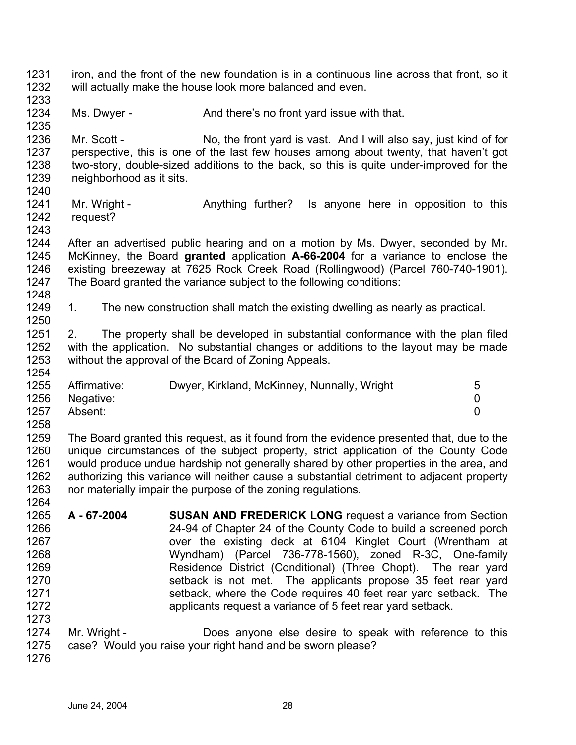iron, and the front of the new foundation is in a continuous line across that front, so it will actually make the house look more balanced and even.

Ms. Dwyer - And there's no front yard issue with that.

Mr. Scott - No, the front yard is vast. And I will also say, just kind of for perspective, this is one of the last few houses among about twenty, that haven't got two-story, double-sized additions to the back, so this is quite under-improved for the neighborhood as it sits.

Mr. Wright - Anything further? Is anyone here in opposition to this request?

After an advertised public hearing and on a motion by Ms. Dwyer, seconded by Mr. McKinney, the Board **granted** application **A-66-2004** for a variance to enclose the existing breezeway at 7625 Rock Creek Road (Rollingwood) (Parcel 760-740-1901). The Board granted the variance subject to the following conditions:

1. The new construction shall match the existing dwelling as nearly as practical.

2. The property shall be developed in substantial conformance with the plan filed with the application. No substantial changes or additions to the layout may be made without the approval of the Board of Zoning Appeals.

| | | |
|---|---|---|
| Affirmative: | Dwyer, Kirkland, McKinney, Nunnally, Wright | 5 |
| Negative: | | 0 |
| Absent: | | 0 |

The Board granted this request, as it found from the evidence presented that, due to the unique circumstances of the subject property, strict application of the County Code would produce undue hardship not generally shared by other properties in the area, and authorizing this variance will neither cause a substantial detriment to adjacent property nor materially impair the purpose of the zoning regulations.

**A - 67-2004** **SUSAN AND FREDERICK LONG** request a variance from Section 24-94 of Chapter 24 of the County Code to build a screened porch over the existing deck at 6104 Kinglet Court (Wrentham at Wyndham) (Parcel 736-778-1560), zoned R-3C, One-family Residence District (Conditional) (Three Chopt). The rear yard setback is not met. The applicants propose 35 feet rear yard setback, where the Code requires 40 feet rear yard setback. The applicants request a variance of 5 feet rear yard setback.

Mr. Wright - Does anyone else desire to speak with reference to this case? Would you raise your right hand and be sworn please?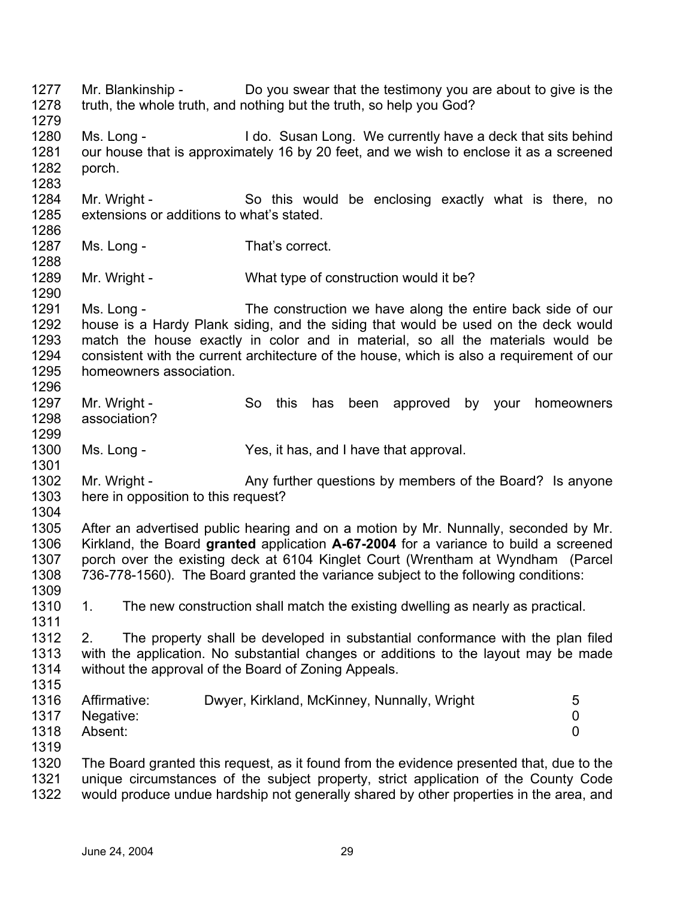Mr. Blankinship - Do you swear that the testimony you are about to give is the truth, the whole truth, and nothing but the truth, so help you God?

Ms. Long - I do. Susan Long. We currently have a deck that sits behind our house that is approximately 16 by 20 feet, and we wish to enclose it as a screened porch.

Mr. Wright - So this would be enclosing exactly what is there, no extensions or additions to what's stated.

Ms. Long - That's correct.

Mr. Wright - What type of construction would it be?

Ms. Long - The construction we have along the entire back side of our house is a Hardy Plank siding, and the siding that would be used on the deck would match the house exactly in color and in material, so all the materials would be consistent with the current architecture of the house, which is also a requirement of our homeowners association.

Mr. Wright - So this has been approved by your homeowners association?

Ms. Long - Yes, it has, and I have that approval.

Mr. Wright - Any further questions by members of the Board? Is anyone here in opposition to this request?

After an advertised public hearing and on a motion by Mr. Nunnally, seconded by Mr. Kirkland, the Board **granted** application **A-67-2004** for a variance to build a screened porch over the existing deck at 6104 Kinglet Court (Wrentham at Wyndham (Parcel 736-778-1560). The Board granted the variance subject to the following conditions:

1. The new construction shall match the existing dwelling as nearly as practical.

2. The property shall be developed in substantial conformance with the plan filed with the application. No substantial changes or additions to the layout may be made without the approval of the Board of Zoning Appeals.

| | | |
|---|---|---|
| Affirmative: | Dwyer, Kirkland, McKinney, Nunnally, Wright | 5 |
| Negative: | | 0 |
| Absent: | | 0 |

The Board granted this request, as it found from the evidence presented that, due to the unique circumstances of the subject property, strict application of the County Code would produce undue hardship not generally shared by other properties in the area, and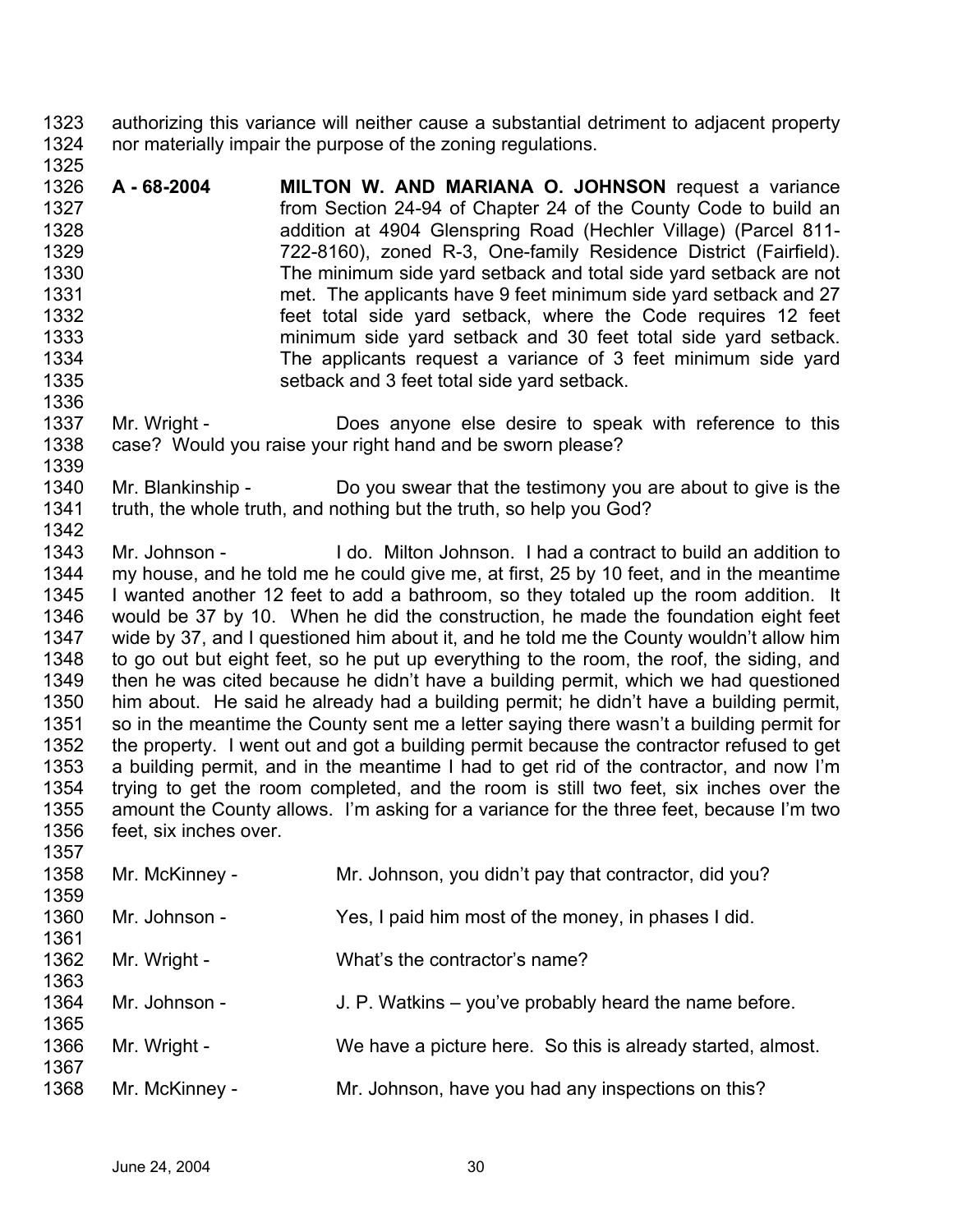authorizing this variance will neither cause a substantial detriment to adjacent property nor materially impair the purpose of the zoning regulations.

**A - 68-2004** **MILTON W. AND MARIANA O. JOHNSON** request a variance from Section 24-94 of Chapter 24 of the County Code to build an addition at 4904 Glenspring Road (Hechler Village) (Parcel 811-722-8160), zoned R-3, One-family Residence District (Fairfield). The minimum side yard setback and total side yard setback are not met. The applicants have 9 feet minimum side yard setback and 27 feet total side yard setback, where the Code requires 12 feet minimum side yard setback and 30 feet total side yard setback. The applicants request a variance of 3 feet minimum side yard setback and 3 feet total side yard setback.

Mr. Wright - Does anyone else desire to speak with reference to this case? Would you raise your right hand and be sworn please?

Mr. Blankinship - Do you swear that the testimony you are about to give is the truth, the whole truth, and nothing but the truth, so help you God?

Mr. Johnson - I do. Milton Johnson. I had a contract to build an addition to my house, and he told me he could give me, at first, 25 by 10 feet, and in the meantime I wanted another 12 feet to add a bathroom, so they totaled up the room addition. It would be 37 by 10. When he did the construction, he made the foundation eight feet wide by 37, and I questioned him about it, and he told me the County wouldn't allow him to go out but eight feet, so he put up everything to the room, the roof, the siding, and then he was cited because he didn't have a building permit, which we had questioned him about. He said he already had a building permit; he didn't have a building permit, so in the meantime the County sent me a letter saying there wasn't a building permit for the property. I went out and got a building permit because the contractor refused to get a building permit, and in the meantime I had to get rid of the contractor, and now I'm trying to get the room completed, and the room is still two feet, six inches over the amount the County allows. I'm asking for a variance for the three feet, because I'm two feet, six inches over.

Mr. McKinney - Mr. Johnson, you didn't pay that contractor, did you?

Mr. Johnson - Yes, I paid him most of the money, in phases I did.

Mr. Wright - What's the contractor's name?

Mr. Johnson - J. P. Watkins – you've probably heard the name before.

Mr. Wright - We have a picture here. So this is already started, almost.

Mr. McKinney - Mr. Johnson, have you had any inspections on this?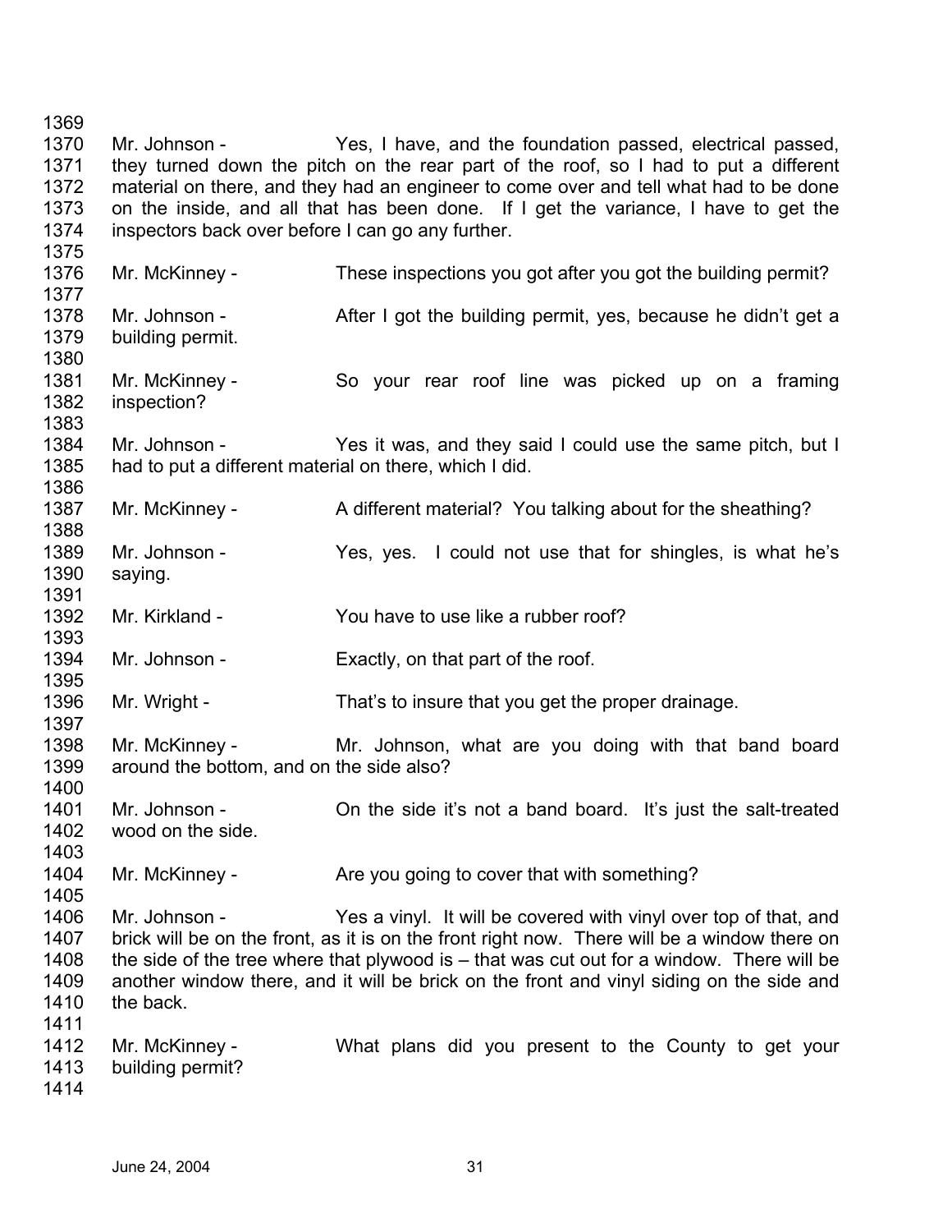Mr. Johnson - Yes, I have, and the foundation passed, electrical passed, they turned down the pitch on the rear part of the roof, so I had to put a different material on there, and they had an engineer to come over and tell what had to be done on the inside, and all that has been done. If I get the variance, I have to get the inspectors back over before I can go any further.

Mr. McKinney - These inspections you got after you got the building permit?

Mr. Johnson - After I got the building permit, yes, because he didn't get a building permit.

Mr. McKinney - So your rear roof line was picked up on a framing inspection?

Mr. Johnson - Yes it was, and they said I could use the same pitch, but I had to put a different material on there, which I did.

Mr. McKinney - A different material? You talking about for the sheathing?

Mr. Johnson - Yes, yes. I could not use that for shingles, is what he's saying.

Mr. Kirkland - You have to use like a rubber roof?

Mr. Johnson - Exactly, on that part of the roof.

Mr. Wright - That's to insure that you get the proper drainage.

Mr. McKinney - Mr. Johnson, what are you doing with that band board around the bottom, and on the side also?

Mr. Johnson - On the side it's not a band board. It's just the salt-treated wood on the side.

Mr. McKinney - Are you going to cover that with something?

Mr. Johnson - Yes a vinyl. It will be covered with vinyl over top of that, and brick will be on the front, as it is on the front right now. There will be a window there on the side of the tree where that plywood is – that was cut out for a window. There will be another window there, and it will be brick on the front and vinyl siding on the side and the back.

Mr. McKinney - What plans did you present to the County to get your building permit?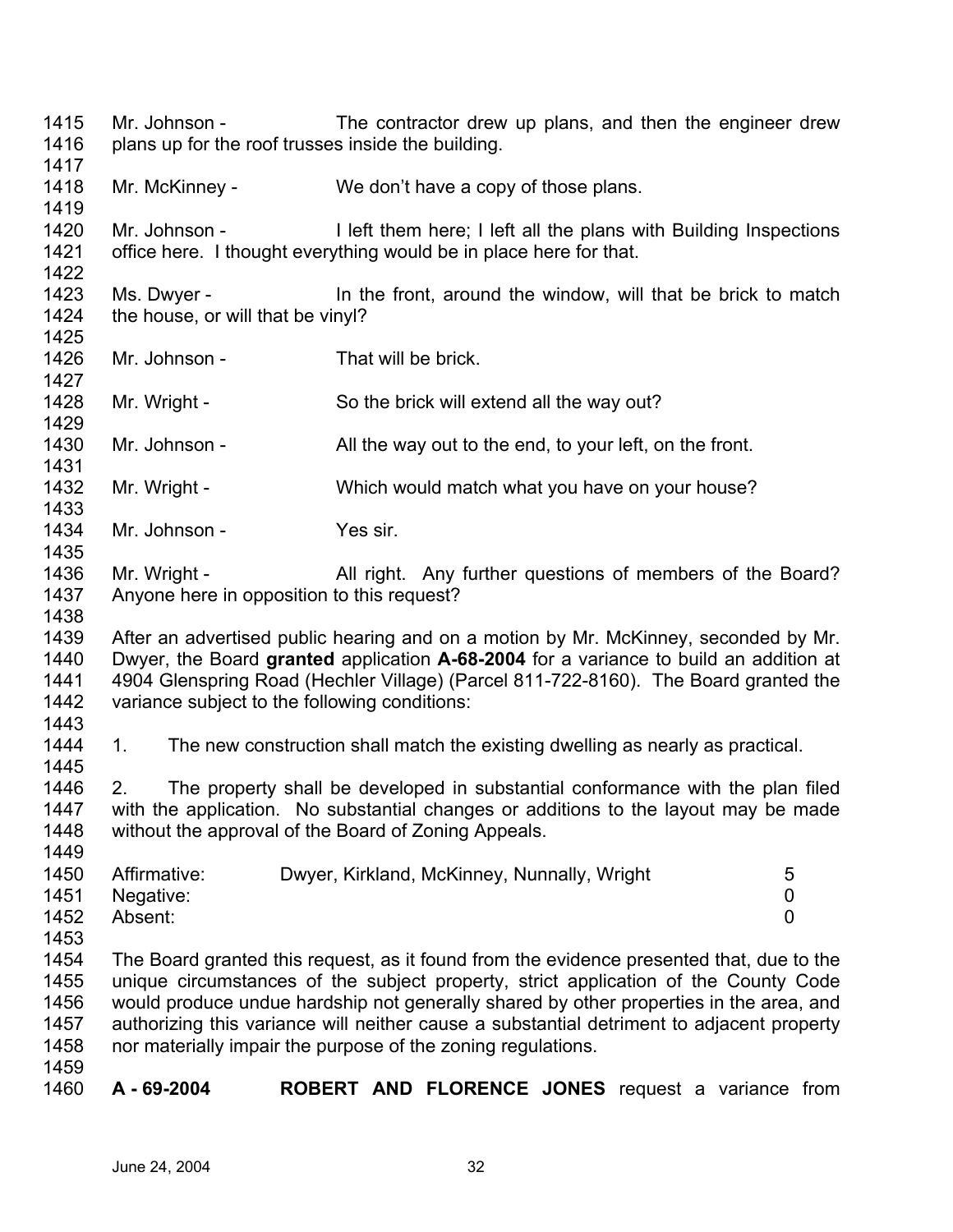1415 Mr. Johnson - The contractor drew up plans, and then the engineer drew
1416 plans up for the roof trusses inside the building.
1417
1418 Mr. McKinney - We don't have a copy of those plans.
1419
1420 Mr. Johnson - I left them here; I left all the plans with Building Inspections
1421 office here. I thought everything would be in place here for that.
1422
1423 Ms. Dwyer - In the front, around the window, will that be brick to match
1424 the house, or will that be vinyl?
1425
1426 Mr. Johnson - That will be brick.
1427
1428 Mr. Wright - So the brick will extend all the way out?
1429
1430 Mr. Johnson - All the way out to the end, to your left, on the front.
1431
1432 Mr. Wright - Which would match what you have on your house?
1433
1434 Mr. Johnson - Yes sir.
1435
1436 Mr. Wright - All right. Any further questions of members of the Board?
1437 Anyone here in opposition to this request?
1438
1439 After an advertised public hearing and on a motion by Mr. McKinney, seconded by Mr.
1440 Dwyer, the Board **granted** application **A-68-2004** for a variance to build an addition at
1441 4904 Glenspring Road (Hechler Village) (Parcel 811-722-8160). The Board granted the
1442 variance subject to the following conditions:
1443
1444 1. The new construction shall match the existing dwelling as nearly as practical.
1445
1446 2. The property shall be developed in substantial conformance with the plan filed
1447 with the application. No substantial changes or additions to the layout may be made
1448 without the approval of the Board of Zoning Appeals.
1449

| | | | |
|---|---|---|---|
| 1450 | Affirmative: | Dwyer, Kirkland, McKinney, Nunnally, Wright | 5 |
| 1451 | Negative: | | 0 |
| 1452 | Absent: | | 0 |

1453
1454 The Board granted this request, as it found from the evidence presented that, due to the
1455 unique circumstances of the subject property, strict application of the County Code
1456 would produce undue hardship not generally shared by other properties in the area, and
1457 authorizing this variance will neither cause a substantial detriment to adjacent property
1458 nor materially impair the purpose of the zoning regulations.
1459
1460 **A - 69-2004** **ROBERT AND FLORENCE JONES** request a variance from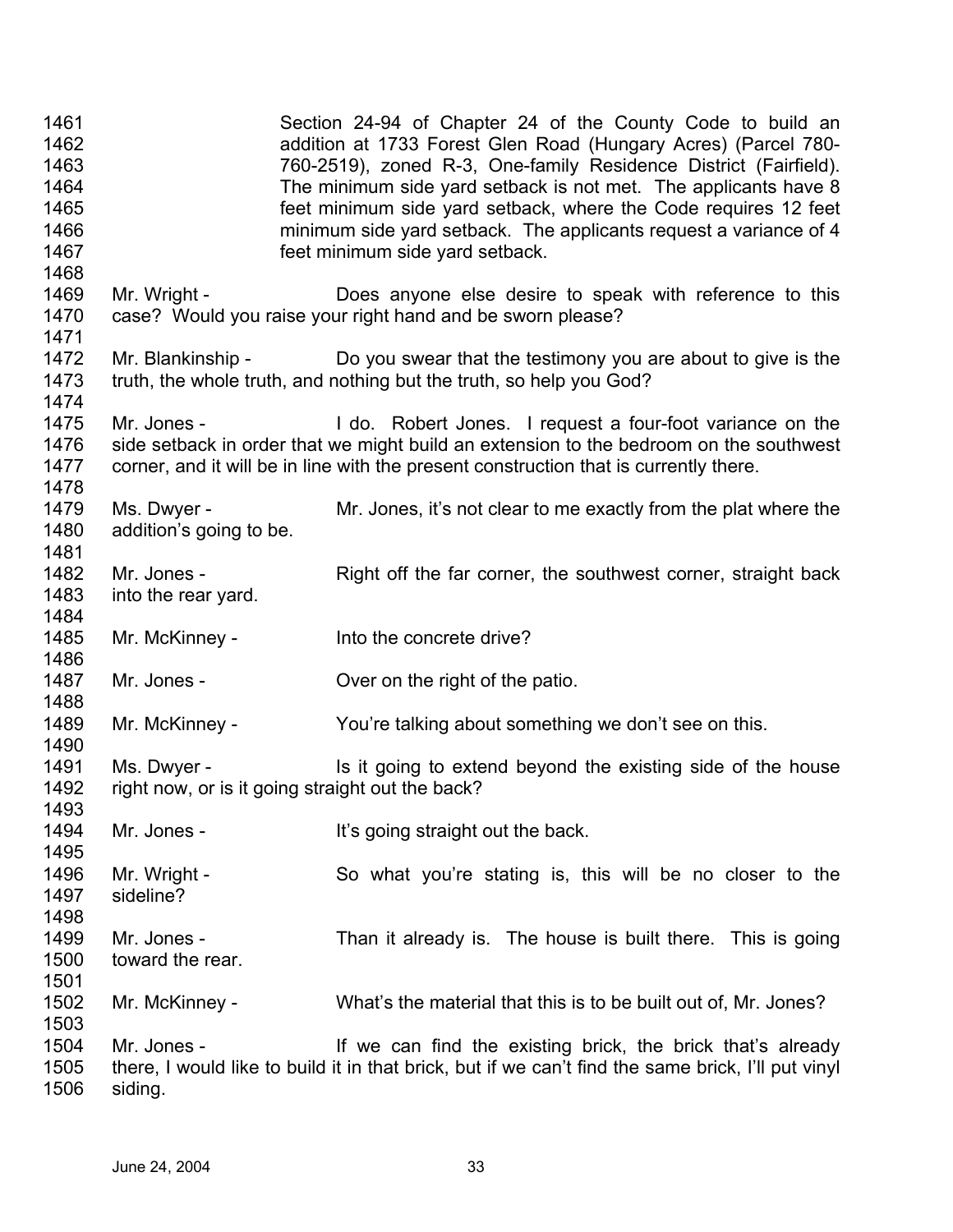Section 24-94 of Chapter 24 of the County Code to build an addition at 1733 Forest Glen Road (Hungary Acres) (Parcel 780-760-2519), zoned R-3, One-family Residence District (Fairfield). The minimum side yard setback is not met. The applicants have 8 feet minimum side yard setback, where the Code requires 12 feet minimum side yard setback. The applicants request a variance of 4 feet minimum side yard setback.

Mr. Wright - Does anyone else desire to speak with reference to this case? Would you raise your right hand and be sworn please?

Mr. Blankinship - Do you swear that the testimony you are about to give is the truth, the whole truth, and nothing but the truth, so help you God?

Mr. Jones - I do. Robert Jones. I request a four-foot variance on the side setback in order that we might build an extension to the bedroom on the southwest corner, and it will be in line with the present construction that is currently there.

Ms. Dwyer - Mr. Jones, it's not clear to me exactly from the plat where the addition's going to be.

Mr. Jones - Right off the far corner, the southwest corner, straight back into the rear yard.

Mr. McKinney - Into the concrete drive?

Mr. Jones - Over on the right of the patio.

Mr. McKinney - You're talking about something we don't see on this.

Ms. Dwyer - Is it going to extend beyond the existing side of the house right now, or is it going straight out the back?

Mr. Jones - It's going straight out the back.

Mr. Wright - So what you're stating is, this will be no closer to the sideline?

Mr. Jones - Than it already is. The house is built there. This is going toward the rear.

Mr. McKinney - What's the material that this is to be built out of, Mr. Jones?

Mr. Jones - If we can find the existing brick, the brick that's already there, I would like to build it in that brick, but if we can't find the same brick, I'll put vinyl siding.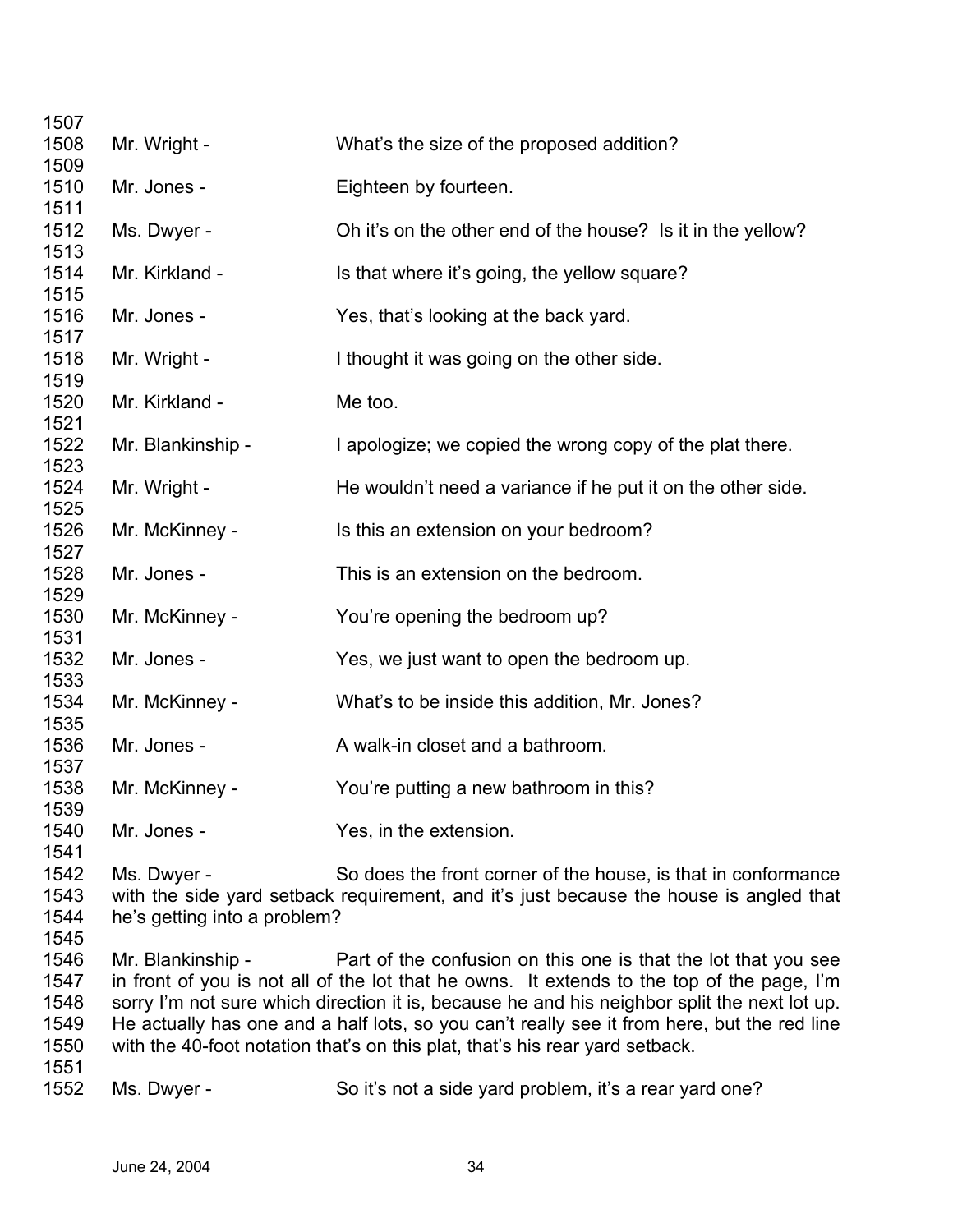1507

1508 Mr. Wright - What's the size of the proposed addition?

1509

1510 Mr. Jones - Eighteen by fourteen.

1511

1512 Ms. Dwyer - Oh it's on the other end of the house? Is it in the yellow?

1513

1514 Mr. Kirkland - Is that where it's going, the yellow square?

1515

1516 Mr. Jones - Yes, that's looking at the back yard.

1517

1518 Mr. Wright - I thought it was going on the other side.

1519

1520 Mr. Kirkland - Me too.

1521

1522 Mr. Blankinship - I apologize; we copied the wrong copy of the plat there.

1523

1524 Mr. Wright - He wouldn't need a variance if he put it on the other side.

1525

1526 Mr. McKinney - Is this an extension on your bedroom?

1527

1528 Mr. Jones - This is an extension on the bedroom.

1529

1530 Mr. McKinney - You're opening the bedroom up?

1531

1532 Mr. Jones - Yes, we just want to open the bedroom up.

1533

1534 Mr. McKinney - What's to be inside this addition, Mr. Jones?

1535

1536 Mr. Jones - A walk-in closet and a bathroom.

1537

1538 Mr. McKinney - You're putting a new bathroom in this?

1539

1540 Mr. Jones - Yes, in the extension.

1541

1542 Ms. Dwyer - So does the front corner of the house, is that in conformance
1543 with the side yard setback requirement, and it's just because the house is angled that
1544 he's getting into a problem?

1545

1546 Mr. Blankinship - Part of the confusion on this one is that the lot that you see
1547 in front of you is not all of the lot that he owns. It extends to the top of the page, I'm
1548 sorry I'm not sure which direction it is, because he and his neighbor split the next lot up.
1549 He actually has one and a half lots, so you can't really see it from here, but the red line
1550 with the 40-foot notation that's on this plat, that's his rear yard setback.

1551

1552 Ms. Dwyer - So it's not a side yard problem, it's a rear yard one?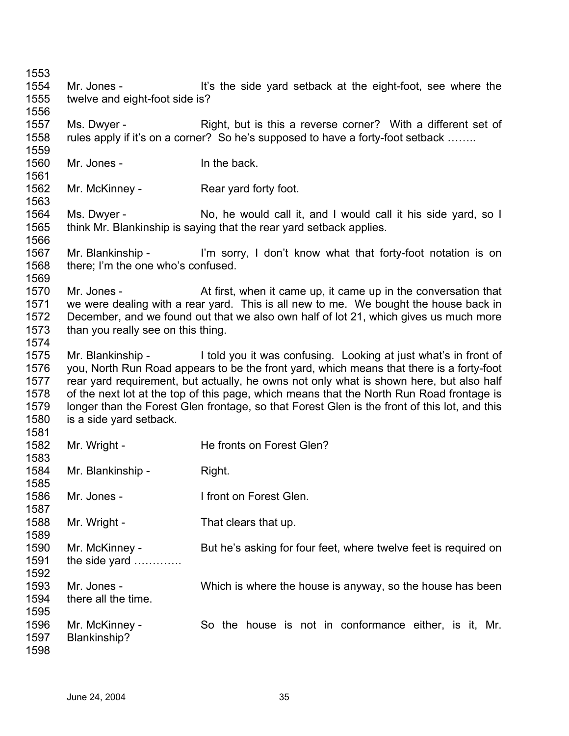Mr. Jones - It's the side yard setback at the eight-foot, see where the twelve and eight-foot side is?

Ms. Dwyer - Right, but is this a reverse corner? With a different set of rules apply if it's on a corner? So he's supposed to have a forty-foot setback ……..

Mr. Jones - In the back.

Mr. McKinney - Rear yard forty foot.

Ms. Dwyer - No, he would call it, and I would call it his side yard, so I think Mr. Blankinship is saying that the rear yard setback applies.

Mr. Blankinship - I'm sorry, I don't know what that forty-foot notation is on there; I'm the one who's confused.

Mr. Jones - At first, when it came up, it came up in the conversation that we were dealing with a rear yard. This is all new to me. We bought the house back in December, and we found out that we also own half of lot 21, which gives us much more than you really see on this thing.

Mr. Blankinship - I told you it was confusing. Looking at just what's in front of you, North Run Road appears to be the front yard, which means that there is a forty-foot rear yard requirement, but actually, he owns not only what is shown here, but also half of the next lot at the top of this page, which means that the North Run Road frontage is longer than the Forest Glen frontage, so that Forest Glen is the front of this lot, and this is a side yard setback.

Mr. Wright - He fronts on Forest Glen?

Mr. Blankinship - Right.

Mr. Jones - I front on Forest Glen.

Mr. Wright - That clears that up.

Mr. McKinney - But he's asking for four feet, where twelve feet is required on the side yard ………….

Mr. Jones - Which is where the house is anyway, so the house has been there all the time.

Mr. McKinney - So the house is not in conformance either, is it, Mr. Blankinship?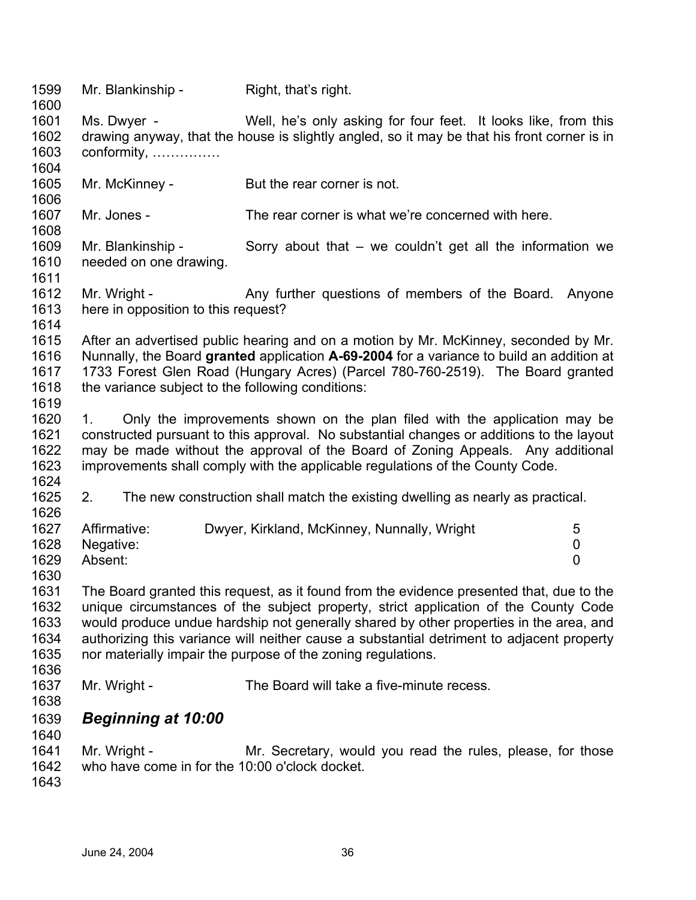Mr. Blankinship - Right, that's right.

Ms. Dwyer - Well, he's only asking for four feet. It looks like, from this drawing anyway, that the house is slightly angled, so it may be that his front corner is in conformity, ……………

Mr. McKinney - But the rear corner is not.

Mr. Jones - The rear corner is what we're concerned with here.

Mr. Blankinship - Sorry about that – we couldn't get all the information we needed on one drawing.

Mr. Wright - Any further questions of members of the Board. Anyone here in opposition to this request?

After an advertised public hearing and on a motion by Mr. McKinney, seconded by Mr. Nunnally, the Board **granted** application **A-69-2004** for a variance to build an addition at 1733 Forest Glen Road (Hungary Acres) (Parcel 780-760-2519). The Board granted the variance subject to the following conditions:

1. Only the improvements shown on the plan filed with the application may be constructed pursuant to this approval. No substantial changes or additions to the layout may be made without the approval of the Board of Zoning Appeals. Any additional improvements shall comply with the applicable regulations of the County Code.

2. The new construction shall match the existing dwelling as nearly as practical.

| | | |
|---|---|---|
| Affirmative: | Dwyer, Kirkland, McKinney, Nunnally, Wright | 5 |
| Negative: | | 0 |
| Absent: | | 0 |

The Board granted this request, as it found from the evidence presented that, due to the unique circumstances of the subject property, strict application of the County Code would produce undue hardship not generally shared by other properties in the area, and authorizing this variance will neither cause a substantial detriment to adjacent property nor materially impair the purpose of the zoning regulations.

Mr. Wright - The Board will take a five-minute recess.

### *Beginning at 10:00*

Mr. Wright - Mr. Secretary, would you read the rules, please, for those who have come in for the 10:00 o'clock docket.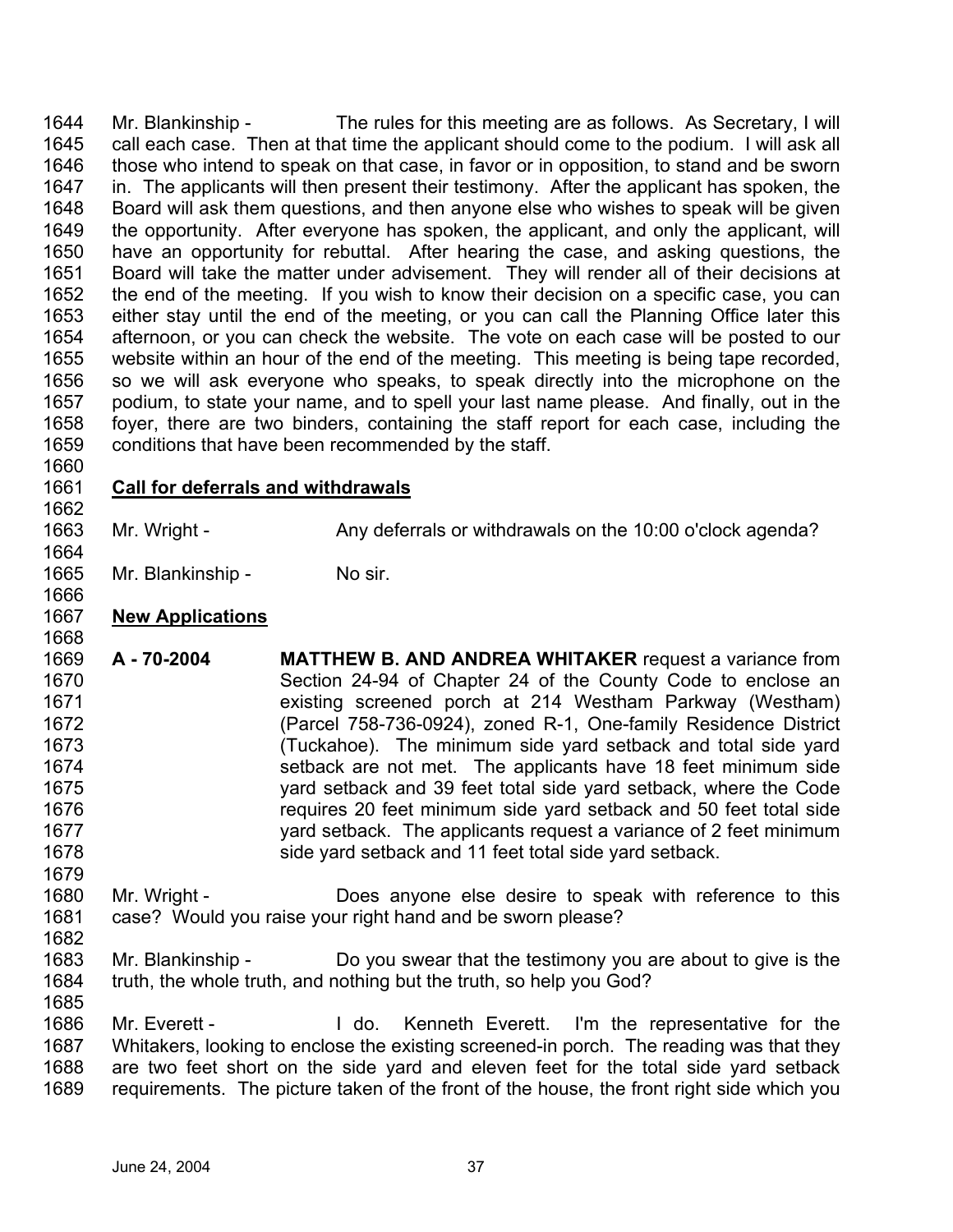Mr. Blankinship - The rules for this meeting are as follows. As Secretary, I will call each case. Then at that time the applicant should come to the podium. I will ask all those who intend to speak on that case, in favor or in opposition, to stand and be sworn in. The applicants will then present their testimony. After the applicant has spoken, the Board will ask them questions, and then anyone else who wishes to speak will be given the opportunity. After everyone has spoken, the applicant, and only the applicant, will have an opportunity for rebuttal. After hearing the case, and asking questions, the Board will take the matter under advisement. They will render all of their decisions at the end of the meeting. If you wish to know their decision on a specific case, you can either stay until the end of the meeting, or you can call the Planning Office later this afternoon, or you can check the website. The vote on each case will be posted to our website within an hour of the end of the meeting. This meeting is being tape recorded, so we will ask everyone who speaks, to speak directly into the microphone on the podium, to state your name, and to spell your last name please. And finally, out in the foyer, there are two binders, containing the staff report for each case, including the conditions that have been recommended by the staff.

**Call for deferrals and withdrawals**

Mr. Wright - Any deferrals or withdrawals on the 10:00 o'clock agenda?

Mr. Blankinship - No sir.

**New Applications**

**A - 70-2004** **MATTHEW B. AND ANDREA WHITAKER** request a variance from Section 24-94 of Chapter 24 of the County Code to enclose an existing screened porch at 214 Westham Parkway (Westham) (Parcel 758-736-0924), zoned R-1, One-family Residence District (Tuckahoe). The minimum side yard setback and total side yard setback are not met. The applicants have 18 feet minimum side yard setback and 39 feet total side yard setback, where the Code requires 20 feet minimum side yard setback and 50 feet total side yard setback. The applicants request a variance of 2 feet minimum side yard setback and 11 feet total side yard setback.

Mr. Wright - Does anyone else desire to speak with reference to this case? Would you raise your right hand and be sworn please?

Mr. Blankinship - Do you swear that the testimony you are about to give is the truth, the whole truth, and nothing but the truth, so help you God?

Mr. Everett - I do. Kenneth Everett. I'm the representative for the Whitakers, looking to enclose the existing screened-in porch. The reading was that they are two feet short on the side yard and eleven feet for the total side yard setback requirements. The picture taken of the front of the house, the front right side which you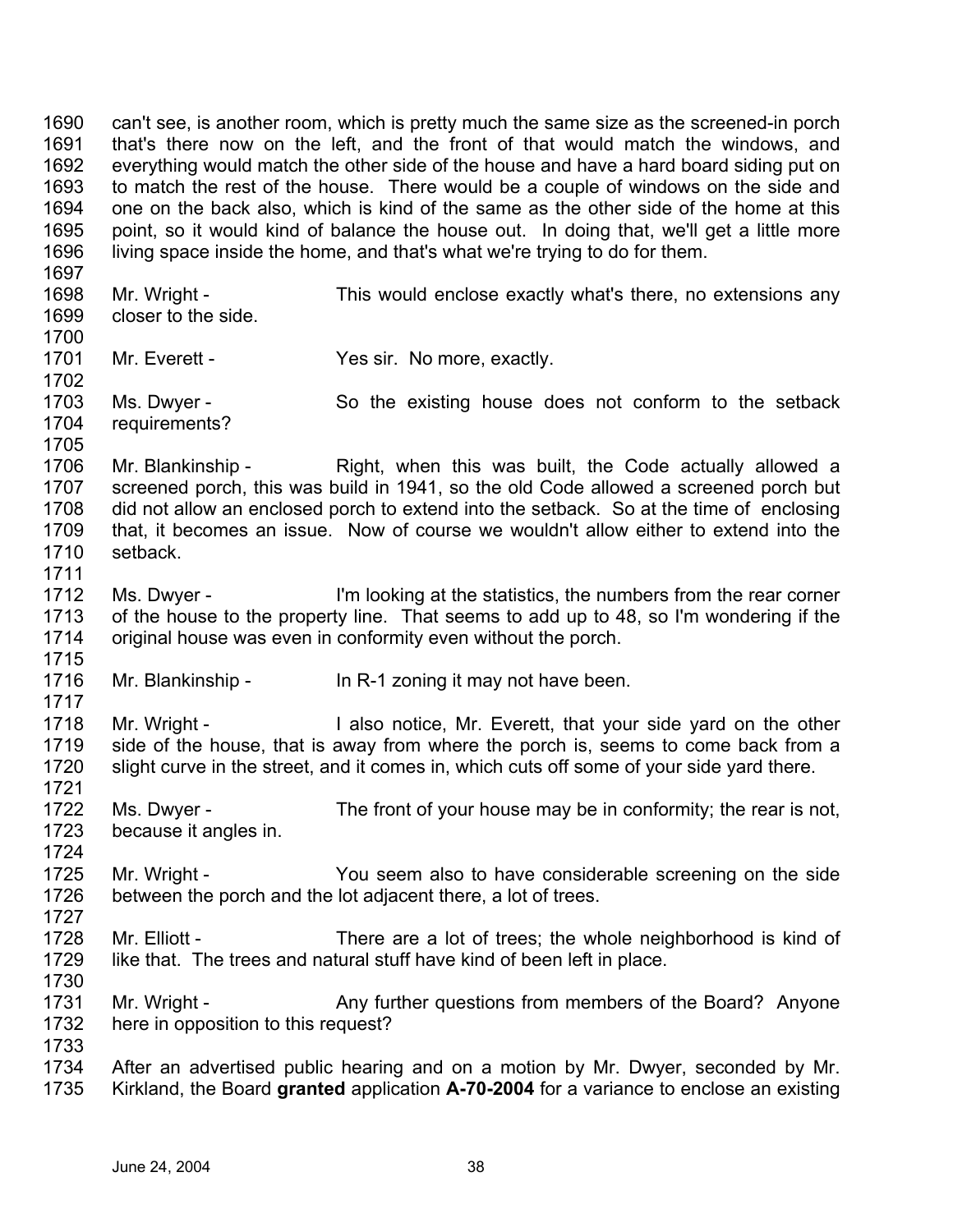can't see, is another room, which is pretty much the same size as the screened-in porch that's there now on the left, and the front of that would match the windows, and everything would match the other side of the house and have a hard board siding put on to match the rest of the house. There would be a couple of windows on the side and one on the back also, which is kind of the same as the other side of the home at this point, so it would kind of balance the house out. In doing that, we'll get a little more living space inside the home, and that's what we're trying to do for them.

Mr. Wright - This would enclose exactly what's there, no extensions any closer to the side.

Mr. Everett - Yes sir. No more, exactly.

Ms. Dwyer - So the existing house does not conform to the setback requirements?

Mr. Blankinship - Right, when this was built, the Code actually allowed a screened porch, this was build in 1941, so the old Code allowed a screened porch but did not allow an enclosed porch to extend into the setback. So at the time of enclosing that, it becomes an issue. Now of course we wouldn't allow either to extend into the setback.

Ms. Dwyer - I'm looking at the statistics, the numbers from the rear corner of the house to the property line. That seems to add up to 48, so I'm wondering if the original house was even in conformity even without the porch.

Mr. Blankinship - In R-1 zoning it may not have been.

Mr. Wright - I also notice, Mr. Everett, that your side yard on the other side of the house, that is away from where the porch is, seems to come back from a slight curve in the street, and it comes in, which cuts off some of your side yard there.

Ms. Dwyer - The front of your house may be in conformity; the rear is not, because it angles in.

Mr. Wright - You seem also to have considerable screening on the side between the porch and the lot adjacent there, a lot of trees.

Mr. Elliott - There are a lot of trees; the whole neighborhood is kind of like that. The trees and natural stuff have kind of been left in place.

Mr. Wright - Any further questions from members of the Board? Anyone here in opposition to this request?

After an advertised public hearing and on a motion by Mr. Dwyer, seconded by Mr. Kirkland, the Board **granted** application **A-70-2004** for a variance to enclose an existing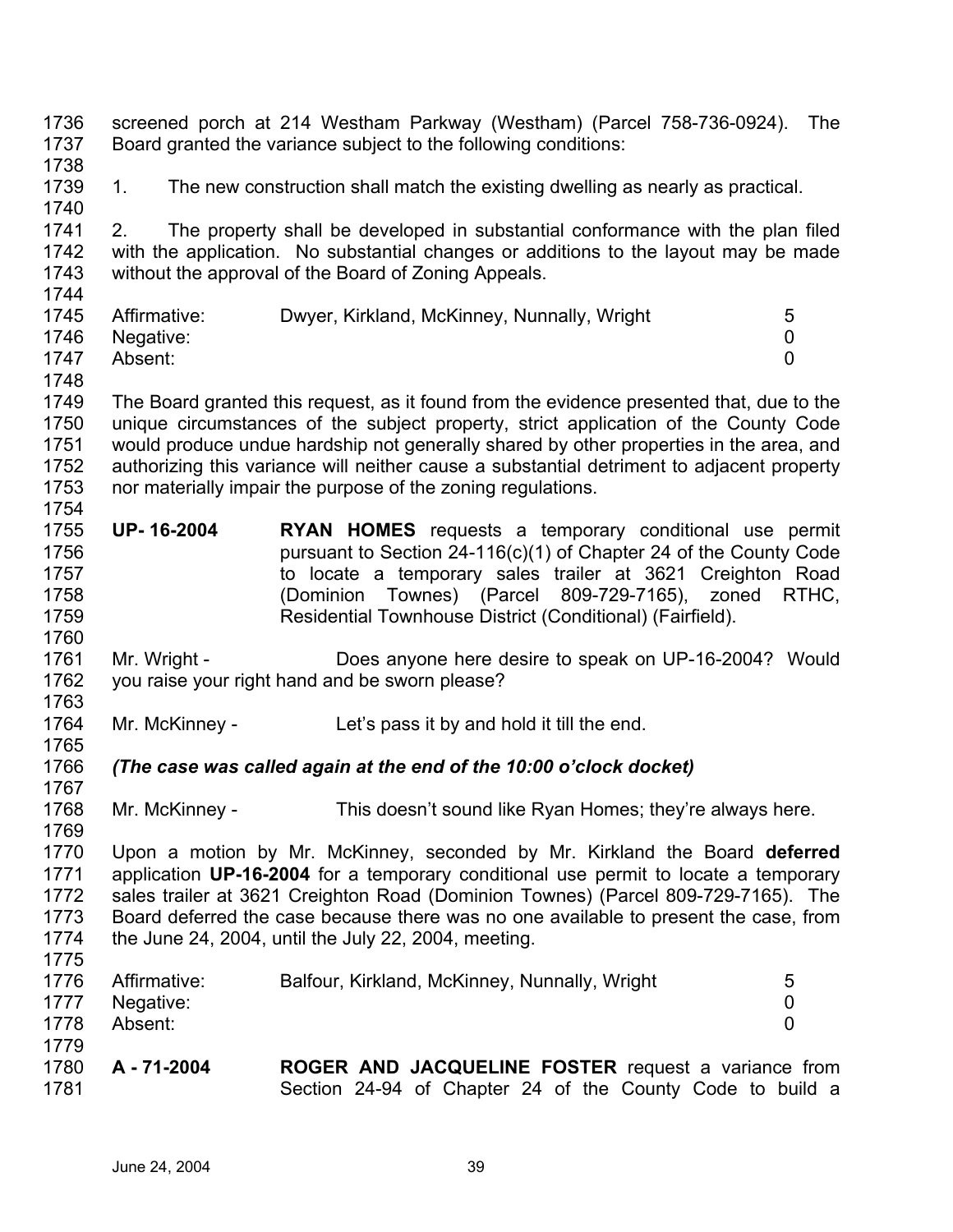screened porch at 214 Westham Parkway (Westham) (Parcel 758-736-0924). The Board granted the variance subject to the following conditions:

1. The new construction shall match the existing dwelling as nearly as practical.

2. The property shall be developed in substantial conformance with the plan filed with the application. No substantial changes or additions to the layout may be made without the approval of the Board of Zoning Appeals.

| | | |
|---|---|---|
| Affirmative: | Dwyer, Kirkland, McKinney, Nunnally, Wright | 5 |
| Negative: | | 0 |
| Absent: | | 0 |

The Board granted this request, as it found from the evidence presented that, due to the unique circumstances of the subject property, strict application of the County Code would produce undue hardship not generally shared by other properties in the area, and authorizing this variance will neither cause a substantial detriment to adjacent property nor materially impair the purpose of the zoning regulations.

**UP- 16-2004** **RYAN HOMES** requests a temporary conditional use permit pursuant to Section 24-116(c)(1) of Chapter 24 of the County Code to locate a temporary sales trailer at 3621 Creighton Road (Dominion Townes) (Parcel 809-729-7165), zoned RTHC, Residential Townhouse District (Conditional) (Fairfield).

Mr. Wright - Does anyone here desire to speak on UP-16-2004? Would you raise your right hand and be sworn please?

Mr. McKinney - Let's pass it by and hold it till the end.

***(The case was called again at the end of the 10:00 o'clock docket)***

Mr. McKinney - This doesn't sound like Ryan Homes; they're always here.

Upon a motion by Mr. McKinney, seconded by Mr. Kirkland the Board **deferred** application **UP-16-2004** for a temporary conditional use permit to locate a temporary sales trailer at 3621 Creighton Road (Dominion Townes) (Parcel 809-729-7165). The Board deferred the case because there was no one available to present the case, from the June 24, 2004, until the July 22, 2004, meeting.

| | | |
|---|---|---|
| Affirmative: | Balfour, Kirkland, McKinney, Nunnally, Wright | 5 |
| Negative: | | 0 |
| Absent: | | 0 |

**A - 71-2004** **ROGER AND JACQUELINE FOSTER** request a variance from Section 24-94 of Chapter 24 of the County Code to build a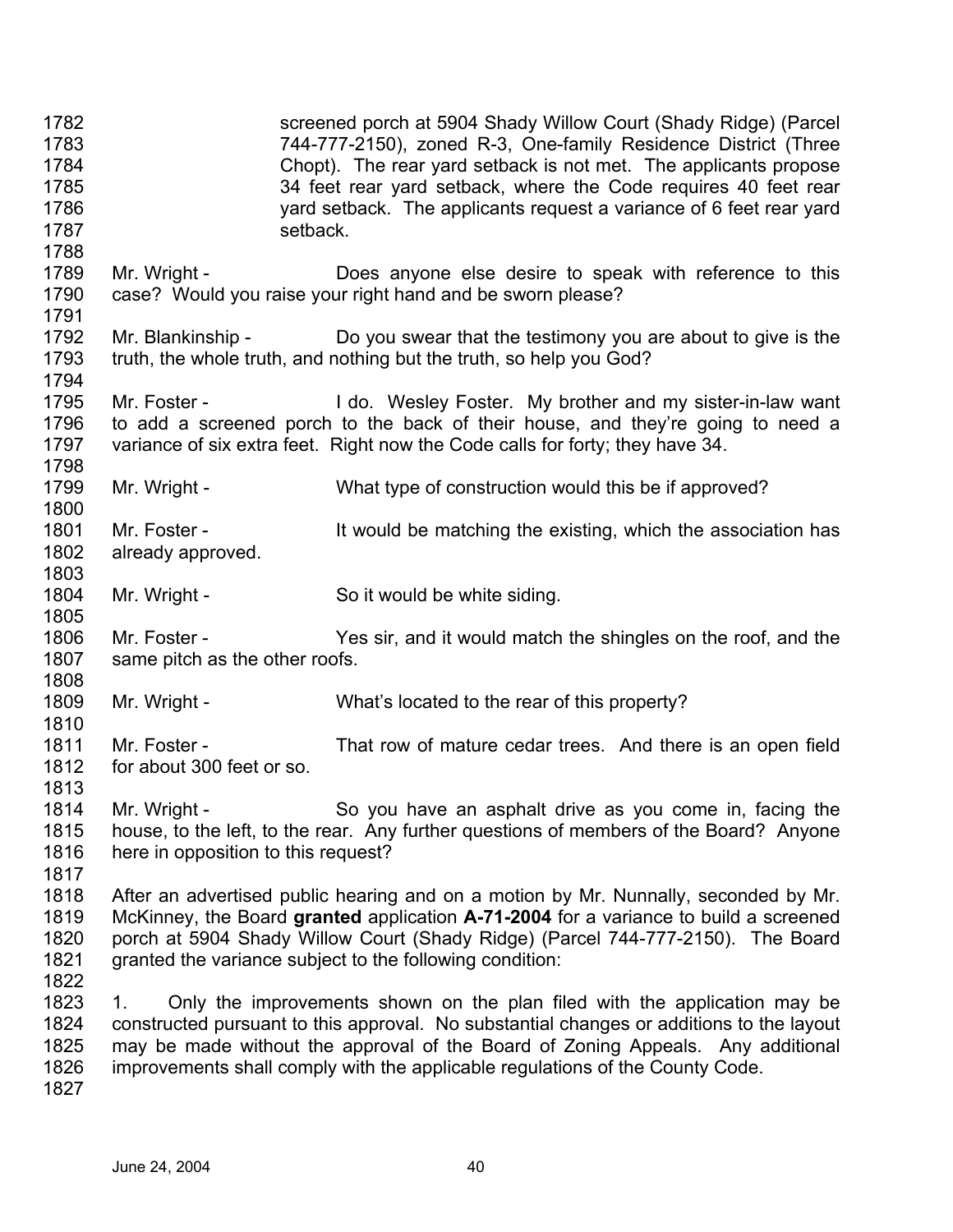screened porch at 5904 Shady Willow Court (Shady Ridge) (Parcel 744-777-2150), zoned R-3, One-family Residence District (Three Chopt). The rear yard setback is not met. The applicants propose 34 feet rear yard setback, where the Code requires 40 feet rear yard setback. The applicants request a variance of 6 feet rear yard setback.

Mr. Wright - Does anyone else desire to speak with reference to this case? Would you raise your right hand and be sworn please?

Mr. Blankinship - Do you swear that the testimony you are about to give is the truth, the whole truth, and nothing but the truth, so help you God?

Mr. Foster - I do. Wesley Foster. My brother and my sister-in-law want to add a screened porch to the back of their house, and they're going to need a variance of six extra feet. Right now the Code calls for forty; they have 34.

Mr. Wright - What type of construction would this be if approved?

Mr. Foster - It would be matching the existing, which the association has already approved.

Mr. Wright - So it would be white siding.

Mr. Foster - Yes sir, and it would match the shingles on the roof, and the same pitch as the other roofs.

Mr. Wright - What's located to the rear of this property?

Mr. Foster - That row of mature cedar trees. And there is an open field for about 300 feet or so.

Mr. Wright - So you have an asphalt drive as you come in, facing the house, to the left, to the rear. Any further questions of members of the Board? Anyone here in opposition to this request?

After an advertised public hearing and on a motion by Mr. Nunnally, seconded by Mr. McKinney, the Board **granted** application **A-71-2004** for a variance to build a screened porch at 5904 Shady Willow Court (Shady Ridge) (Parcel 744-777-2150). The Board granted the variance subject to the following condition:

1. Only the improvements shown on the plan filed with the application may be constructed pursuant to this approval. No substantial changes or additions to the layout may be made without the approval of the Board of Zoning Appeals. Any additional improvements shall comply with the applicable regulations of the County Code.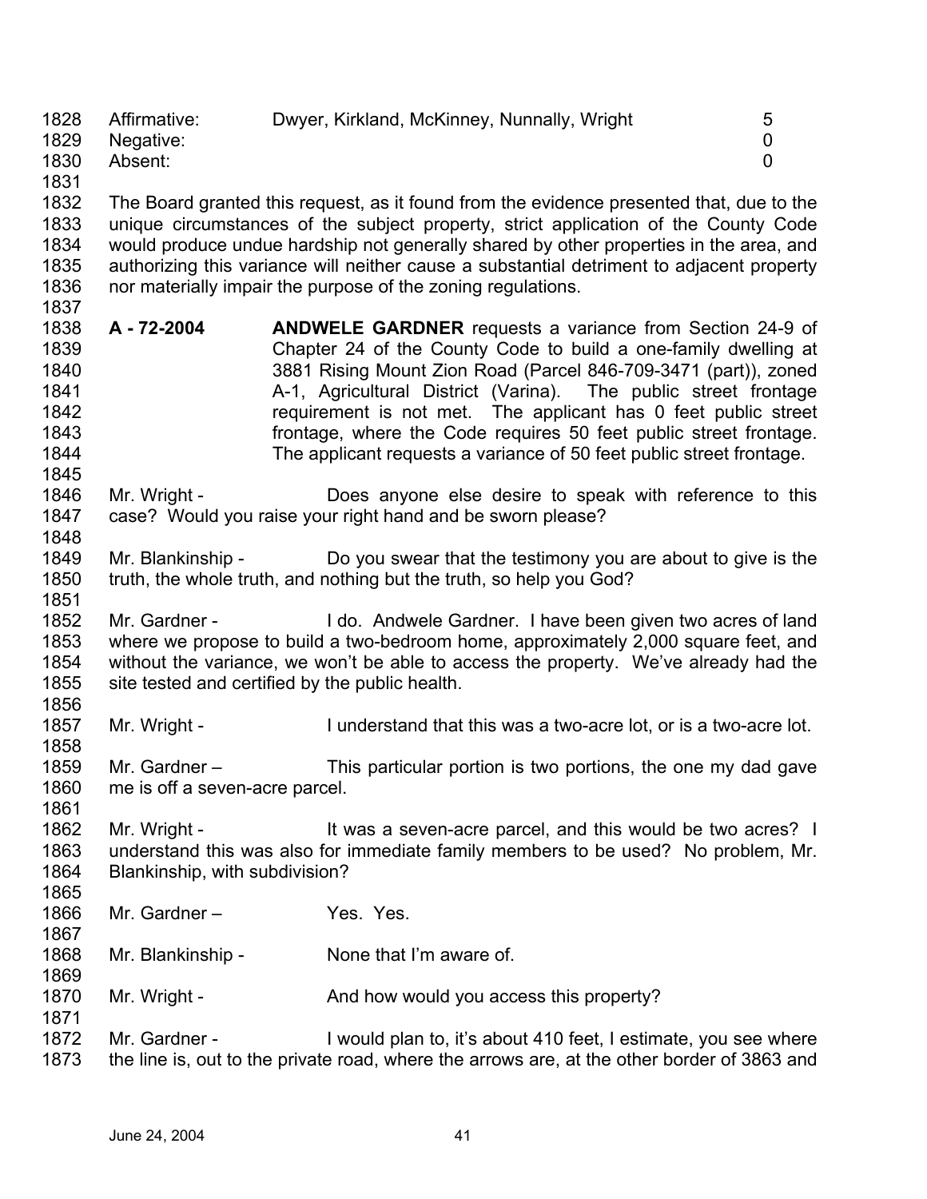| | | |
|---|---|---|
| Affirmative: | Dwyer, Kirkland, McKinney, Nunnally, Wright | 5 |
| Negative: | | 0 |
| Absent: | | 0 |

The Board granted this request, as it found from the evidence presented that, due to the unique circumstances of the subject property, strict application of the County Code would produce undue hardship not generally shared by other properties in the area, and authorizing this variance will neither cause a substantial detriment to adjacent property nor materially impair the purpose of the zoning regulations.

**A - 72-2004** **ANDWELE GARDNER** requests a variance from Section 24-9 of Chapter 24 of the County Code to build a one-family dwelling at 3881 Rising Mount Zion Road (Parcel 846-709-3471 (part)), zoned A-1, Agricultural District (Varina). The public street frontage requirement is not met. The applicant has 0 feet public street frontage, where the Code requires 50 feet public street frontage. The applicant requests a variance of 50 feet public street frontage.

Mr. Wright - Does anyone else desire to speak with reference to this case? Would you raise your right hand and be sworn please?

Mr. Blankinship - Do you swear that the testimony you are about to give is the truth, the whole truth, and nothing but the truth, so help you God?

Mr. Gardner - I do. Andwele Gardner. I have been given two acres of land where we propose to build a two-bedroom home, approximately 2,000 square feet, and without the variance, we won't be able to access the property. We've already had the site tested and certified by the public health.

Mr. Wright - I understand that this was a two-acre lot, or is a two-acre lot.

Mr. Gardner – This particular portion is two portions, the one my dad gave me is off a seven-acre parcel.

Mr. Wright - It was a seven-acre parcel, and this would be two acres? I understand this was also for immediate family members to be used? No problem, Mr. Blankinship, with subdivision?

Mr. Gardner – Yes. Yes.

Mr. Blankinship - None that I'm aware of.

Mr. Wright - And how would you access this property?

Mr. Gardner - I would plan to, it's about 410 feet, I estimate, you see where the line is, out to the private road, where the arrows are, at the other border of 3863 and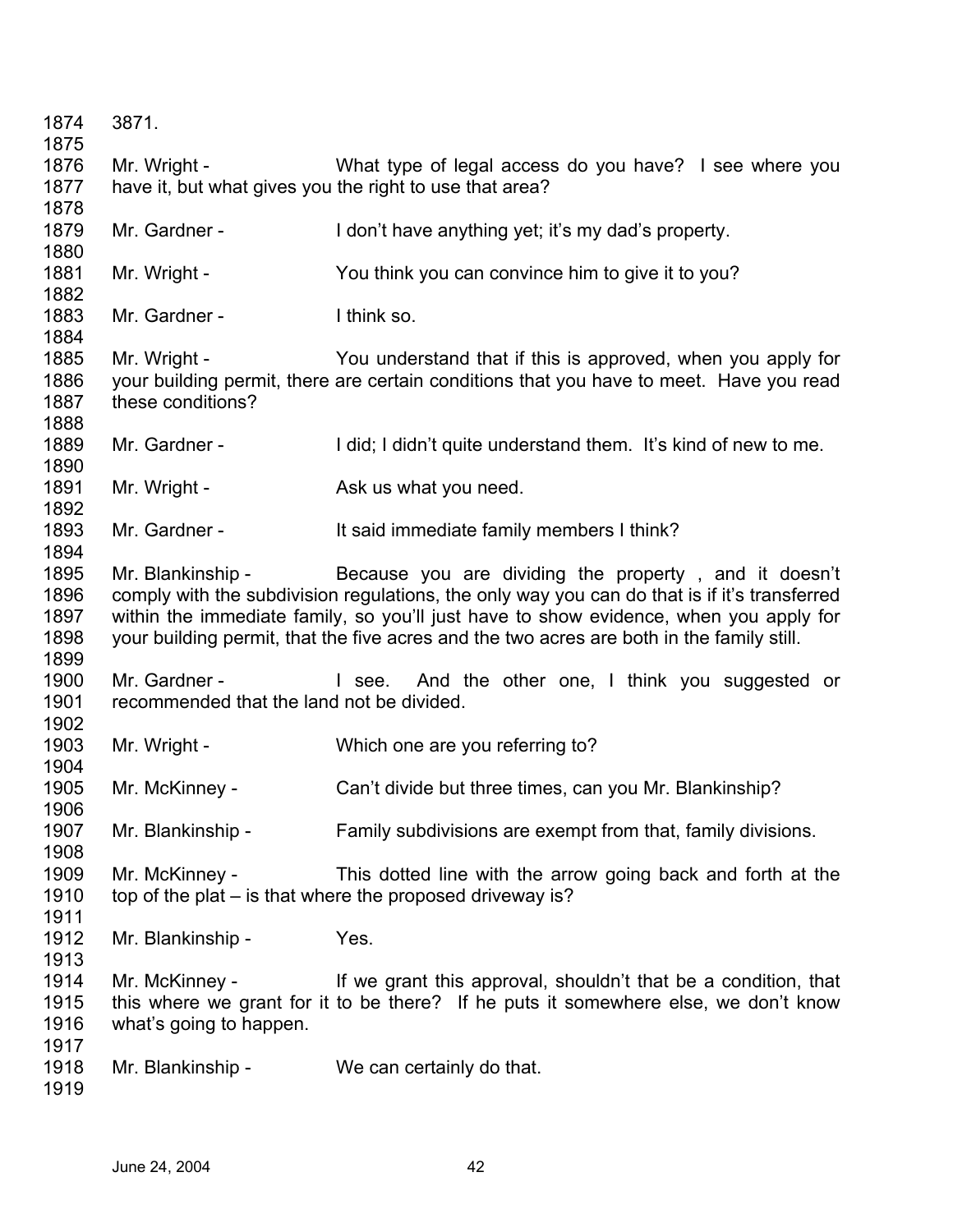3871.

Mr. Wright - What type of legal access do you have? I see where you have it, but what gives you the right to use that area?

Mr. Gardner - I don't have anything yet; it's my dad's property.

Mr. Wright - You think you can convince him to give it to you?

Mr. Gardner - I think so.

Mr. Wright - You understand that if this is approved, when you apply for your building permit, there are certain conditions that you have to meet. Have you read these conditions?

Mr. Gardner - I did; I didn't quite understand them. It's kind of new to me.

Mr. Wright - Ask us what you need.

Mr. Gardner - It said immediate family members I think?

Mr. Blankinship - Because you are dividing the property , and it doesn't comply with the subdivision regulations, the only way you can do that is if it's transferred within the immediate family, so you'll just have to show evidence, when you apply for your building permit, that the five acres and the two acres are both in the family still.

Mr. Gardner - I see. And the other one, I think you suggested or recommended that the land not be divided.

Mr. Wright - Which one are you referring to?

Mr. McKinney - Can't divide but three times, can you Mr. Blankinship?

Mr. Blankinship - Family subdivisions are exempt from that, family divisions.

Mr. McKinney - This dotted line with the arrow going back and forth at the top of the plat – is that where the proposed driveway is?

Mr. Blankinship - Yes.

Mr. McKinney - If we grant this approval, shouldn't that be a condition, that this where we grant for it to be there? If he puts it somewhere else, we don't know what's going to happen.

Mr. Blankinship - We can certainly do that.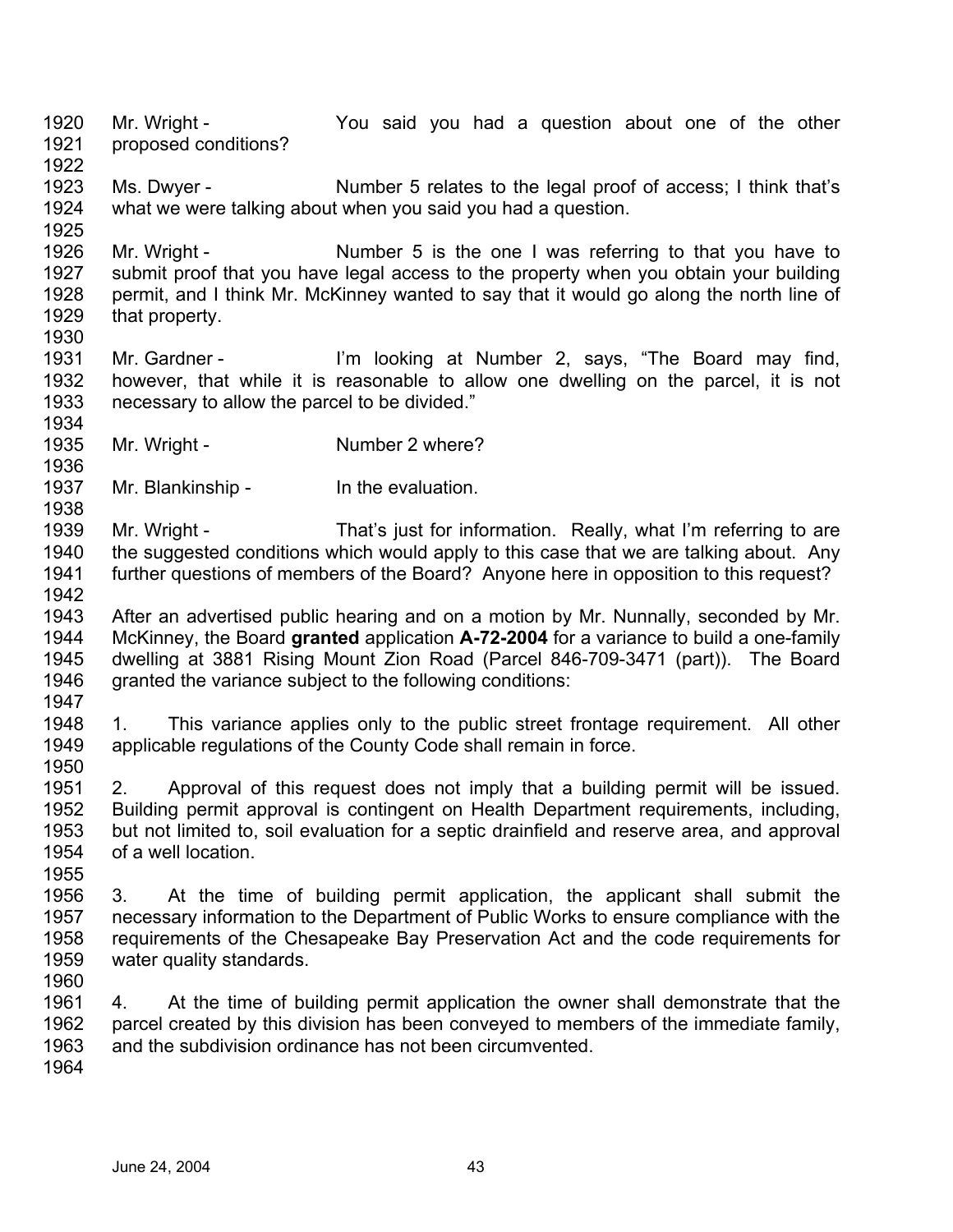Mr. Wright - You said you had a question about one of the other proposed conditions?

Ms. Dwyer - Number 5 relates to the legal proof of access; I think that's what we were talking about when you said you had a question.

Mr. Wright - Number 5 is the one I was referring to that you have to submit proof that you have legal access to the property when you obtain your building permit, and I think Mr. McKinney wanted to say that it would go along the north line of that property.

Mr. Gardner - I'm looking at Number 2, says, "The Board may find, however, that while it is reasonable to allow one dwelling on the parcel, it is not necessary to allow the parcel to be divided."

Mr. Wright - Number 2 where?

Mr. Blankinship - In the evaluation.

Mr. Wright - That's just for information. Really, what I'm referring to are the suggested conditions which would apply to this case that we are talking about. Any further questions of members of the Board? Anyone here in opposition to this request?

After an advertised public hearing and on a motion by Mr. Nunnally, seconded by Mr. McKinney, the Board **granted** application **A-72-2004** for a variance to build a one-family dwelling at 3881 Rising Mount Zion Road (Parcel 846-709-3471 (part)). The Board granted the variance subject to the following conditions:

1. This variance applies only to the public street frontage requirement. All other applicable regulations of the County Code shall remain in force.

2. Approval of this request does not imply that a building permit will be issued. Building permit approval is contingent on Health Department requirements, including, but not limited to, soil evaluation for a septic drainfield and reserve area, and approval of a well location.

3. At the time of building permit application, the applicant shall submit the necessary information to the Department of Public Works to ensure compliance with the requirements of the Chesapeake Bay Preservation Act and the code requirements for water quality standards.

4. At the time of building permit application the owner shall demonstrate that the parcel created by this division has been conveyed to members of the immediate family, and the subdivision ordinance has not been circumvented.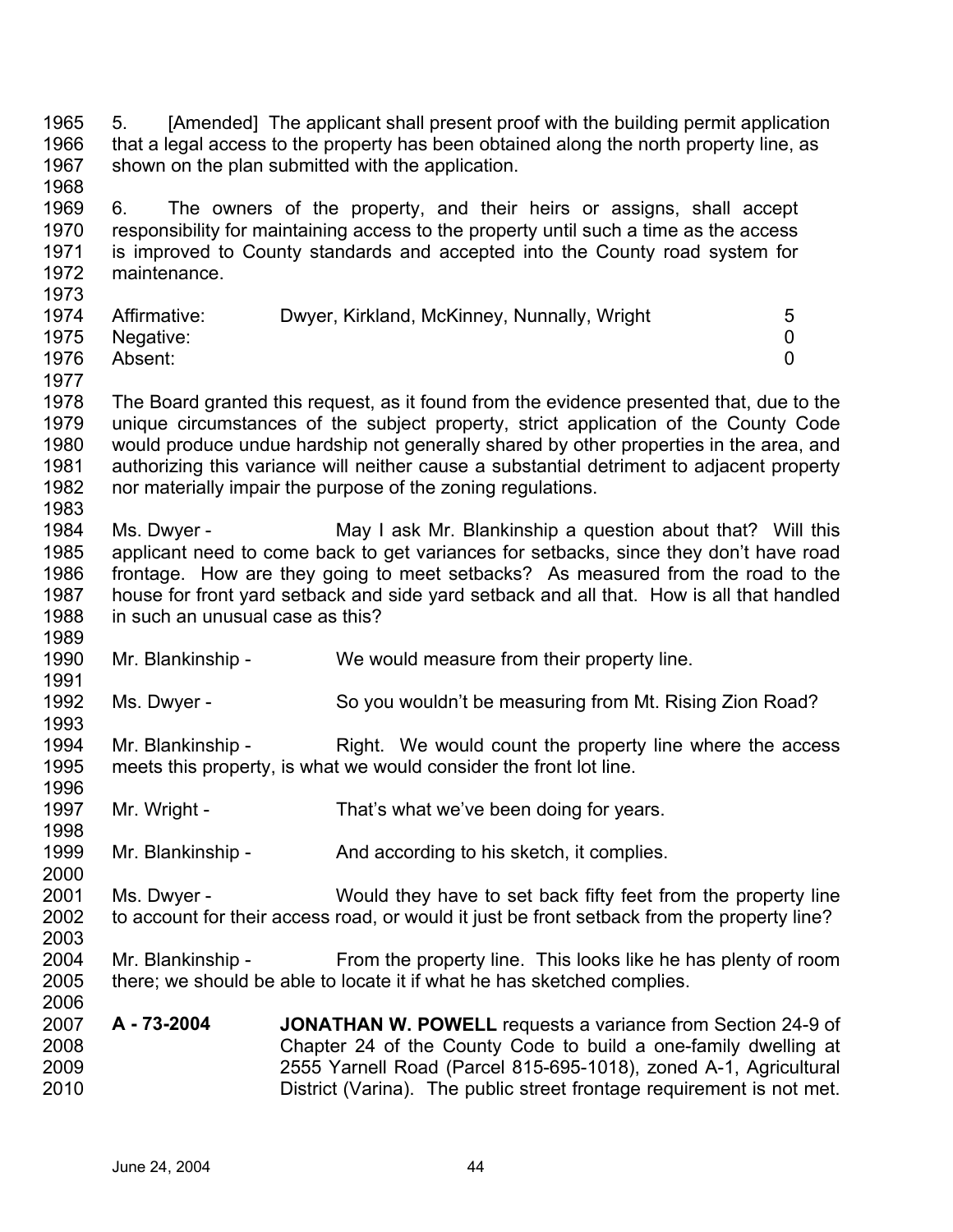5. [Amended] The applicant shall present proof with the building permit application that a legal access to the property has been obtained along the north property line, as shown on the plan submitted with the application.

6. The owners of the property, and their heirs or assigns, shall accept responsibility for maintaining access to the property until such a time as the access is improved to County standards and accepted into the County road system for maintenance.

| | | |
|---|---|---|
| Affirmative: | Dwyer, Kirkland, McKinney, Nunnally, Wright | 5 |
| Negative: | | 0 |
| Absent: | | 0 |

The Board granted this request, as it found from the evidence presented that, due to the unique circumstances of the subject property, strict application of the County Code would produce undue hardship not generally shared by other properties in the area, and authorizing this variance will neither cause a substantial detriment to adjacent property nor materially impair the purpose of the zoning regulations.

Ms. Dwyer - May I ask Mr. Blankinship a question about that? Will this applicant need to come back to get variances for setbacks, since they don't have road frontage. How are they going to meet setbacks? As measured from the road to the house for front yard setback and side yard setback and all that. How is all that handled in such an unusual case as this?

Mr. Blankinship - We would measure from their property line.

Ms. Dwyer - So you wouldn't be measuring from Mt. Rising Zion Road?

Mr. Blankinship - Right. We would count the property line where the access meets this property, is what we would consider the front lot line.

Mr. Wright - That's what we've been doing for years.

Mr. Blankinship - And according to his sketch, it complies.

Ms. Dwyer - Would they have to set back fifty feet from the property line to account for their access road, or would it just be front setback from the property line?

Mr. Blankinship - From the property line. This looks like he has plenty of room there; we should be able to locate it if what he has sketched complies.

**A - 73-2004** **JONATHAN W. POWELL** requests a variance from Section 24-9 of Chapter 24 of the County Code to build a one-family dwelling at 2555 Yarnell Road (Parcel 815-695-1018), zoned A-1, Agricultural District (Varina). The public street frontage requirement is not met.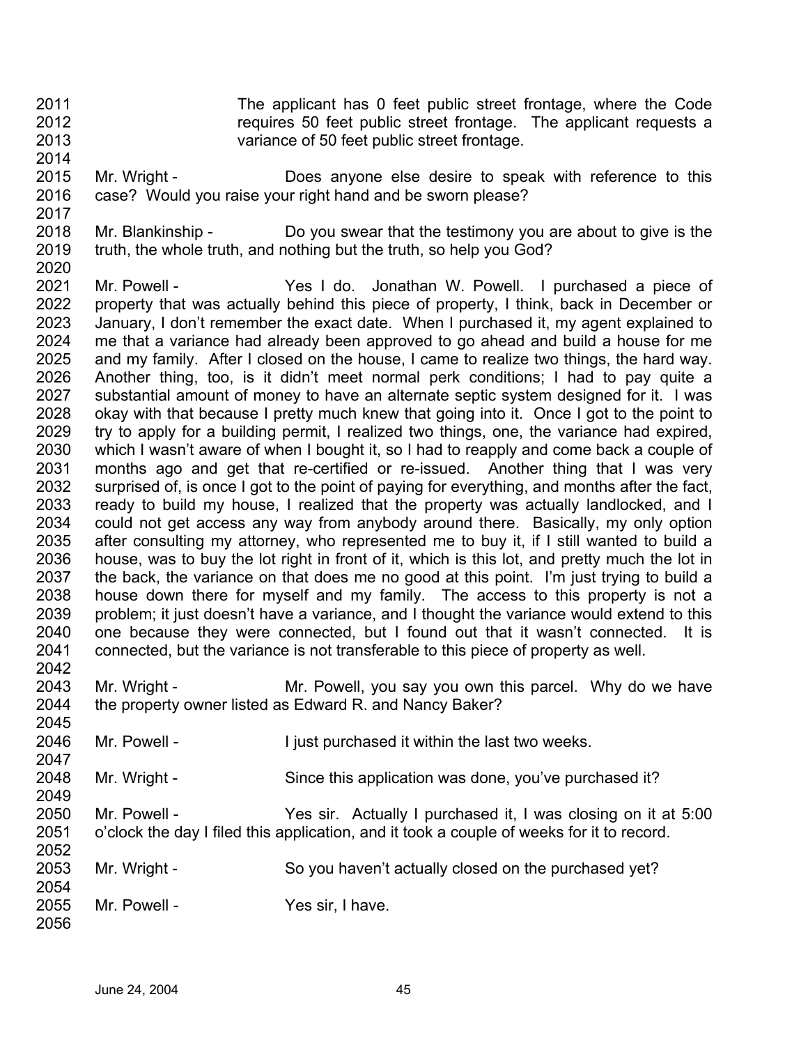The applicant has 0 feet public street frontage, where the Code requires 50 feet public street frontage. The applicant requests a variance of 50 feet public street frontage.

Mr. Wright - Does anyone else desire to speak with reference to this case? Would you raise your right hand and be sworn please?

Mr. Blankinship - Do you swear that the testimony you are about to give is the truth, the whole truth, and nothing but the truth, so help you God?

Mr. Powell - Yes I do. Jonathan W. Powell. I purchased a piece of property that was actually behind this piece of property, I think, back in December or January, I don't remember the exact date. When I purchased it, my agent explained to me that a variance had already been approved to go ahead and build a house for me and my family. After I closed on the house, I came to realize two things, the hard way. Another thing, too, is it didn't meet normal perk conditions; I had to pay quite a substantial amount of money to have an alternate septic system designed for it. I was okay with that because I pretty much knew that going into it. Once I got to the point to try to apply for a building permit, I realized two things, one, the variance had expired, which I wasn't aware of when I bought it, so I had to reapply and come back a couple of months ago and get that re-certified or re-issued. Another thing that I was very surprised of, is once I got to the point of paying for everything, and months after the fact, ready to build my house, I realized that the property was actually landlocked, and I could not get access any way from anybody around there. Basically, my only option after consulting my attorney, who represented me to buy it, if I still wanted to build a house, was to buy the lot right in front of it, which is this lot, and pretty much the lot in the back, the variance on that does me no good at this point. I'm just trying to build a house down there for myself and my family. The access to this property is not a problem; it just doesn't have a variance, and I thought the variance would extend to this one because they were connected, but I found out that it wasn't connected. It is connected, but the variance is not transferable to this piece of property as well.

Mr. Wright - Mr. Powell, you say you own this parcel. Why do we have the property owner listed as Edward R. and Nancy Baker?

Mr. Powell - I just purchased it within the last two weeks.

Mr. Wright - Since this application was done, you've purchased it?

Mr. Powell - Yes sir. Actually I purchased it, I was closing on it at 5:00 o'clock the day I filed this application, and it took a couple of weeks for it to record.

Mr. Wright - So you haven't actually closed on the purchased yet?

Mr. Powell - Yes sir, I have.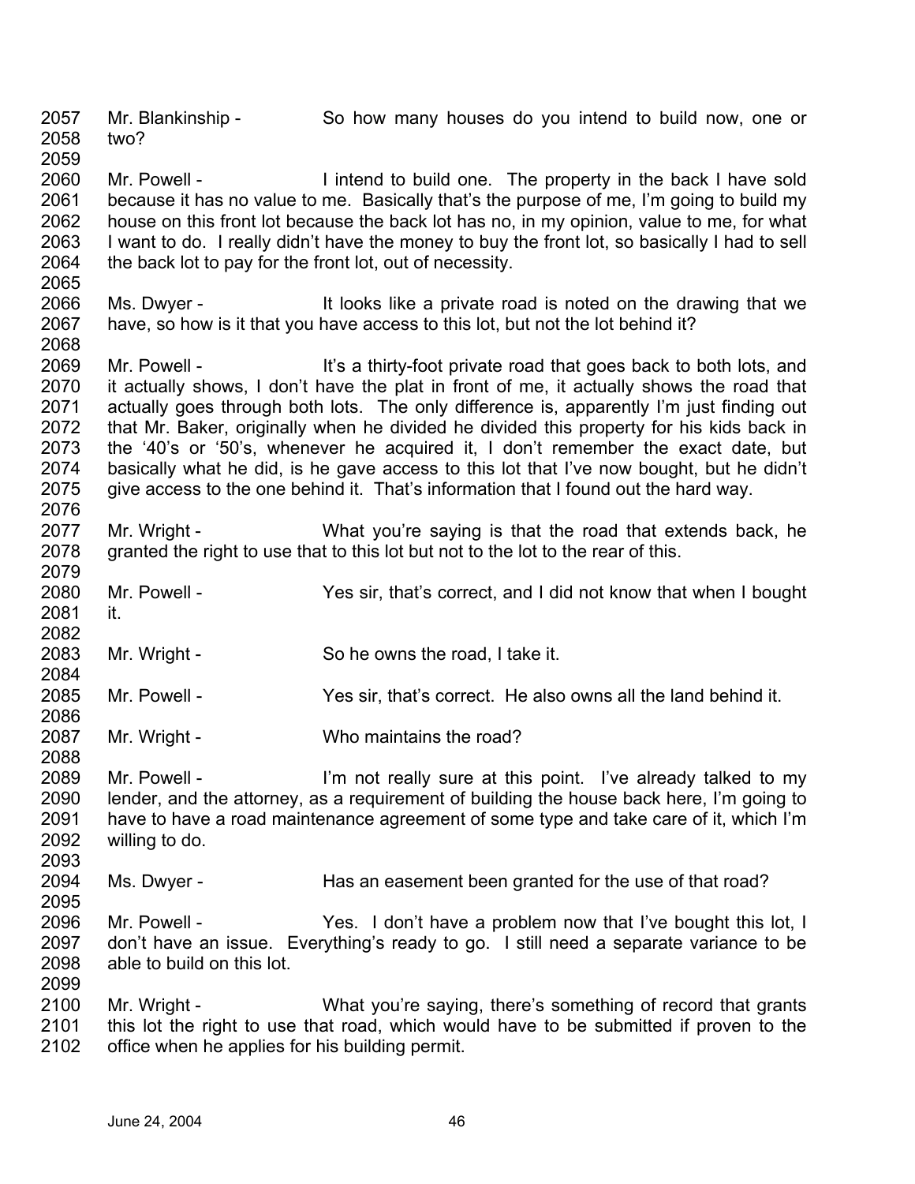Mr. Blankinship - So how many houses do you intend to build now, one or two?

Mr. Powell - I intend to build one. The property in the back I have sold because it has no value to me. Basically that's the purpose of me, I'm going to build my house on this front lot because the back lot has no, in my opinion, value to me, for what I want to do. I really didn't have the money to buy the front lot, so basically I had to sell the back lot to pay for the front lot, out of necessity.

Ms. Dwyer - It looks like a private road is noted on the drawing that we have, so how is it that you have access to this lot, but not the lot behind it?

Mr. Powell - It's a thirty-foot private road that goes back to both lots, and it actually shows, I don't have the plat in front of me, it actually shows the road that actually goes through both lots. The only difference is, apparently I'm just finding out that Mr. Baker, originally when he divided he divided this property for his kids back in the '40's or '50's, whenever he acquired it, I don't remember the exact date, but basically what he did, is he gave access to this lot that I've now bought, but he didn't give access to the one behind it. That's information that I found out the hard way.

Mr. Wright - What you're saying is that the road that extends back, he granted the right to use that to this lot but not to the lot to the rear of this.

Mr. Powell - Yes sir, that's correct, and I did not know that when I bought it.

Mr. Wright - So he owns the road, I take it.

Mr. Powell - Yes sir, that's correct. He also owns all the land behind it.

Mr. Wright - Who maintains the road?

Mr. Powell - I'm not really sure at this point. I've already talked to my lender, and the attorney, as a requirement of building the house back here, I'm going to have to have a road maintenance agreement of some type and take care of it, which I'm willing to do.

Ms. Dwyer - Has an easement been granted for the use of that road?

Mr. Powell - Yes. I don't have a problem now that I've bought this lot, I don't have an issue. Everything's ready to go. I still need a separate variance to be able to build on this lot.

Mr. Wright - What you're saying, there's something of record that grants this lot the right to use that road, which would have to be submitted if proven to the office when he applies for his building permit.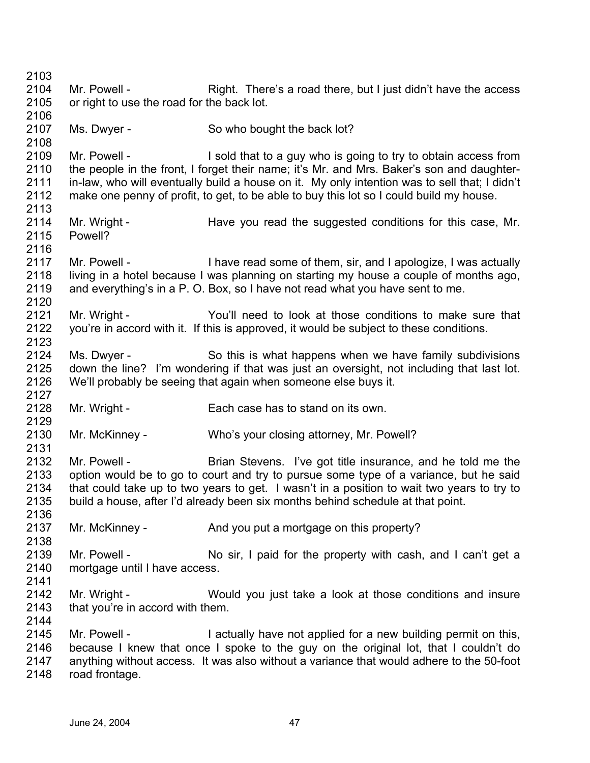Mr. Powell - Right. There's a road there, but I just didn't have the access or right to use the road for the back lot.

Ms. Dwyer - So who bought the back lot?

Mr. Powell - I sold that to a guy who is going to try to obtain access from the people in the front, I forget their name; it's Mr. and Mrs. Baker's son and daughter-in-law, who will eventually build a house on it. My only intention was to sell that; I didn't make one penny of profit, to get, to be able to buy this lot so I could build my house.

Mr. Wright - Have you read the suggested conditions for this case, Mr. Powell?

Mr. Powell - I have read some of them, sir, and I apologize, I was actually living in a hotel because I was planning on starting my house a couple of months ago, and everything's in a P. O. Box, so I have not read what you have sent to me.

Mr. Wright - You'll need to look at those conditions to make sure that you're in accord with it. If this is approved, it would be subject to these conditions.

Ms. Dwyer - So this is what happens when we have family subdivisions down the line? I'm wondering if that was just an oversight, not including that last lot. We'll probably be seeing that again when someone else buys it.

Mr. Wright - Each case has to stand on its own.

Mr. McKinney - Who's your closing attorney, Mr. Powell?

Mr. Powell - Brian Stevens. I've got title insurance, and he told me the option would be to go to court and try to pursue some type of a variance, but he said that could take up to two years to get. I wasn't in a position to wait two years to try to build a house, after I'd already been six months behind schedule at that point.

Mr. McKinney - And you put a mortgage on this property?

Mr. Powell - No sir, I paid for the property with cash, and I can't get a mortgage until I have access.

Mr. Wright - Would you just take a look at those conditions and insure that you're in accord with them.

Mr. Powell - I actually have not applied for a new building permit on this, because I knew that once I spoke to the guy on the original lot, that I couldn't do anything without access. It was also without a variance that would adhere to the 50-foot road frontage.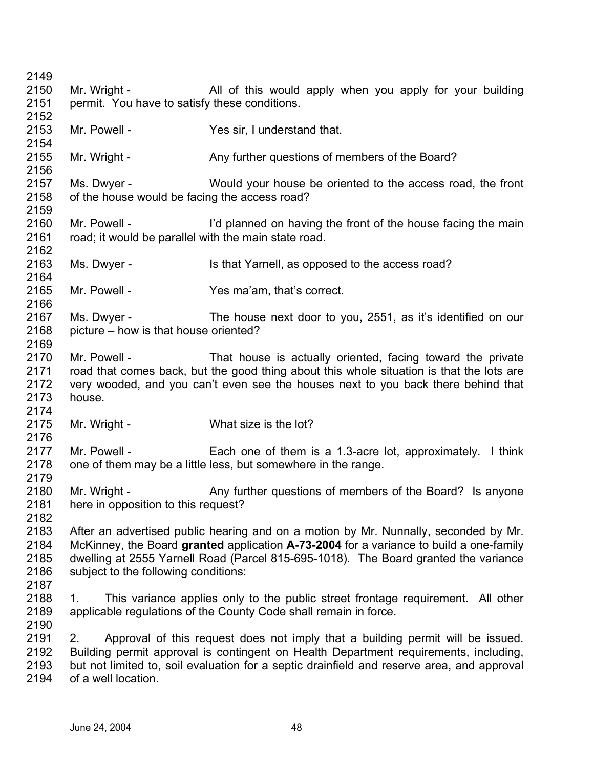Mr. Wright - All of this would apply when you apply for your building permit. You have to satisfy these conditions.

Mr. Powell - Yes sir, I understand that.

Mr. Wright - Any further questions of members of the Board?

Ms. Dwyer - Would your house be oriented to the access road, the front of the house would be facing the access road?

Mr. Powell - I'd planned on having the front of the house facing the main road; it would be parallel with the main state road.

Ms. Dwyer - Is that Yarnell, as opposed to the access road?

Mr. Powell - Yes ma'am, that's correct.

Ms. Dwyer - The house next door to you, 2551, as it's identified on our picture – how is that house oriented?

Mr. Powell - That house is actually oriented, facing toward the private road that comes back, but the good thing about this whole situation is that the lots are very wooded, and you can't even see the houses next to you back there behind that house.

Mr. Wright - What size is the lot?

Mr. Powell - Each one of them is a 1.3-acre lot, approximately. I think one of them may be a little less, but somewhere in the range.

Mr. Wright - Any further questions of members of the Board? Is anyone here in opposition to this request?

After an advertised public hearing and on a motion by Mr. Nunnally, seconded by Mr. McKinney, the Board **granted** application **A-73-2004** for a variance to build a one-family dwelling at 2555 Yarnell Road (Parcel 815-695-1018). The Board granted the variance subject to the following conditions:

1. This variance applies only to the public street frontage requirement. All other applicable regulations of the County Code shall remain in force.

2. Approval of this request does not imply that a building permit will be issued. Building permit approval is contingent on Health Department requirements, including, but not limited to, soil evaluation for a septic drainfield and reserve area, and approval of a well location.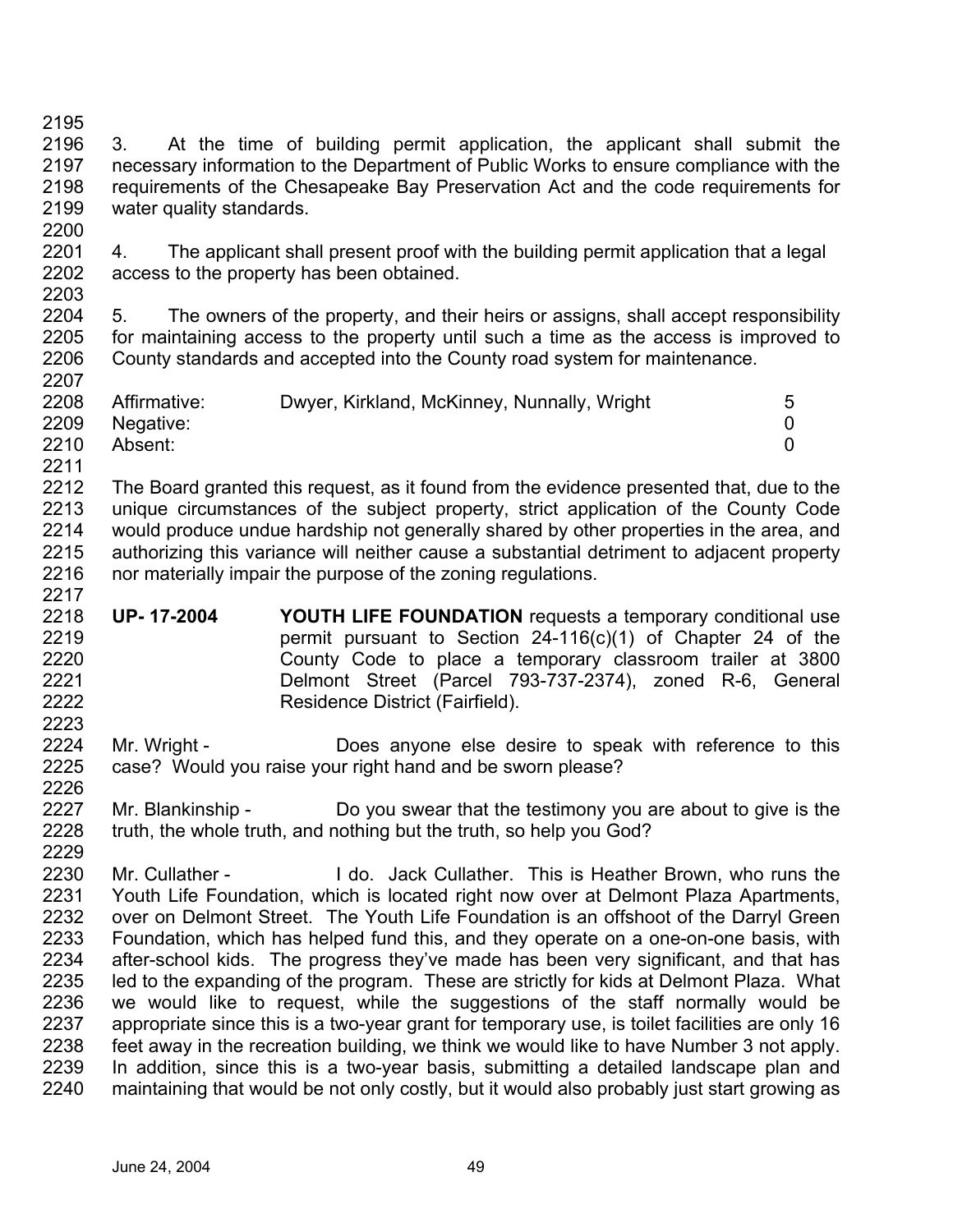3. At the time of building permit application, the applicant shall submit the necessary information to the Department of Public Works to ensure compliance with the requirements of the Chesapeake Bay Preservation Act and the code requirements for water quality standards.

4. The applicant shall present proof with the building permit application that a legal access to the property has been obtained.

5. The owners of the property, and their heirs or assigns, shall accept responsibility for maintaining access to the property until such a time as the access is improved to County standards and accepted into the County road system for maintenance.

| | | |
|---|---|---|
| Affirmative: | Dwyer, Kirkland, McKinney, Nunnally, Wright | 5 |
| Negative: | | 0 |
| Absent: | | 0 |

The Board granted this request, as it found from the evidence presented that, due to the unique circumstances of the subject property, strict application of the County Code would produce undue hardship not generally shared by other properties in the area, and authorizing this variance will neither cause a substantial detriment to adjacent property nor materially impair the purpose of the zoning regulations.

**UP- 17-2004** **YOUTH LIFE FOUNDATION** requests a temporary conditional use permit pursuant to Section 24-116(c)(1) of Chapter 24 of the County Code to place a temporary classroom trailer at 3800 Delmont Street (Parcel 793-737-2374), zoned R-6, General Residence District (Fairfield).

Mr. Wright - Does anyone else desire to speak with reference to this case? Would you raise your right hand and be sworn please?

Mr. Blankinship - Do you swear that the testimony you are about to give is the truth, the whole truth, and nothing but the truth, so help you God?

Mr. Cullather - I do. Jack Cullather. This is Heather Brown, who runs the Youth Life Foundation, which is located right now over at Delmont Plaza Apartments, over on Delmont Street. The Youth Life Foundation is an offshoot of the Darryl Green Foundation, which has helped fund this, and they operate on a one-on-one basis, with after-school kids. The progress they've made has been very significant, and that has led to the expanding of the program. These are strictly for kids at Delmont Plaza. What we would like to request, while the suggestions of the staff normally would be appropriate since this is a two-year grant for temporary use, is toilet facilities are only 16 feet away in the recreation building, we think we would like to have Number 3 not apply. In addition, since this is a two-year basis, submitting a detailed landscape plan and maintaining that would be not only costly, but it would also probably just start growing as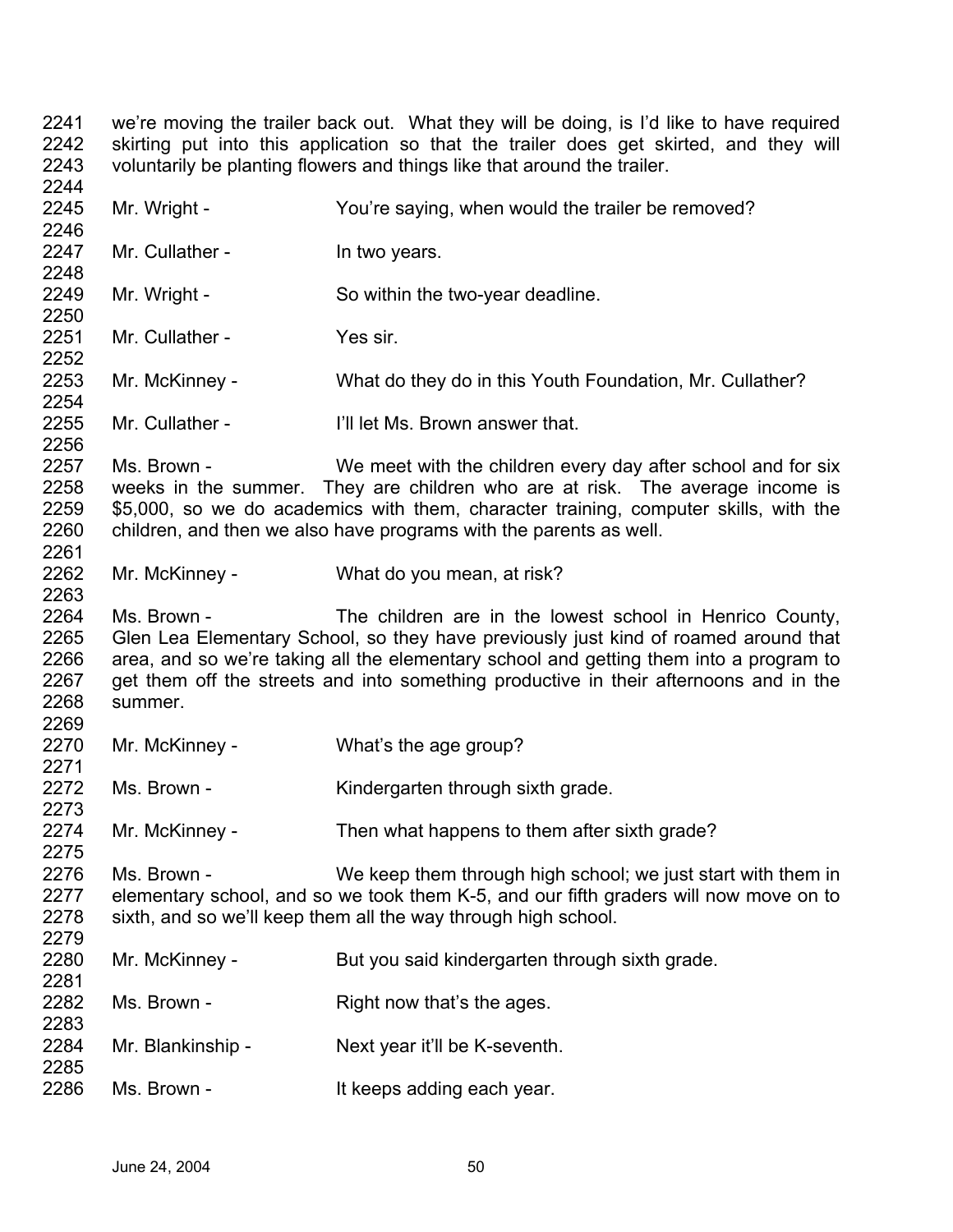we're moving the trailer back out. What they will be doing, is I'd like to have required skirting put into this application so that the trailer does get skirted, and they will voluntarily be planting flowers and things like that around the trailer.

Mr. Wright - You're saying, when would the trailer be removed?

Mr. Cullather - In two years.

Mr. Wright - So within the two-year deadline.

Mr. Cullather - Yes sir.

Mr. McKinney - What do they do in this Youth Foundation, Mr. Cullather?

Mr. Cullather - I'll let Ms. Brown answer that.

Ms. Brown - We meet with the children every day after school and for six weeks in the summer. They are children who are at risk. The average income is $5,000, so we do academics with them, character training, computer skills, with the children, and then we also have programs with the parents as well.

Mr. McKinney - What do you mean, at risk?

Ms. Brown - The children are in the lowest school in Henrico County, Glen Lea Elementary School, so they have previously just kind of roamed around that area, and so we're taking all the elementary school and getting them into a program to get them off the streets and into something productive in their afternoons and in the summer.

Mr. McKinney - What's the age group?

Ms. Brown - Kindergarten through sixth grade.

Mr. McKinney - Then what happens to them after sixth grade?

Ms. Brown - We keep them through high school; we just start with them in elementary school, and so we took them K-5, and our fifth graders will now move on to sixth, and so we'll keep them all the way through high school.

Mr. McKinney - But you said kindergarten through sixth grade.

Ms. Brown - Right now that's the ages.

Mr. Blankinship - Next year it'll be K-seventh.

Ms. Brown - It keeps adding each year.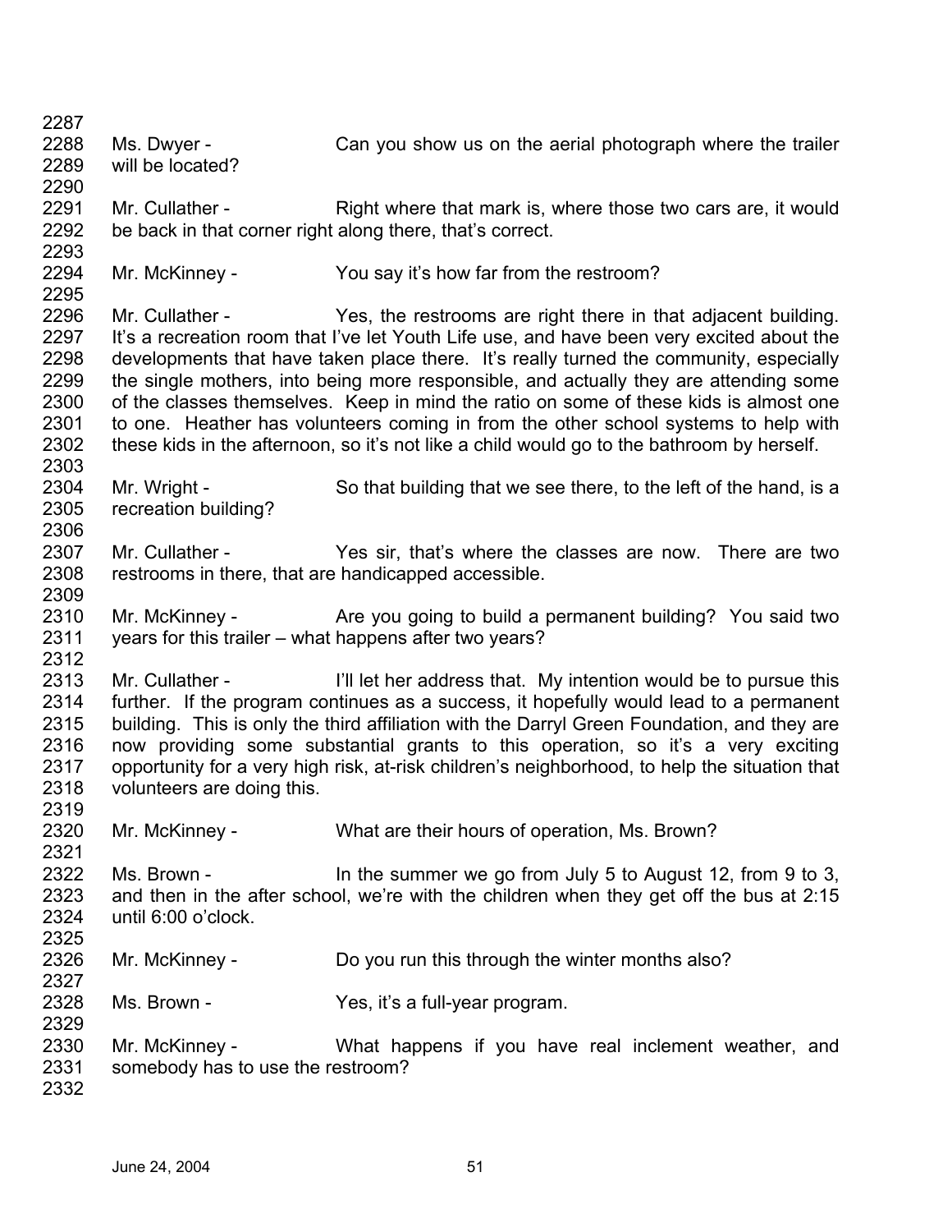Ms. Dwyer - Can you show us on the aerial photograph where the trailer will be located?

Mr. Cullather - Right where that mark is, where those two cars are, it would be back in that corner right along there, that's correct.

Mr. McKinney - You say it's how far from the restroom?

Mr. Cullather - Yes, the restrooms are right there in that adjacent building. It's a recreation room that I've let Youth Life use, and have been very excited about the developments that have taken place there. It's really turned the community, especially the single mothers, into being more responsible, and actually they are attending some of the classes themselves. Keep in mind the ratio on some of these kids is almost one to one. Heather has volunteers coming in from the other school systems to help with these kids in the afternoon, so it's not like a child would go to the bathroom by herself.

Mr. Wright - So that building that we see there, to the left of the hand, is a recreation building?

Mr. Cullather - Yes sir, that's where the classes are now. There are two restrooms in there, that are handicapped accessible.

Mr. McKinney - Are you going to build a permanent building? You said two years for this trailer – what happens after two years?

Mr. Cullather - I'll let her address that. My intention would be to pursue this further. If the program continues as a success, it hopefully would lead to a permanent building. This is only the third affiliation with the Darryl Green Foundation, and they are now providing some substantial grants to this operation, so it's a very exciting opportunity for a very high risk, at-risk children's neighborhood, to help the situation that volunteers are doing this.

Mr. McKinney - What are their hours of operation, Ms. Brown?

Ms. Brown - In the summer we go from July 5 to August 12, from 9 to 3, and then in the after school, we're with the children when they get off the bus at 2:15 until 6:00 o'clock.

Mr. McKinney - Do you run this through the winter months also?

Ms. Brown - Yes, it's a full-year program.

Mr. McKinney - What happens if you have real inclement weather, and somebody has to use the restroom?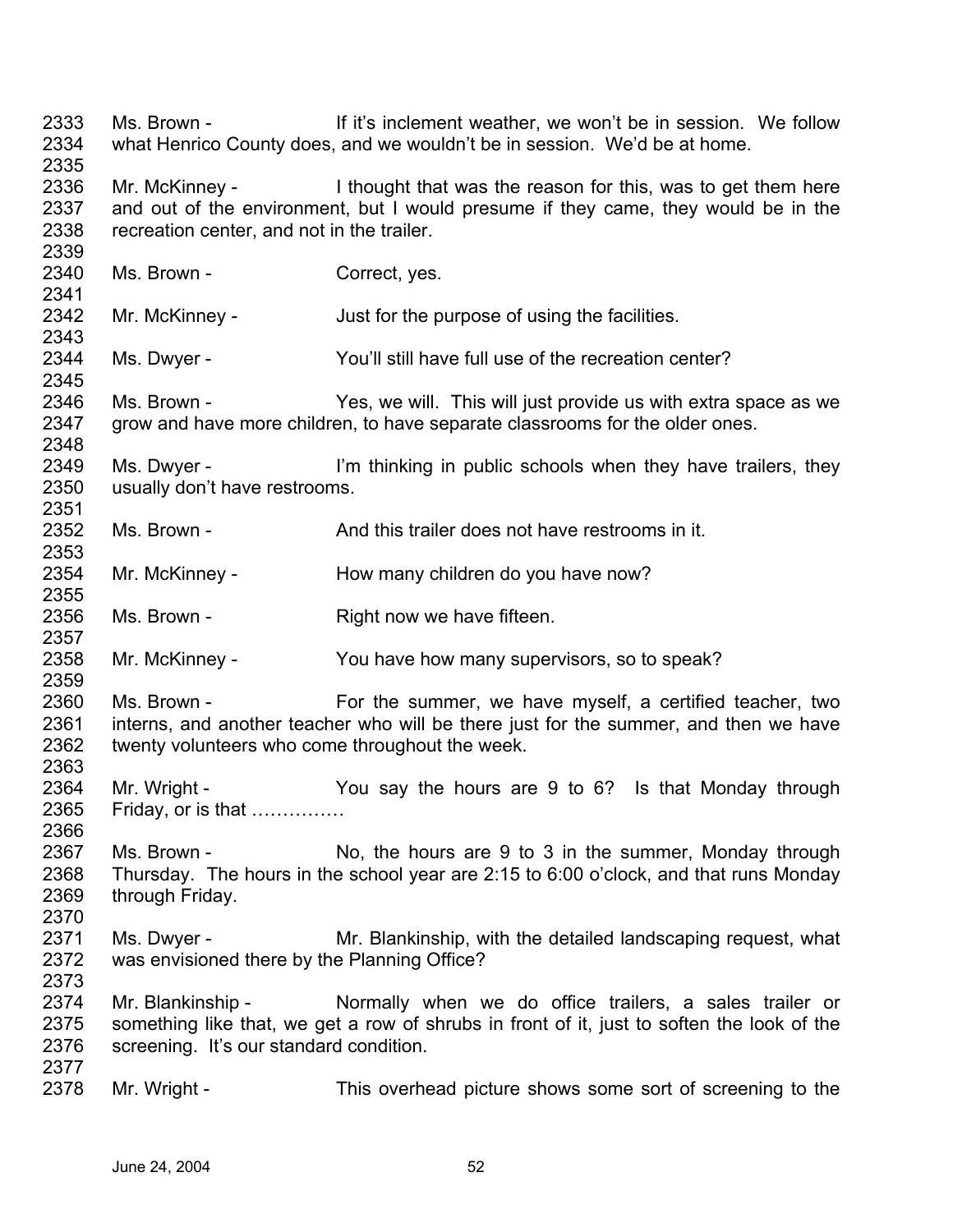2333 Ms. Brown - If it's inclement weather, we won't be in session. We follow
2334 what Henrico County does, and we wouldn't be in session. We'd be at home.
2335
2336 Mr. McKinney - I thought that was the reason for this, was to get them here
2337 and out of the environment, but I would presume if they came, they would be in the
2338 recreation center, and not in the trailer.
2339
2340 Ms. Brown - Correct, yes.
2341
2342 Mr. McKinney - Just for the purpose of using the facilities.
2343
2344 Ms. Dwyer - You'll still have full use of the recreation center?
2345
2346 Ms. Brown - Yes, we will. This will just provide us with extra space as we
2347 grow and have more children, to have separate classrooms for the older ones.
2348
2349 Ms. Dwyer - I'm thinking in public schools when they have trailers, they
2350 usually don't have restrooms.
2351
2352 Ms. Brown - And this trailer does not have restrooms in it.
2353
2354 Mr. McKinney - How many children do you have now?
2355
2356 Ms. Brown - Right now we have fifteen.
2357
2358 Mr. McKinney - You have how many supervisors, so to speak?
2359
2360 Ms. Brown - For the summer, we have myself, a certified teacher, two
2361 interns, and another teacher who will be there just for the summer, and then we have
2362 twenty volunteers who come throughout the week.
2363
2364 Mr. Wright - You say the hours are 9 to 6? Is that Monday through
2365 Friday, or is that ……………
2366
2367 Ms. Brown - No, the hours are 9 to 3 in the summer, Monday through
2368 Thursday. The hours in the school year are 2:15 to 6:00 o'clock, and that runs Monday
2369 through Friday.
2370
2371 Ms. Dwyer - Mr. Blankinship, with the detailed landscaping request, what
2372 was envisioned there by the Planning Office?
2373
2374 Mr. Blankinship - Normally when we do office trailers, a sales trailer or
2375 something like that, we get a row of shrubs in front of it, just to soften the look of the
2376 screening. It's our standard condition.
2377
2378 Mr. Wright - This overhead picture shows some sort of screening to the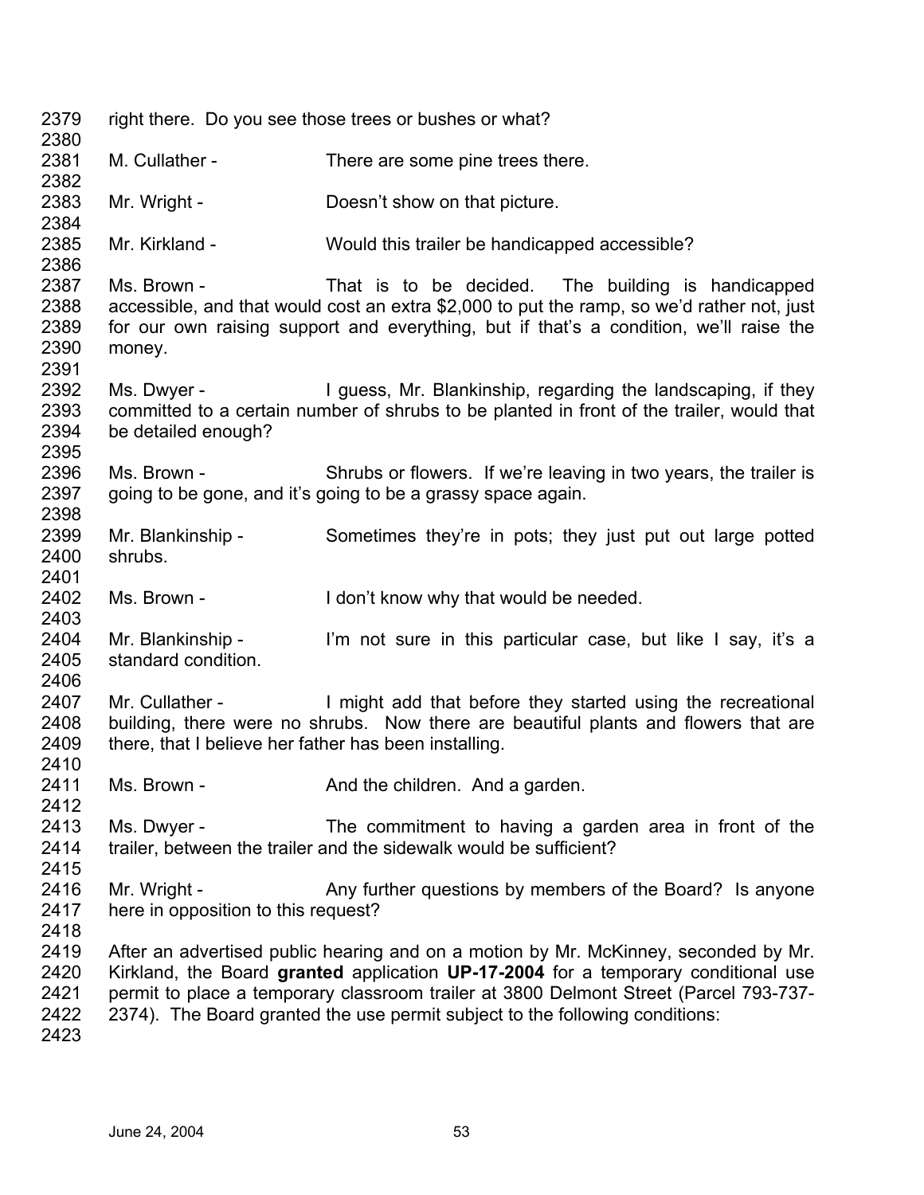right there. Do you see those trees or bushes or what?

M. Cullather - There are some pine trees there.

Mr. Wright - Doesn't show on that picture.

Mr. Kirkland - Would this trailer be handicapped accessible?

Ms. Brown - That is to be decided. The building is handicapped accessible, and that would cost an extra $2,000 to put the ramp, so we'd rather not, just for our own raising support and everything, but if that's a condition, we'll raise the money.

Ms. Dwyer - I guess, Mr. Blankinship, regarding the landscaping, if they committed to a certain number of shrubs to be planted in front of the trailer, would that be detailed enough?

Ms. Brown - Shrubs or flowers. If we're leaving in two years, the trailer is going to be gone, and it's going to be a grassy space again.

Mr. Blankinship - Sometimes they're in pots; they just put out large potted shrubs.

Ms. Brown - I don't know why that would be needed.

Mr. Blankinship - I'm not sure in this particular case, but like I say, it's a standard condition.

Mr. Cullather - I might add that before they started using the recreational building, there were no shrubs. Now there are beautiful plants and flowers that are there, that I believe her father has been installing.

Ms. Brown - And the children. And a garden.

Ms. Dwyer - The commitment to having a garden area in front of the trailer, between the trailer and the sidewalk would be sufficient?

Mr. Wright - Any further questions by members of the Board? Is anyone here in opposition to this request?

After an advertised public hearing and on a motion by Mr. McKinney, seconded by Mr. Kirkland, the Board **granted** application **UP-17-2004** for a temporary conditional use permit to place a temporary classroom trailer at 3800 Delmont Street (Parcel 793-737-2374). The Board granted the use permit subject to the following conditions: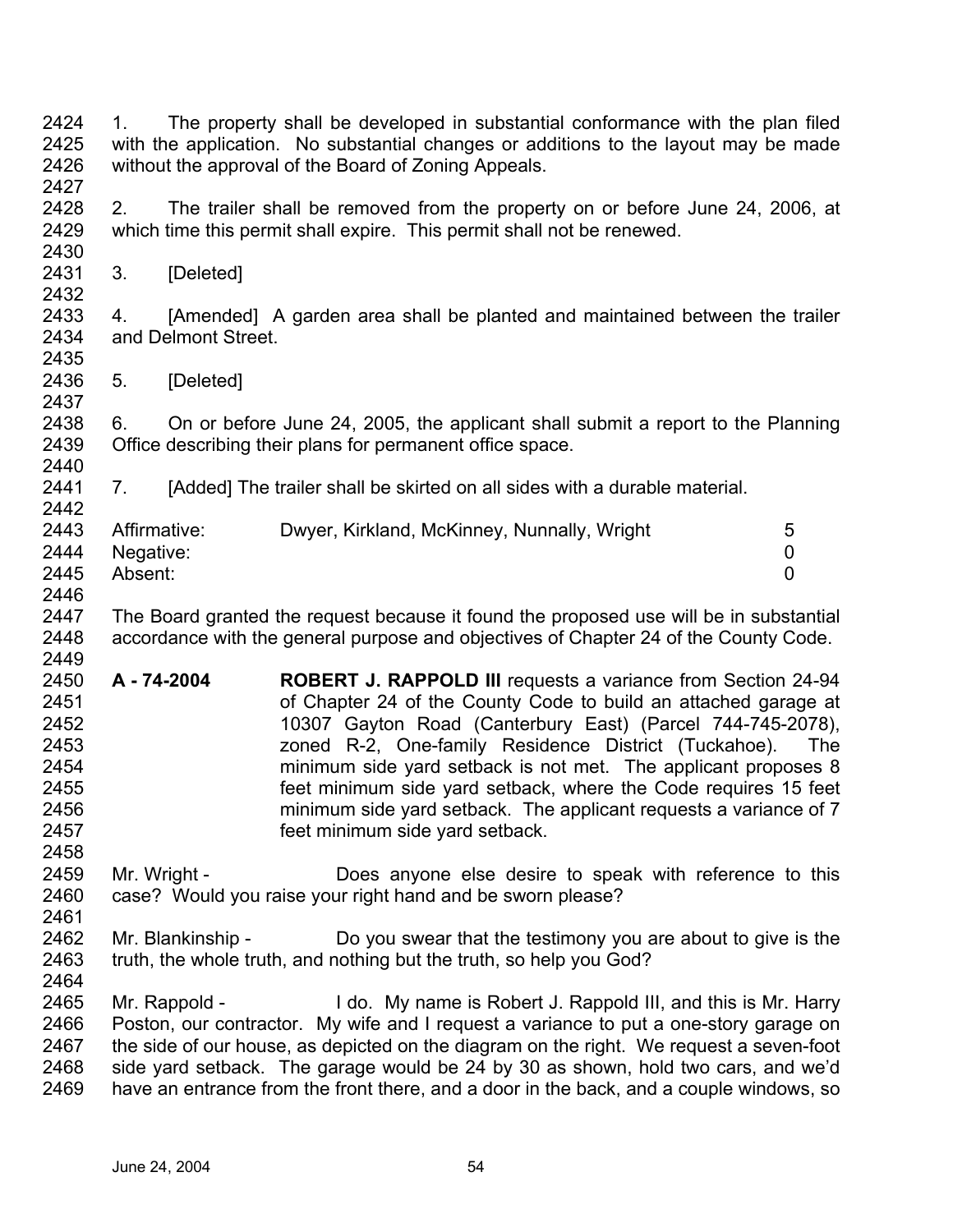1. The property shall be developed in substantial conformance with the plan filed with the application. No substantial changes or additions to the layout may be made without the approval of the Board of Zoning Appeals.

2. The trailer shall be removed from the property on or before June 24, 2006, at which time this permit shall expire. This permit shall not be renewed.

3. [Deleted]

4. [Amended] A garden area shall be planted and maintained between the trailer and Delmont Street.

5. [Deleted]

6. On or before June 24, 2005, the applicant shall submit a report to the Planning Office describing their plans for permanent office space.

7. [Added] The trailer shall be skirted on all sides with a durable material.

| | | |
|---|---|---|
| Affirmative: | Dwyer, Kirkland, McKinney, Nunnally, Wright | 5 |
| Negative: | | 0 |
| Absent: | | 0 |

The Board granted the request because it found the proposed use will be in substantial accordance with the general purpose and objectives of Chapter 24 of the County Code.

**A - 74-2004** **ROBERT J. RAPPOLD III** requests a variance from Section 24-94 of Chapter 24 of the County Code to build an attached garage at 10307 Gayton Road (Canterbury East) (Parcel 744-745-2078), zoned R-2, One-family Residence District (Tuckahoe). The minimum side yard setback is not met. The applicant proposes 8 feet minimum side yard setback, where the Code requires 15 feet minimum side yard setback. The applicant requests a variance of 7 feet minimum side yard setback.

Mr. Wright - Does anyone else desire to speak with reference to this case? Would you raise your right hand and be sworn please?

Mr. Blankinship - Do you swear that the testimony you are about to give is the truth, the whole truth, and nothing but the truth, so help you God?

Mr. Rappold - I do. My name is Robert J. Rappold III, and this is Mr. Harry Poston, our contractor. My wife and I request a variance to put a one-story garage on the side of our house, as depicted on the diagram on the right. We request a seven-foot side yard setback. The garage would be 24 by 30 as shown, hold two cars, and we'd have an entrance from the front there, and a door in the back, and a couple windows, so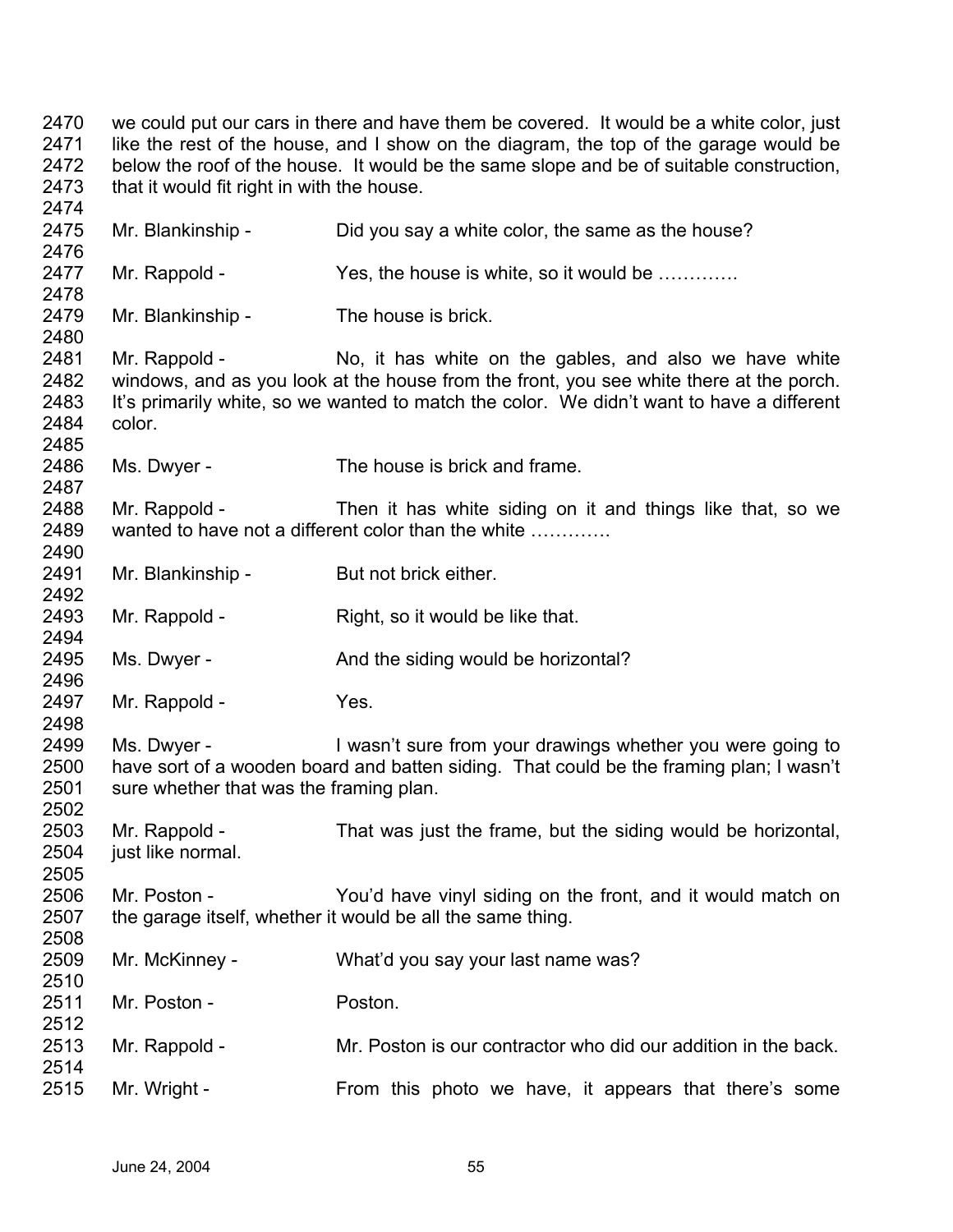2470 we could put our cars in there and have them be covered. It would be a white color, just
2471 like the rest of the house, and I show on the diagram, the top of the garage would be
2472 below the roof of the house. It would be the same slope and be of suitable construction,
2473 that it would fit right in with the house.
2474
2475 Mr. Blankinship - Did you say a white color, the same as the house?
2476
2477 Mr. Rappold - Yes, the house is white, so it would be ………….
2478
2479 Mr. Blankinship - The house is brick.
2480
2481 Mr. Rappold - No, it has white on the gables, and also we have white
2482 windows, and as you look at the house from the front, you see white there at the porch.
2483 It's primarily white, so we wanted to match the color. We didn't want to have a different
2484 color.
2485
2486 Ms. Dwyer - The house is brick and frame.
2487
2488 Mr. Rappold - Then it has white siding on it and things like that, so we
2489 wanted to have not a different color than the white ………….
2490
2491 Mr. Blankinship - But not brick either.
2492
2493 Mr. Rappold - Right, so it would be like that.
2494
2495 Ms. Dwyer - And the siding would be horizontal?
2496
2497 Mr. Rappold - Yes.
2498
2499 Ms. Dwyer - I wasn't sure from your drawings whether you were going to
2500 have sort of a wooden board and batten siding. That could be the framing plan; I wasn't
2501 sure whether that was the framing plan.
2502
2503 Mr. Rappold - That was just the frame, but the siding would be horizontal,
2504 just like normal.
2505
2506 Mr. Poston - You'd have vinyl siding on the front, and it would match on
2507 the garage itself, whether it would be all the same thing.
2508
2509 Mr. McKinney - What'd you say your last name was?
2510
2511 Mr. Poston - Poston.
2512
2513 Mr. Rappold - Mr. Poston is our contractor who did our addition in the back.
2514
2515 Mr. Wright - From this photo we have, it appears that there's some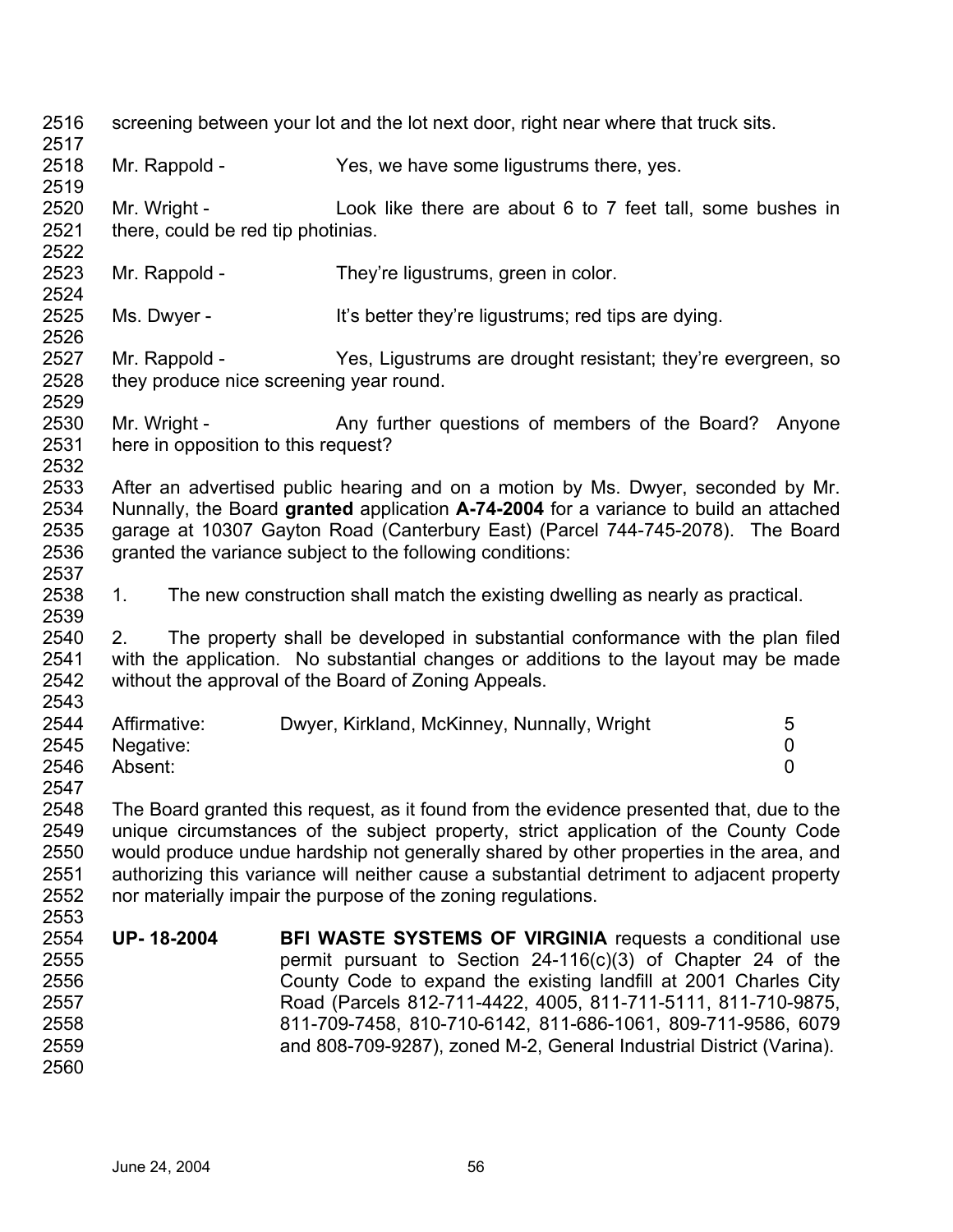screening between your lot and the lot next door, right near where that truck sits.

Mr. Rappold - Yes, we have some ligustrums there, yes.

Mr. Wright - Look like there are about 6 to 7 feet tall, some bushes in there, could be red tip photinias.

Mr. Rappold - They're ligustrums, green in color.

Ms. Dwyer - It's better they're ligustrums; red tips are dying.

Mr. Rappold - Yes, Ligustrums are drought resistant; they're evergreen, so they produce nice screening year round.

Mr. Wright - Any further questions of members of the Board? Anyone here in opposition to this request?

After an advertised public hearing and on a motion by Ms. Dwyer, seconded by Mr. Nunnally, the Board **granted** application **A-74-2004** for a variance to build an attached garage at 10307 Gayton Road (Canterbury East) (Parcel 744-745-2078). The Board granted the variance subject to the following conditions:

1. The new construction shall match the existing dwelling as nearly as practical.

2. The property shall be developed in substantial conformance with the plan filed with the application. No substantial changes or additions to the layout may be made without the approval of the Board of Zoning Appeals.

| | | |
|---|---|---|
| Affirmative: | Dwyer, Kirkland, McKinney, Nunnally, Wright | 5 |
| Negative: | | 0 |
| Absent: | | 0 |

The Board granted this request, as it found from the evidence presented that, due to the unique circumstances of the subject property, strict application of the County Code would produce undue hardship not generally shared by other properties in the area, and authorizing this variance will neither cause a substantial detriment to adjacent property nor materially impair the purpose of the zoning regulations.

**UP- 18-2004** **BFI WASTE SYSTEMS OF VIRGINIA** requests a conditional use permit pursuant to Section 24-116(c)(3) of Chapter 24 of the County Code to expand the existing landfill at 2001 Charles City Road (Parcels 812-711-4422, 4005, 811-711-5111, 811-710-9875, 811-709-7458, 810-710-6142, 811-686-1061, 809-711-9586, 6079 and 808-709-9287), zoned M-2, General Industrial District (Varina).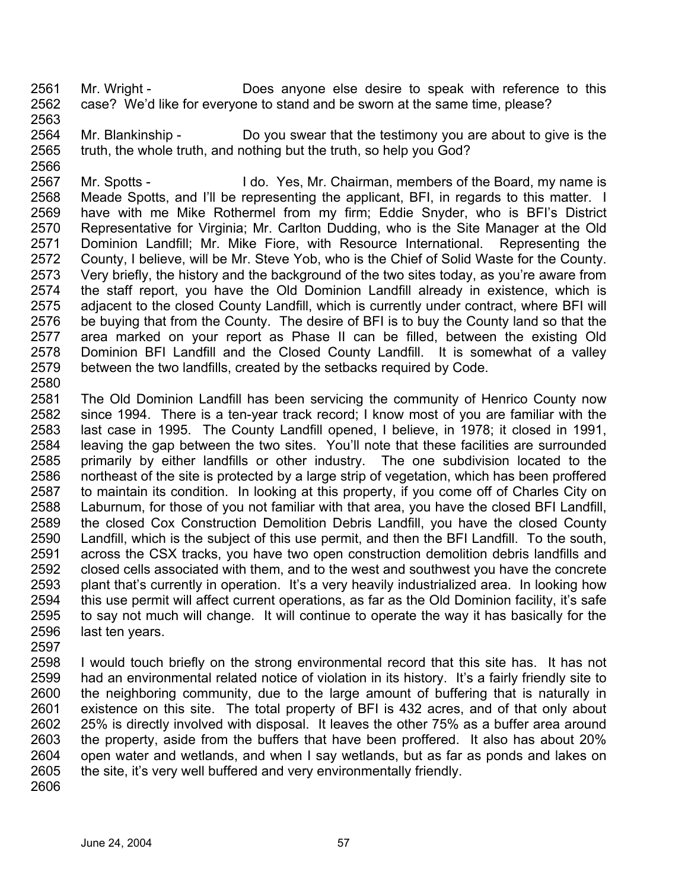Mr. Wright - Does anyone else desire to speak with reference to this case? We'd like for everyone to stand and be sworn at the same time, please?

Mr. Blankinship - Do you swear that the testimony you are about to give is the truth, the whole truth, and nothing but the truth, so help you God?

Mr. Spotts - I do. Yes, Mr. Chairman, members of the Board, my name is Meade Spotts, and I'll be representing the applicant, BFI, in regards to this matter. I have with me Mike Rothermel from my firm; Eddie Snyder, who is BFI's District Representative for Virginia; Mr. Carlton Dudding, who is the Site Manager at the Old Dominion Landfill; Mr. Mike Fiore, with Resource International. Representing the County, I believe, will be Mr. Steve Yob, who is the Chief of Solid Waste for the County. Very briefly, the history and the background of the two sites today, as you're aware from the staff report, you have the Old Dominion Landfill already in existence, which is adjacent to the closed County Landfill, which is currently under contract, where BFI will be buying that from the County. The desire of BFI is to buy the County land so that the area marked on your report as Phase II can be filled, between the existing Old Dominion BFI Landfill and the Closed County Landfill. It is somewhat of a valley between the two landfills, created by the setbacks required by Code.

The Old Dominion Landfill has been servicing the community of Henrico County now since 1994. There is a ten-year track record; I know most of you are familiar with the last case in 1995. The County Landfill opened, I believe, in 1978; it closed in 1991, leaving the gap between the two sites. You'll note that these facilities are surrounded primarily by either landfills or other industry. The one subdivision located to the northeast of the site is protected by a large strip of vegetation, which has been proffered to maintain its condition. In looking at this property, if you come off of Charles City on Laburnum, for those of you not familiar with that area, you have the closed BFI Landfill, the closed Cox Construction Demolition Debris Landfill, you have the closed County Landfill, which is the subject of this use permit, and then the BFI Landfill. To the south, across the CSX tracks, you have two open construction demolition debris landfills and closed cells associated with them, and to the west and southwest you have the concrete plant that's currently in operation. It's a very heavily industrialized area. In looking how this use permit will affect current operations, as far as the Old Dominion facility, it's safe to say not much will change. It will continue to operate the way it has basically for the last ten years.

I would touch briefly on the strong environmental record that this site has. It has not had an environmental related notice of violation in its history. It's a fairly friendly site to the neighboring community, due to the large amount of buffering that is naturally in existence on this site. The total property of BFI is 432 acres, and of that only about 25% is directly involved with disposal. It leaves the other 75% as a buffer area around the property, aside from the buffers that have been proffered. It also has about 20% open water and wetlands, and when I say wetlands, but as far as ponds and lakes on the site, it's very well buffered and very environmentally friendly.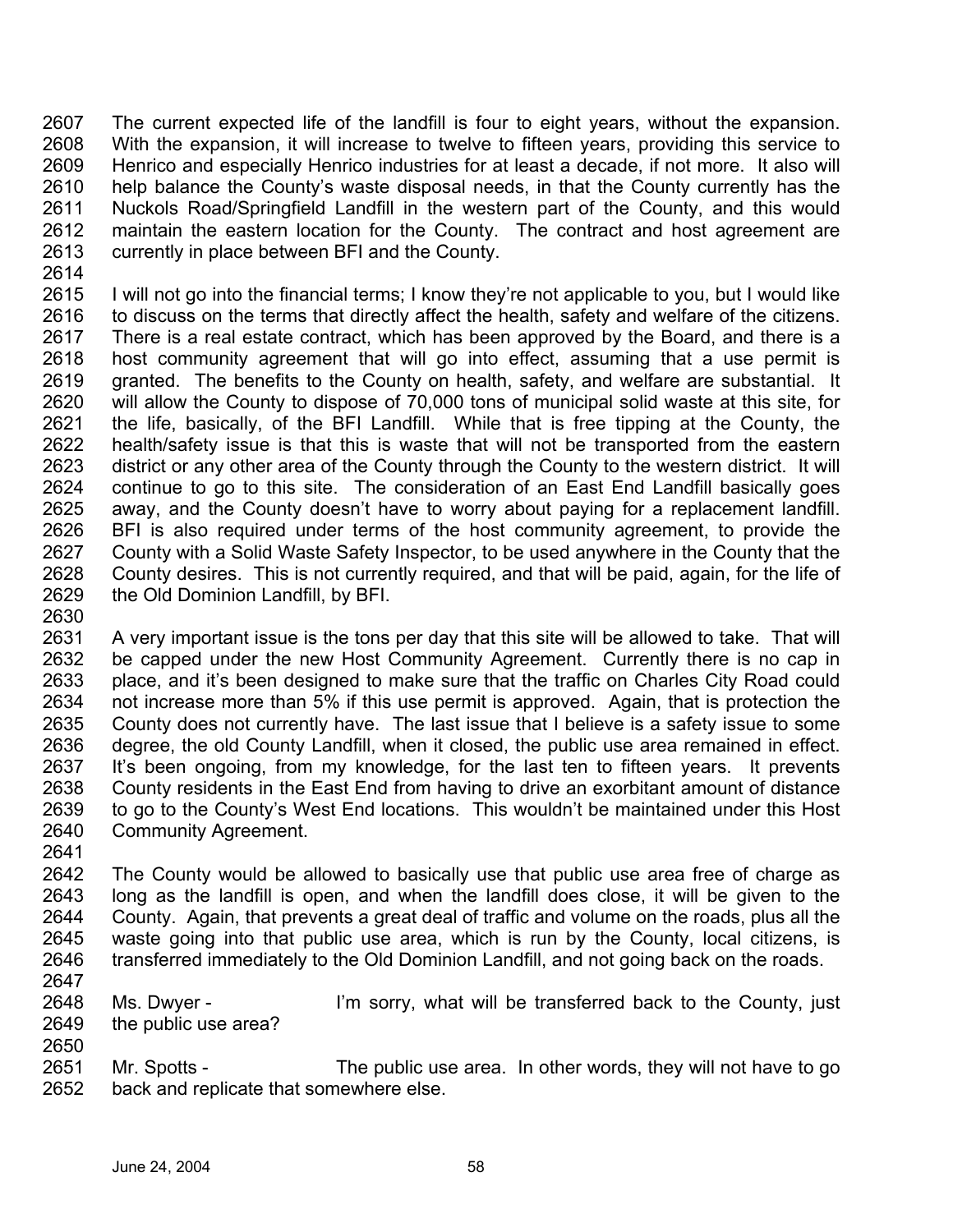The current expected life of the landfill is four to eight years, without the expansion. With the expansion, it will increase to twelve to fifteen years, providing this service to Henrico and especially Henrico industries for at least a decade, if not more. It also will help balance the County's waste disposal needs, in that the County currently has the Nuckols Road/Springfield Landfill in the western part of the County, and this would maintain the eastern location for the County. The contract and host agreement are currently in place between BFI and the County.

I will not go into the financial terms; I know they're not applicable to you, but I would like to discuss on the terms that directly affect the health, safety and welfare of the citizens. There is a real estate contract, which has been approved by the Board, and there is a host community agreement that will go into effect, assuming that a use permit is granted. The benefits to the County on health, safety, and welfare are substantial. It will allow the County to dispose of 70,000 tons of municipal solid waste at this site, for the life, basically, of the BFI Landfill. While that is free tipping at the County, the health/safety issue is that this is waste that will not be transported from the eastern district or any other area of the County through the County to the western district. It will continue to go to this site. The consideration of an East End Landfill basically goes away, and the County doesn't have to worry about paying for a replacement landfill. BFI is also required under terms of the host community agreement, to provide the County with a Solid Waste Safety Inspector, to be used anywhere in the County that the County desires. This is not currently required, and that will be paid, again, for the life of the Old Dominion Landfill, by BFI.

A very important issue is the tons per day that this site will be allowed to take. That will be capped under the new Host Community Agreement. Currently there is no cap in place, and it's been designed to make sure that the traffic on Charles City Road could not increase more than 5% if this use permit is approved. Again, that is protection the County does not currently have. The last issue that I believe is a safety issue to some degree, the old County Landfill, when it closed, the public use area remained in effect. It's been ongoing, from my knowledge, for the last ten to fifteen years. It prevents County residents in the East End from having to drive an exorbitant amount of distance to go to the County's West End locations. This wouldn't be maintained under this Host Community Agreement.

The County would be allowed to basically use that public use area free of charge as long as the landfill is open, and when the landfill does close, it will be given to the County. Again, that prevents a great deal of traffic and volume on the roads, plus all the waste going into that public use area, which is run by the County, local citizens, is transferred immediately to the Old Dominion Landfill, and not going back on the roads.

Ms. Dwyer - I'm sorry, what will be transferred back to the County, just the public use area?

Mr. Spotts - The public use area. In other words, they will not have to go back and replicate that somewhere else.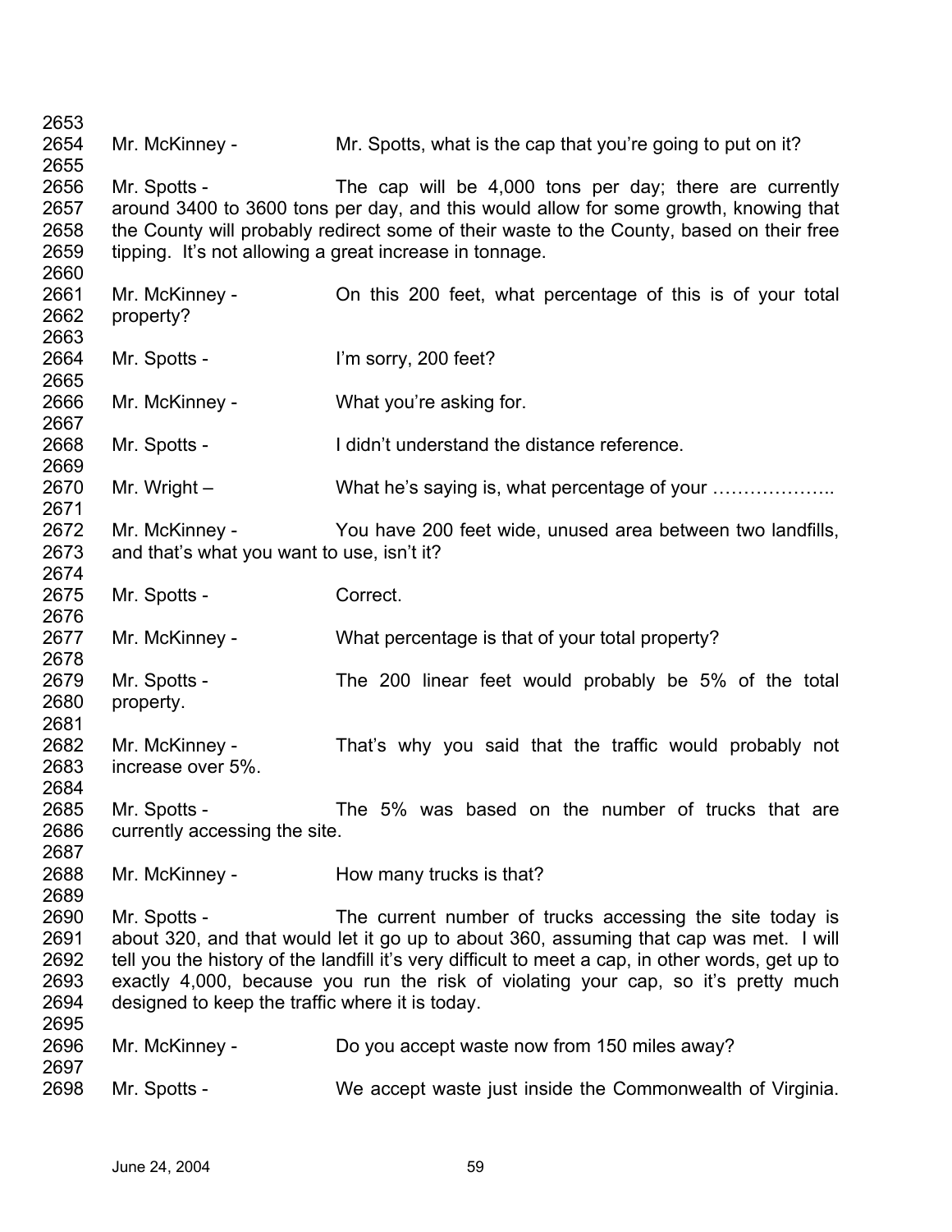2653

2654 Mr. McKinney - Mr. Spotts, what is the cap that you're going to put on it?

2655

2656 Mr. Spotts - The cap will be 4,000 tons per day; there are currently
2657 around 3400 to 3600 tons per day, and this would allow for some growth, knowing that
2658 the County will probably redirect some of their waste to the County, based on their free
2659 tipping. It's not allowing a great increase in tonnage.

2660

2661 Mr. McKinney - On this 200 feet, what percentage of this is of your total
2662 property?

2663

2664 Mr. Spotts - I'm sorry, 200 feet?

2665

2666 Mr. McKinney - What you're asking for.

2667

2668 Mr. Spotts - I didn't understand the distance reference.

2669

2670 Mr. Wright – What he's saying is, what percentage of your ………………..

2671

2672 Mr. McKinney - You have 200 feet wide, unused area between two landfills,
2673 and that's what you want to use, isn't it?

2674

2675 Mr. Spotts - Correct.

2676

2677 Mr. McKinney - What percentage is that of your total property?

2678

2679 Mr. Spotts - The 200 linear feet would probably be 5% of the total
2680 property.

2681

2682 Mr. McKinney - That's why you said that the traffic would probably not
2683 increase over 5%.

2684

2685 Mr. Spotts - The 5% was based on the number of trucks that are
2686 currently accessing the site.

2687

2688 Mr. McKinney - How many trucks is that?

2689

2690 Mr. Spotts - The current number of trucks accessing the site today is
2691 about 320, and that would let it go up to about 360, assuming that cap was met. I will
2692 tell you the history of the landfill it's very difficult to meet a cap, in other words, get up to
2693 exactly 4,000, because you run the risk of violating your cap, so it's pretty much
2694 designed to keep the traffic where it is today.

2695

2696 Mr. McKinney - Do you accept waste now from 150 miles away?

2697

2698 Mr. Spotts - We accept waste just inside the Commonwealth of Virginia.

June 24, 2004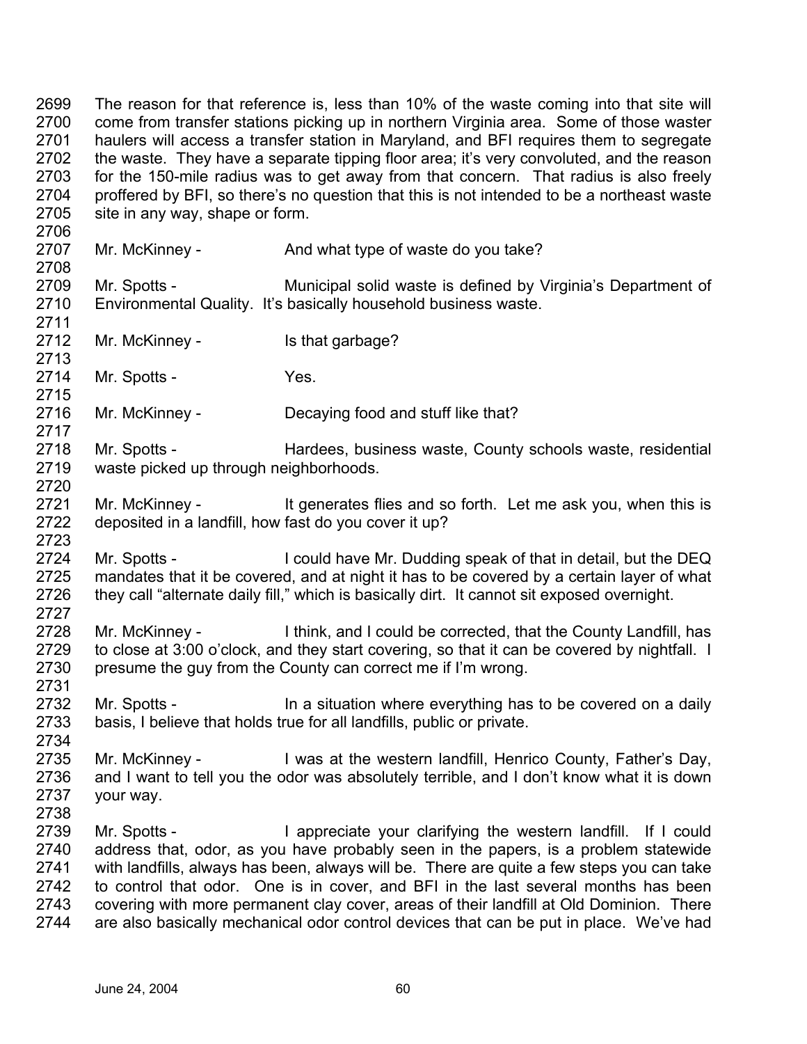The reason for that reference is, less than 10% of the waste coming into that site will come from transfer stations picking up in northern Virginia area. Some of those waster haulers will access a transfer station in Maryland, and BFI requires them to segregate the waste. They have a separate tipping floor area; it's very convoluted, and the reason for the 150-mile radius was to get away from that concern. That radius is also freely proffered by BFI, so there's no question that this is not intended to be a northeast waste site in any way, shape or form.

Mr. McKinney - And what type of waste do you take?

Mr. Spotts - Municipal solid waste is defined by Virginia's Department of Environmental Quality. It's basically household business waste.

Mr. McKinney - Is that garbage?

Mr. Spotts - Yes.

Mr. McKinney - Decaying food and stuff like that?

Mr. Spotts - Hardees, business waste, County schools waste, residential waste picked up through neighborhoods.

Mr. McKinney - It generates flies and so forth. Let me ask you, when this is deposited in a landfill, how fast do you cover it up?

Mr. Spotts - I could have Mr. Dudding speak of that in detail, but the DEQ mandates that it be covered, and at night it has to be covered by a certain layer of what they call "alternate daily fill," which is basically dirt. It cannot sit exposed overnight.

Mr. McKinney - I think, and I could be corrected, that the County Landfill, has to close at 3:00 o'clock, and they start covering, so that it can be covered by nightfall. I presume the guy from the County can correct me if I'm wrong.

Mr. Spotts - In a situation where everything has to be covered on a daily basis, I believe that holds true for all landfills, public or private.

Mr. McKinney - I was at the western landfill, Henrico County, Father's Day, and I want to tell you the odor was absolutely terrible, and I don't know what it is down your way.

Mr. Spotts - I appreciate your clarifying the western landfill. If I could address that, odor, as you have probably seen in the papers, is a problem statewide with landfills, always has been, always will be. There are quite a few steps you can take to control that odor. One is in cover, and BFI in the last several months has been covering with more permanent clay cover, areas of their landfill at Old Dominion. There are also basically mechanical odor control devices that can be put in place. We've had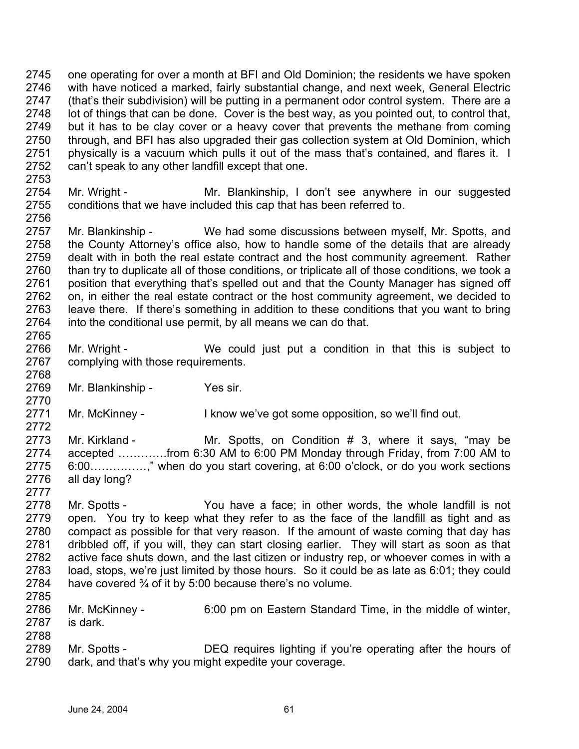one operating for over a month at BFI and Old Dominion; the residents we have spoken with have noticed a marked, fairly substantial change, and next week, General Electric (that's their subdivision) will be putting in a permanent odor control system. There are a lot of things that can be done. Cover is the best way, as you pointed out, to control that, but it has to be clay cover or a heavy cover that prevents the methane from coming through, and BFI has also upgraded their gas collection system at Old Dominion, which physically is a vacuum which pulls it out of the mass that's contained, and flares it. I can't speak to any other landfill except that one.

Mr. Wright - Mr. Blankinship, I don't see anywhere in our suggested conditions that we have included this cap that has been referred to.

Mr. Blankinship - We had some discussions between myself, Mr. Spotts, and the County Attorney's office also, how to handle some of the details that are already dealt with in both the real estate contract and the host community agreement. Rather than try to duplicate all of those conditions, or triplicate all of those conditions, we took a position that everything that's spelled out and that the County Manager has signed off on, in either the real estate contract or the host community agreement, we decided to leave there. If there's something in addition to these conditions that you want to bring into the conditional use permit, by all means we can do that.

Mr. Wright - We could just put a condition in that this is subject to complying with those requirements.

Mr. Blankinship - Yes sir.

Mr. McKinney - I know we've got some opposition, so we'll find out.

Mr. Kirkland - Mr. Spotts, on Condition # 3, where it says, "may be accepted ………….from 6:30 AM to 6:00 PM Monday through Friday, from 7:00 AM to 6:00……………," when do you start covering, at 6:00 o'clock, or do you work sections all day long?

Mr. Spotts - You have a face; in other words, the whole landfill is not open. You try to keep what they refer to as the face of the landfill as tight and as compact as possible for that very reason. If the amount of waste coming that day has dribbled off, if you will, they can start closing earlier. They will start as soon as that active face shuts down, and the last citizen or industry rep, or whoever comes in with a load, stops, we're just limited by those hours. So it could be as late as 6:01; they could have covered ¾ of it by 5:00 because there's no volume.

Mr. McKinney - 6:00 pm on Eastern Standard Time, in the middle of winter, is dark.

Mr. Spotts - DEQ requires lighting if you're operating after the hours of dark, and that's why you might expedite your coverage.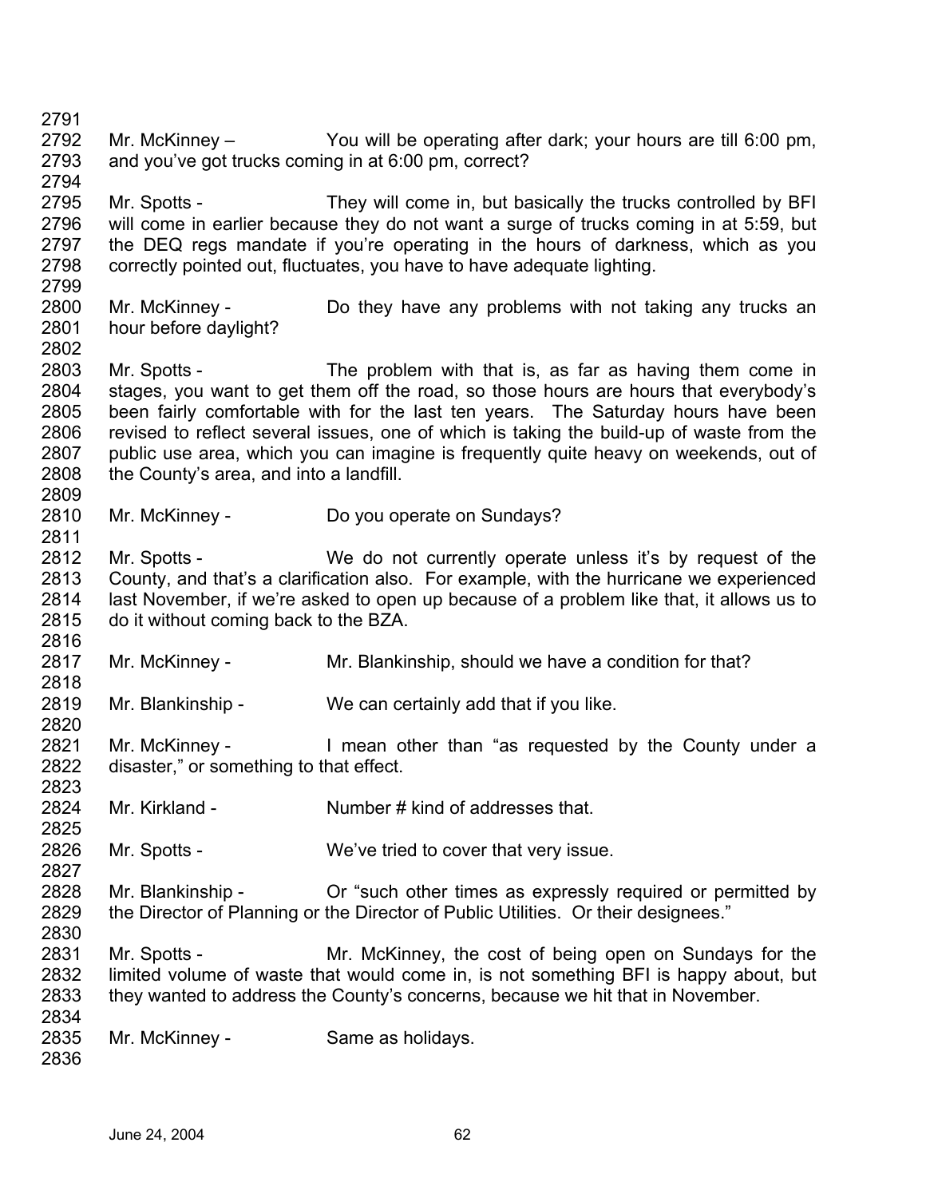Mr. McKinney – You will be operating after dark; your hours are till 6:00 pm, and you've got trucks coming in at 6:00 pm, correct?

Mr. Spotts - They will come in, but basically the trucks controlled by BFI will come in earlier because they do not want a surge of trucks coming in at 5:59, but the DEQ regs mandate if you're operating in the hours of darkness, which as you correctly pointed out, fluctuates, you have to have adequate lighting.

Mr. McKinney - Do they have any problems with not taking any trucks an hour before daylight?

Mr. Spotts - The problem with that is, as far as having them come in stages, you want to get them off the road, so those hours are hours that everybody's been fairly comfortable with for the last ten years. The Saturday hours have been revised to reflect several issues, one of which is taking the build-up of waste from the public use area, which you can imagine is frequently quite heavy on weekends, out of the County's area, and into a landfill.

Mr. McKinney - Do you operate on Sundays?

Mr. Spotts - We do not currently operate unless it's by request of the County, and that's a clarification also. For example, with the hurricane we experienced last November, if we're asked to open up because of a problem like that, it allows us to do it without coming back to the BZA.

Mr. McKinney - Mr. Blankinship, should we have a condition for that?

Mr. Blankinship - We can certainly add that if you like.

Mr. McKinney - I mean other than "as requested by the County under a disaster," or something to that effect.

Mr. Kirkland - Number # kind of addresses that.

Mr. Spotts - We've tried to cover that very issue.

Mr. Blankinship - Or "such other times as expressly required or permitted by the Director of Planning or the Director of Public Utilities. Or their designees."

Mr. Spotts - Mr. McKinney, the cost of being open on Sundays for the limited volume of waste that would come in, is not something BFI is happy about, but they wanted to address the County's concerns, because we hit that in November.

Mr. McKinney - Same as holidays.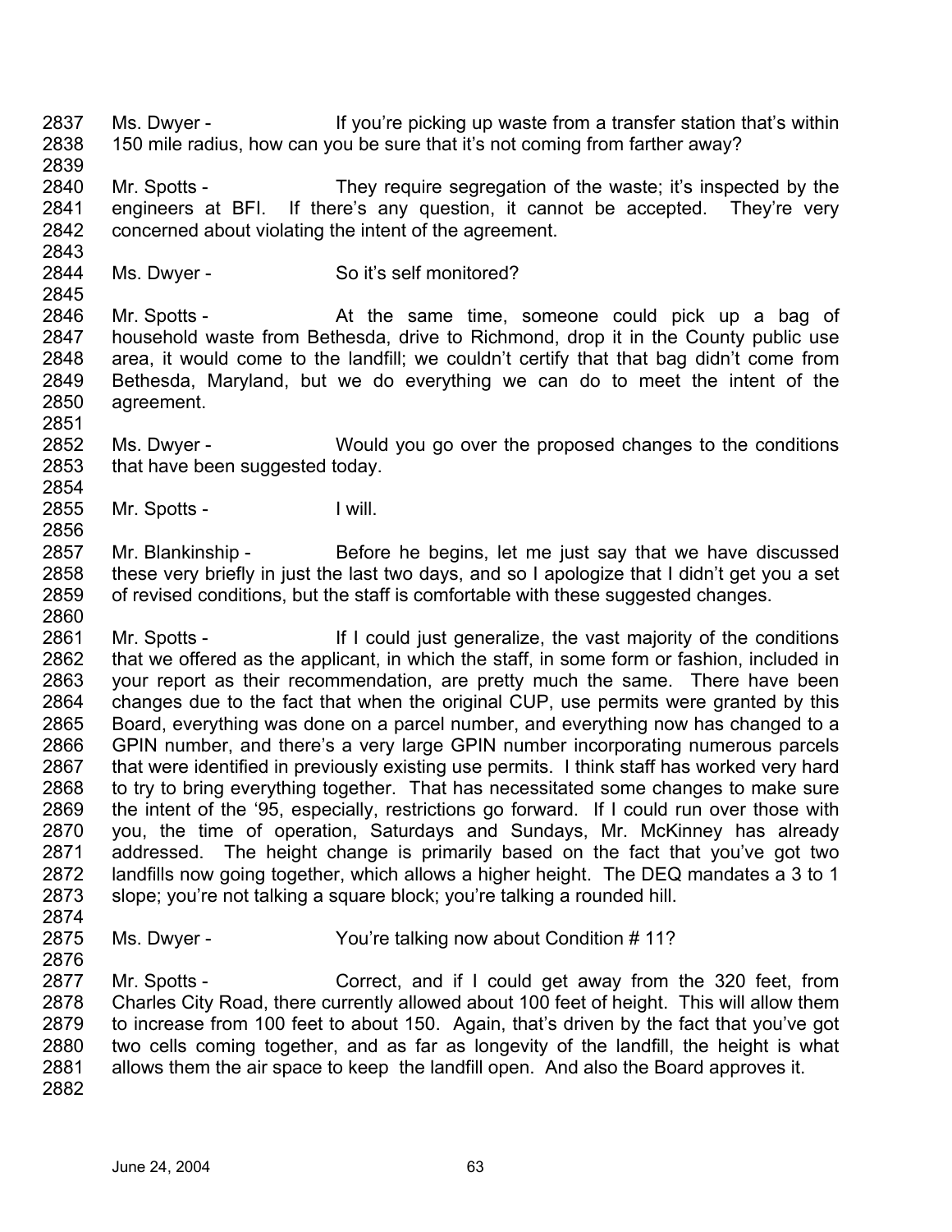2837 Ms. Dwyer - If you're picking up waste from a transfer station that's within
2838 150 mile radius, how can you be sure that it's not coming from farther away?
2839
2840 Mr. Spotts - They require segregation of the waste; it's inspected by the
2841 engineers at BFI. If there's any question, it cannot be accepted. They're very
2842 concerned about violating the intent of the agreement.
2843
2844 Ms. Dwyer - So it's self monitored?
2845
2846 Mr. Spotts - At the same time, someone could pick up a bag of
2847 household waste from Bethesda, drive to Richmond, drop it in the County public use
2848 area, it would come to the landfill; we couldn't certify that that bag didn't come from
2849 Bethesda, Maryland, but we do everything we can do to meet the intent of the
2850 agreement.
2851
2852 Ms. Dwyer - Would you go over the proposed changes to the conditions
2853 that have been suggested today.
2854
2855 Mr. Spotts - I will.
2856
2857 Mr. Blankinship - Before he begins, let me just say that we have discussed
2858 these very briefly in just the last two days, and so I apologize that I didn't get you a set
2859 of revised conditions, but the staff is comfortable with these suggested changes.
2860
2861 Mr. Spotts - If I could just generalize, the vast majority of the conditions
2862 that we offered as the applicant, in which the staff, in some form or fashion, included in
2863 your report as their recommendation, are pretty much the same. There have been
2864 changes due to the fact that when the original CUP, use permits were granted by this
2865 Board, everything was done on a parcel number, and everything now has changed to a
2866 GPIN number, and there's a very large GPIN number incorporating numerous parcels
2867 that were identified in previously existing use permits. I think staff has worked very hard
2868 to try to bring everything together. That has necessitated some changes to make sure
2869 the intent of the '95, especially, restrictions go forward. If I could run over those with
2870 you, the time of operation, Saturdays and Sundays, Mr. McKinney has already
2871 addressed. The height change is primarily based on the fact that you've got two
2872 landfills now going together, which allows a higher height. The DEQ mandates a 3 to 1
2873 slope; you're not talking a square block; you're talking a rounded hill.
2874
2875 Ms. Dwyer - You're talking now about Condition # 11?
2876
2877 Mr. Spotts - Correct, and if I could get away from the 320 feet, from
2878 Charles City Road, there currently allowed about 100 feet of height. This will allow them
2879 to increase from 100 feet to about 150. Again, that's driven by the fact that you've got
2880 two cells coming together, and as far as longevity of the landfill, the height is what
2881 allows them the air space to keep the landfill open. And also the Board approves it.
2882

June 24, 2004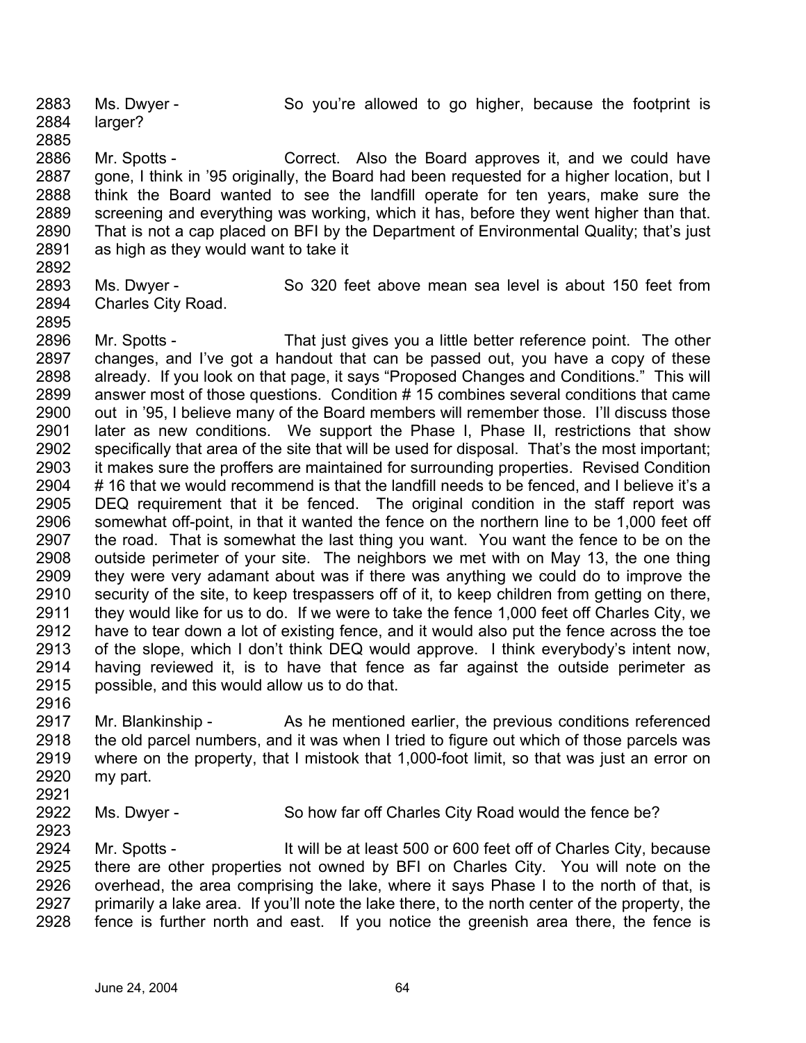2883 Ms. Dwyer - So you're allowed to go higher, because the footprint is
2884 larger?
2885
2886 Mr. Spotts - Correct. Also the Board approves it, and we could have
2887 gone, I think in '95 originally, the Board had been requested for a higher location, but I
2888 think the Board wanted to see the landfill operate for ten years, make sure the
2889 screening and everything was working, which it has, before they went higher than that.
2890 That is not a cap placed on BFI by the Department of Environmental Quality; that's just
2891 as high as they would want to take it
2892
2893 Ms. Dwyer - So 320 feet above mean sea level is about 150 feet from
2894 Charles City Road.
2895
2896 Mr. Spotts - That just gives you a little better reference point. The other
2897 changes, and I've got a handout that can be passed out, you have a copy of these
2898 already. If you look on that page, it says "Proposed Changes and Conditions." This will
2899 answer most of those questions. Condition # 15 combines several conditions that came
2900 out in '95, I believe many of the Board members will remember those. I'll discuss those
2901 later as new conditions. We support the Phase I, Phase II, restrictions that show
2902 specifically that area of the site that will be used for disposal. That's the most important;
2903 it makes sure the proffers are maintained for surrounding properties. Revised Condition
2904 # 16 that we would recommend is that the landfill needs to be fenced, and I believe it's a
2905 DEQ requirement that it be fenced. The original condition in the staff report was
2906 somewhat off-point, in that it wanted the fence on the northern line to be 1,000 feet off
2907 the road. That is somewhat the last thing you want. You want the fence to be on the
2908 outside perimeter of your site. The neighbors we met with on May 13, the one thing
2909 they were very adamant about was if there was anything we could do to improve the
2910 security of the site, to keep trespassers off of it, to keep children from getting on there,
2911 they would like for us to do. If we were to take the fence 1,000 feet off Charles City, we
2912 have to tear down a lot of existing fence, and it would also put the fence across the toe
2913 of the slope, which I don't think DEQ would approve. I think everybody's intent now,
2914 having reviewed it, is to have that fence as far against the outside perimeter as
2915 possible, and this would allow us to do that.
2916
2917 Mr. Blankinship - As he mentioned earlier, the previous conditions referenced
2918 the old parcel numbers, and it was when I tried to figure out which of those parcels was
2919 where on the property, that I mistook that 1,000-foot limit, so that was just an error on
2920 my part.
2921
2922 Ms. Dwyer - So how far off Charles City Road would the fence be?
2923
2924 Mr. Spotts - It will be at least 500 or 600 feet off of Charles City, because
2925 there are other properties not owned by BFI on Charles City. You will note on the
2926 overhead, the area comprising the lake, where it says Phase I to the north of that, is
2927 primarily a lake area. If you'll note the lake there, to the north center of the property, the
2928 fence is further north and east. If you notice the greenish area there, the fence is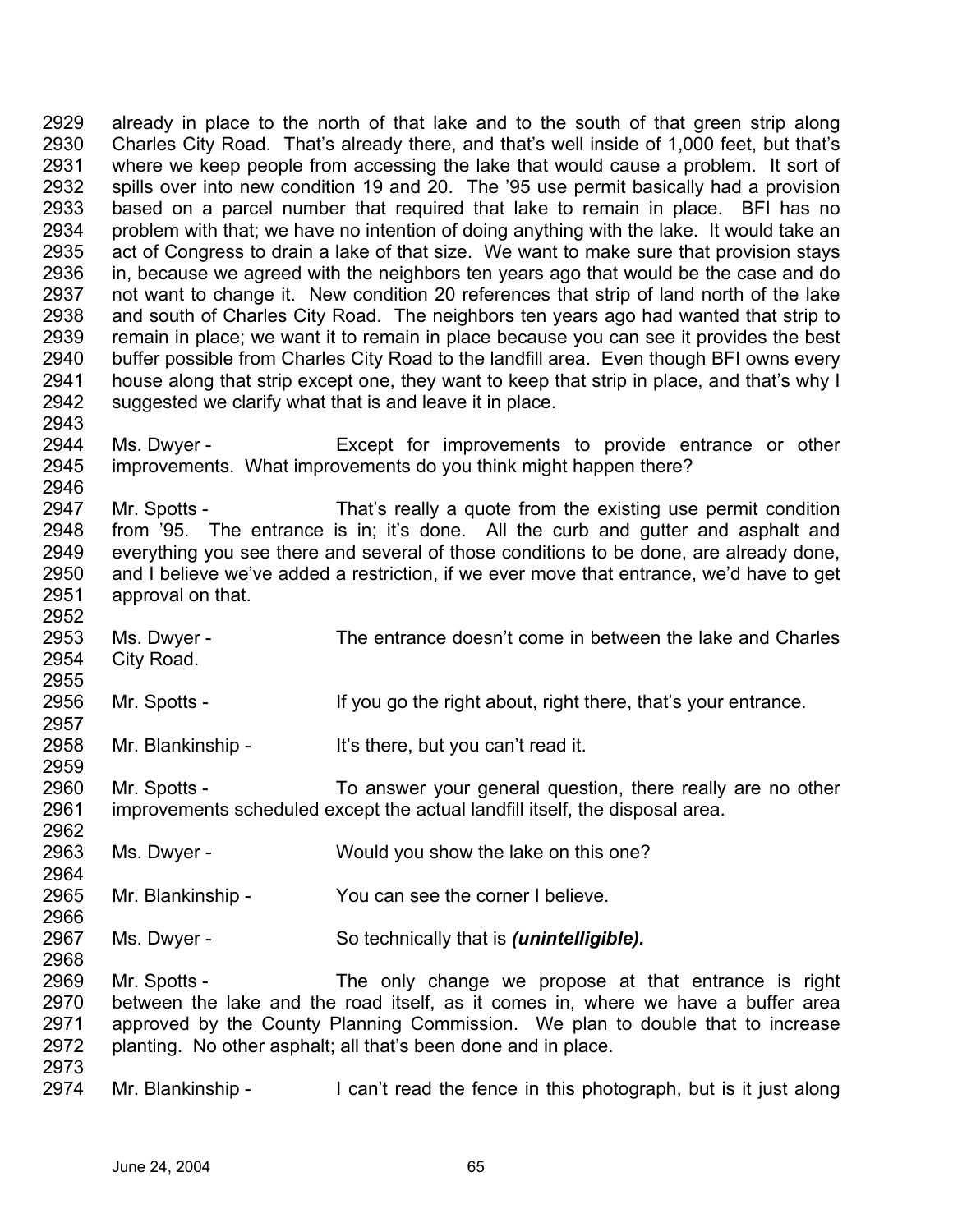2929 already in place to the north of that lake and to the south of that green strip along
2930 Charles City Road. That's already there, and that's well inside of 1,000 feet, but that's
2931 where we keep people from accessing the lake that would cause a problem. It sort of
2932 spills over into new condition 19 and 20. The '95 use permit basically had a provision
2933 based on a parcel number that required that lake to remain in place. BFI has no
2934 problem with that; we have no intention of doing anything with the lake. It would take an
2935 act of Congress to drain a lake of that size. We want to make sure that provision stays
2936 in, because we agreed with the neighbors ten years ago that would be the case and do
2937 not want to change it. New condition 20 references that strip of land north of the lake
2938 and south of Charles City Road. The neighbors ten years ago had wanted that strip to
2939 remain in place; we want it to remain in place because you can see it provides the best
2940 buffer possible from Charles City Road to the landfill area. Even though BFI owns every
2941 house along that strip except one, they want to keep that strip in place, and that's why I
2942 suggested we clarify what that is and leave it in place.
2943
2944 Ms. Dwyer - Except for improvements to provide entrance or other
2945 improvements. What improvements do you think might happen there?
2946
2947 Mr. Spotts - That's really a quote from the existing use permit condition
2948 from '95. The entrance is in; it's done. All the curb and gutter and asphalt and
2949 everything you see there and several of those conditions to be done, are already done,
2950 and I believe we've added a restriction, if we ever move that entrance, we'd have to get
2951 approval on that.
2952
2953 Ms. Dwyer - The entrance doesn't come in between the lake and Charles
2954 City Road.
2955
2956 Mr. Spotts - If you go the right about, right there, that's your entrance.
2957
2958 Mr. Blankinship - It's there, but you can't read it.
2959
2960 Mr. Spotts - To answer your general question, there really are no other
2961 improvements scheduled except the actual landfill itself, the disposal area.
2962
2963 Ms. Dwyer - Would you show the lake on this one?
2964
2965 Mr. Blankinship - You can see the corner I believe.
2966
2967 Ms. Dwyer - So technically that is ***(unintelligible).***
2968
2969 Mr. Spotts - The only change we propose at that entrance is right
2970 between the lake and the road itself, as it comes in, where we have a buffer area
2971 approved by the County Planning Commission. We plan to double that to increase
2972 planting. No other asphalt; all that's been done and in place.
2973
2974 Mr. Blankinship - I can't read the fence in this photograph, but is it just along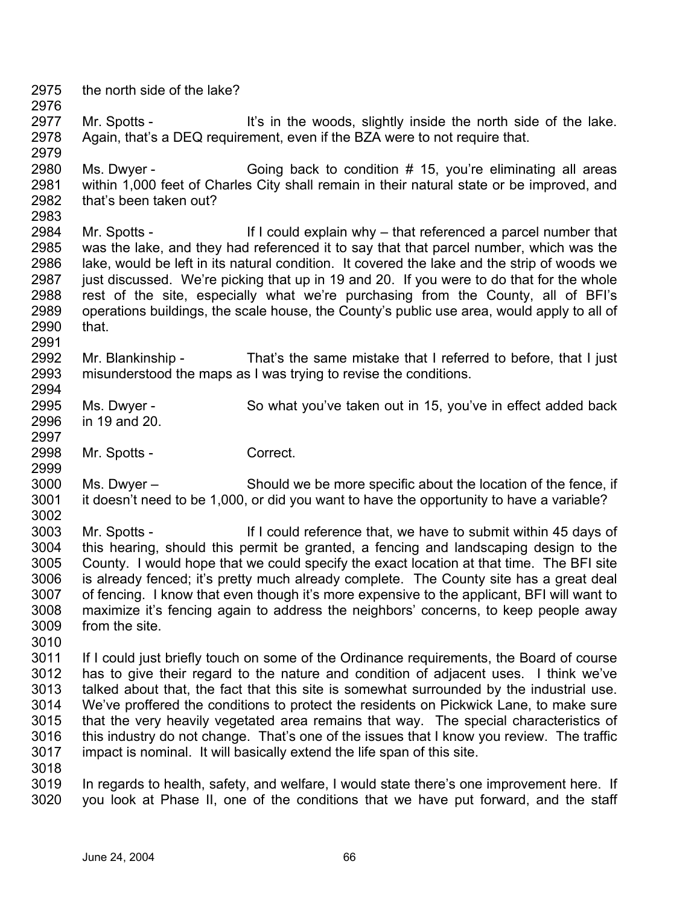the north side of the lake?

Mr. Spotts - It's in the woods, slightly inside the north side of the lake. Again, that's a DEQ requirement, even if the BZA were to not require that.

Ms. Dwyer - Going back to condition # 15, you're eliminating all areas within 1,000 feet of Charles City shall remain in their natural state or be improved, and that's been taken out?

Mr. Spotts - If I could explain why – that referenced a parcel number that was the lake, and they had referenced it to say that that parcel number, which was the lake, would be left in its natural condition. It covered the lake and the strip of woods we just discussed. We're picking that up in 19 and 20. If you were to do that for the whole rest of the site, especially what we're purchasing from the County, all of BFI's operations buildings, the scale house, the County's public use area, would apply to all of that.

Mr. Blankinship - That's the same mistake that I referred to before, that I just misunderstood the maps as I was trying to revise the conditions.

Ms. Dwyer - So what you've taken out in 15, you've in effect added back in 19 and 20.

Mr. Spotts - Correct.

Ms. Dwyer – Should we be more specific about the location of the fence, if it doesn't need to be 1,000, or did you want to have the opportunity to have a variable?

Mr. Spotts - If I could reference that, we have to submit within 45 days of this hearing, should this permit be granted, a fencing and landscaping design to the County. I would hope that we could specify the exact location at that time. The BFI site is already fenced; it's pretty much already complete. The County site has a great deal of fencing. I know that even though it's more expensive to the applicant, BFI will want to maximize it's fencing again to address the neighbors' concerns, to keep people away from the site.

If I could just briefly touch on some of the Ordinance requirements, the Board of course has to give their regard to the nature and condition of adjacent uses. I think we've talked about that, the fact that this site is somewhat surrounded by the industrial use. We've proffered the conditions to protect the residents on Pickwick Lane, to make sure that the very heavily vegetated area remains that way. The special characteristics of this industry do not change. That's one of the issues that I know you review. The traffic impact is nominal. It will basically extend the life span of this site.

In regards to health, safety, and welfare, I would state there's one improvement here. If you look at Phase II, one of the conditions that we have put forward, and the staff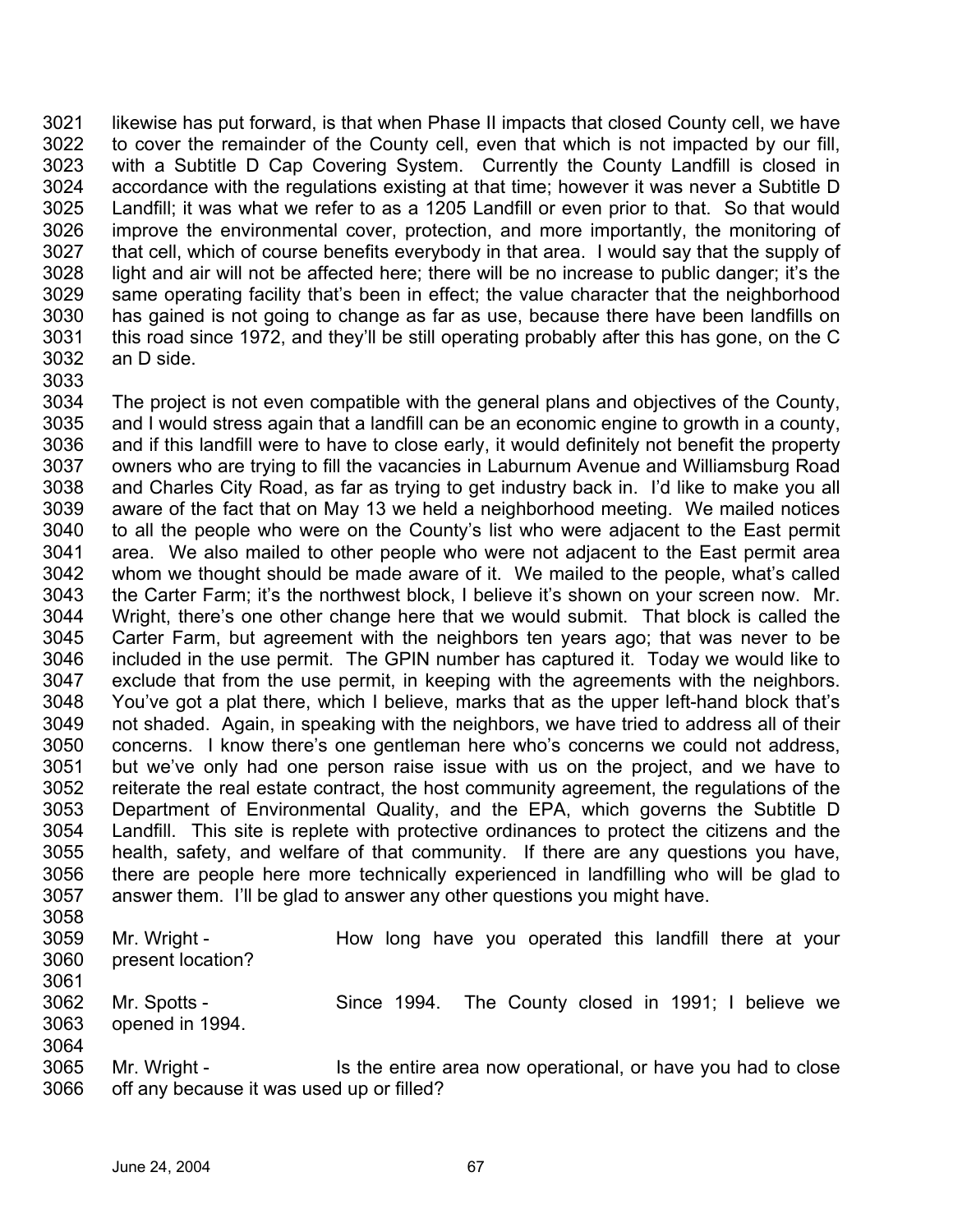3021 likewise has put forward, is that when Phase II impacts that closed County cell, we have
3022 to cover the remainder of the County cell, even that which is not impacted by our fill,
3023 with a Subtitle D Cap Covering System. Currently the County Landfill is closed in
3024 accordance with the regulations existing at that time; however it was never a Subtitle D
3025 Landfill; it was what we refer to as a 1205 Landfill or even prior to that. So that would
3026 improve the environmental cover, protection, and more importantly, the monitoring of
3027 that cell, which of course benefits everybody in that area. I would say that the supply of
3028 light and air will not be affected here; there will be no increase to public danger; it's the
3029 same operating facility that's been in effect; the value character that the neighborhood
3030 has gained is not going to change as far as use, because there have been landfills on
3031 this road since 1972, and they'll be still operating probably after this has gone, on the C
3032 an D side.
3033
3034 The project is not even compatible with the general plans and objectives of the County,
3035 and I would stress again that a landfill can be an economic engine to growth in a county,
3036 and if this landfill were to have to close early, it would definitely not benefit the property
3037 owners who are trying to fill the vacancies in Laburnum Avenue and Williamsburg Road
3038 and Charles City Road, as far as trying to get industry back in. I'd like to make you all
3039 aware of the fact that on May 13 we held a neighborhood meeting. We mailed notices
3040 to all the people who were on the County's list who were adjacent to the East permit
3041 area. We also mailed to other people who were not adjacent to the East permit area
3042 whom we thought should be made aware of it. We mailed to the people, what's called
3043 the Carter Farm; it's the northwest block, I believe it's shown on your screen now. Mr.
3044 Wright, there's one other change here that we would submit. That block is called the
3045 Carter Farm, but agreement with the neighbors ten years ago; that was never to be
3046 included in the use permit. The GPIN number has captured it. Today we would like to
3047 exclude that from the use permit, in keeping with the agreements with the neighbors.
3048 You've got a plat there, which I believe, marks that as the upper left-hand block that's
3049 not shaded. Again, in speaking with the neighbors, we have tried to address all of their
3050 concerns. I know there's one gentleman here who's concerns we could not address,
3051 but we've only had one person raise issue with us on the project, and we have to
3052 reiterate the real estate contract, the host community agreement, the regulations of the
3053 Department of Environmental Quality, and the EPA, which governs the Subtitle D
3054 Landfill. This site is replete with protective ordinances to protect the citizens and the
3055 health, safety, and welfare of that community. If there are any questions you have,
3056 there are people here more technically experienced in landfilling who will be glad to
3057 answer them. I'll be glad to answer any other questions you might have.
3058
3059 Mr. Wright - How long have you operated this landfill there at your
3060 present location?
3061
3062 Mr. Spotts - Since 1994. The County closed in 1991; I believe we
3063 opened in 1994.
3064
3065 Mr. Wright - Is the entire area now operational, or have you had to close
3066 off any because it was used up or filled?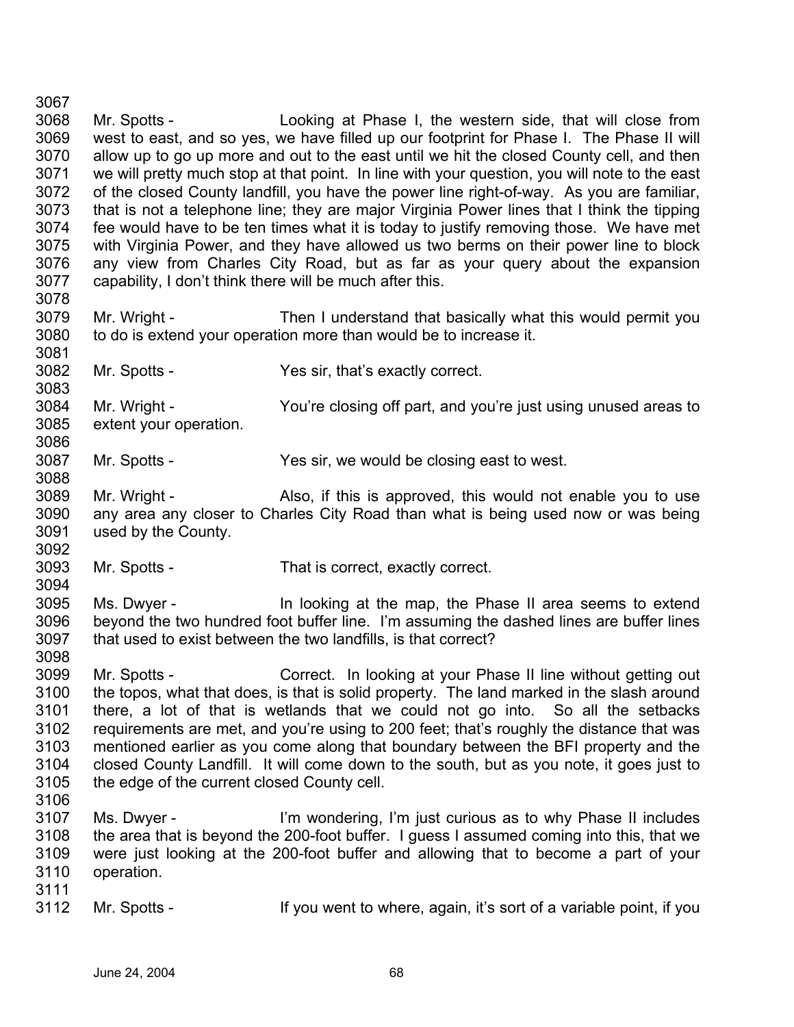Mr. Spotts - Looking at Phase I, the western side, that will close from west to east, and so yes, we have filled up our footprint for Phase I. The Phase II will allow up to go up more and out to the east until we hit the closed County cell, and then we will pretty much stop at that point. In line with your question, you will note to the east of the closed County landfill, you have the power line right-of-way. As you are familiar, that is not a telephone line; they are major Virginia Power lines that I think the tipping fee would have to be ten times what it is today to justify removing those. We have met with Virginia Power, and they have allowed us two berms on their power line to block any view from Charles City Road, but as far as your query about the expansion capability, I don't think there will be much after this.

Mr. Wright - Then I understand that basically what this would permit you to do is extend your operation more than would be to increase it.

Mr. Spotts - Yes sir, that's exactly correct.

Mr. Wright - You're closing off part, and you're just using unused areas to extent your operation.

Mr. Spotts - Yes sir, we would be closing east to west.

Mr. Wright - Also, if this is approved, this would not enable you to use any area any closer to Charles City Road than what is being used now or was being used by the County.

Mr. Spotts - That is correct, exactly correct.

Ms. Dwyer - In looking at the map, the Phase II area seems to extend beyond the two hundred foot buffer line. I'm assuming the dashed lines are buffer lines that used to exist between the two landfills, is that correct?

Mr. Spotts - Correct. In looking at your Phase II line without getting out the topos, what that does, is that is solid property. The land marked in the slash around there, a lot of that is wetlands that we could not go into. So all the setbacks requirements are met, and you're using to 200 feet; that's roughly the distance that was mentioned earlier as you come along that boundary between the BFI property and the closed County Landfill. It will come down to the south, but as you note, it goes just to the edge of the current closed County cell.

Ms. Dwyer - I'm wondering, I'm just curious as to why Phase II includes the area that is beyond the 200-foot buffer. I guess I assumed coming into this, that we were just looking at the 200-foot buffer and allowing that to become a part of your operation.

Mr. Spotts - If you went to where, again, it's sort of a variable point, if you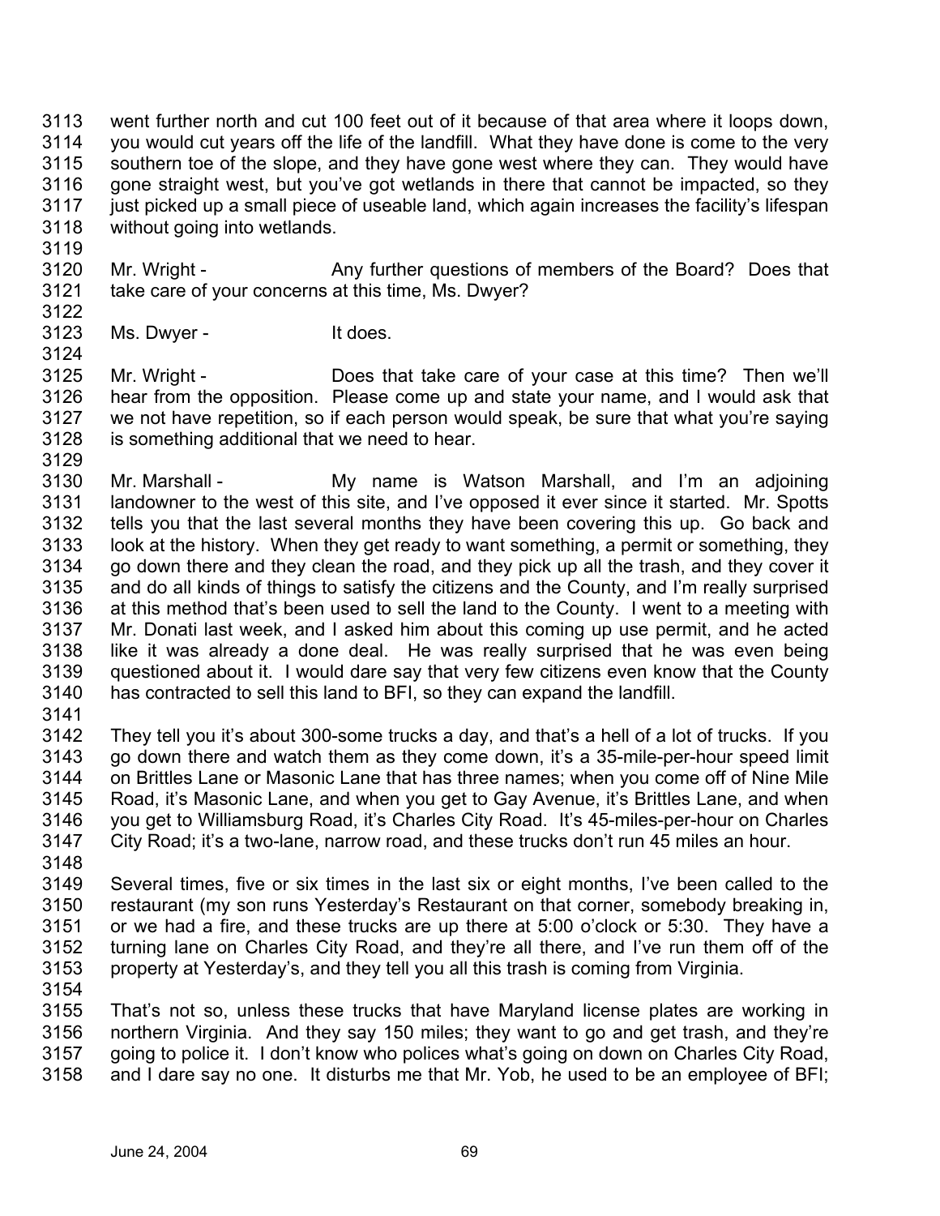went further north and cut 100 feet out of it because of that area where it loops down, you would cut years off the life of the landfill. What they have done is come to the very southern toe of the slope, and they have gone west where they can. They would have gone straight west, but you've got wetlands in there that cannot be impacted, so they just picked up a small piece of useable land, which again increases the facility's lifespan without going into wetlands.

Mr. Wright - Any further questions of members of the Board? Does that take care of your concerns at this time, Ms. Dwyer?

Ms. Dwyer - It does.

Mr. Wright - Does that take care of your case at this time? Then we'll hear from the opposition. Please come up and state your name, and I would ask that we not have repetition, so if each person would speak, be sure that what you're saying is something additional that we need to hear.

Mr. Marshall - My name is Watson Marshall, and I'm an adjoining landowner to the west of this site, and I've opposed it ever since it started. Mr. Spotts tells you that the last several months they have been covering this up. Go back and look at the history. When they get ready to want something, a permit or something, they go down there and they clean the road, and they pick up all the trash, and they cover it and do all kinds of things to satisfy the citizens and the County, and I'm really surprised at this method that's been used to sell the land to the County. I went to a meeting with Mr. Donati last week, and I asked him about this coming up use permit, and he acted like it was already a done deal. He was really surprised that he was even being questioned about it. I would dare say that very few citizens even know that the County has contracted to sell this land to BFI, so they can expand the landfill.

They tell you it's about 300-some trucks a day, and that's a hell of a lot of trucks. If you go down there and watch them as they come down, it's a 35-mile-per-hour speed limit on Brittles Lane or Masonic Lane that has three names; when you come off of Nine Mile Road, it's Masonic Lane, and when you get to Gay Avenue, it's Brittles Lane, and when you get to Williamsburg Road, it's Charles City Road. It's 45-miles-per-hour on Charles City Road; it's a two-lane, narrow road, and these trucks don't run 45 miles an hour.

Several times, five or six times in the last six or eight months, I've been called to the restaurant (my son runs Yesterday's Restaurant on that corner, somebody breaking in, or we had a fire, and these trucks are up there at 5:00 o'clock or 5:30. They have a turning lane on Charles City Road, and they're all there, and I've run them off of the property at Yesterday's, and they tell you all this trash is coming from Virginia.

That's not so, unless these trucks that have Maryland license plates are working in northern Virginia. And they say 150 miles; they want to go and get trash, and they're going to police it. I don't know who polices what's going on down on Charles City Road, and I dare say no one. It disturbs me that Mr. Yob, he used to be an employee of BFI;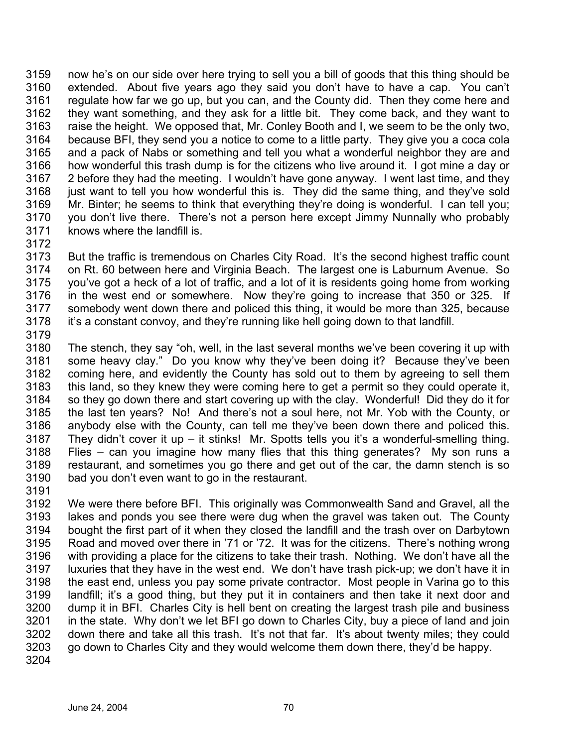now he's on our side over here trying to sell you a bill of goods that this thing should be extended. About five years ago they said you don't have to have a cap. You can't regulate how far we go up, but you can, and the County did. Then they come here and they want something, and they ask for a little bit. They come back, and they want to raise the height. We opposed that, Mr. Conley Booth and I, we seem to be the only two, because BFI, they send you a notice to come to a little party. They give you a coca cola and a pack of Nabs or something and tell you what a wonderful neighbor they are and how wonderful this trash dump is for the citizens who live around it. I got mine a day or 2 before they had the meeting. I wouldn't have gone anyway. I went last time, and they just want to tell you how wonderful this is. They did the same thing, and they've sold Mr. Binter; he seems to think that everything they're doing is wonderful. I can tell you; you don't live there. There's not a person here except Jimmy Nunnally who probably knows where the landfill is.

But the traffic is tremendous on Charles City Road. It's the second highest traffic count on Rt. 60 between here and Virginia Beach. The largest one is Laburnum Avenue. So you've got a heck of a lot of traffic, and a lot of it is residents going home from working in the west end or somewhere. Now they're going to increase that 350 or 325. If somebody went down there and policed this thing, it would be more than 325, because it's a constant convoy, and they're running like hell going down to that landfill.

The stench, they say "oh, well, in the last several months we've been covering it up with some heavy clay." Do you know why they've been doing it? Because they've been coming here, and evidently the County has sold out to them by agreeing to sell them this land, so they knew they were coming here to get a permit so they could operate it, so they go down there and start covering up with the clay. Wonderful! Did they do it for the last ten years? No! And there's not a soul here, not Mr. Yob with the County, or anybody else with the County, can tell me they've been down there and policed this. They didn't cover it up – it stinks! Mr. Spotts tells you it's a wonderful-smelling thing. Flies – can you imagine how many flies that this thing generates? My son runs a restaurant, and sometimes you go there and get out of the car, the damn stench is so bad you don't even want to go in the restaurant.

We were there before BFI. This originally was Commonwealth Sand and Gravel, all the lakes and ponds you see there were dug when the gravel was taken out. The County bought the first part of it when they closed the landfill and the trash over on Darbytown Road and moved over there in '71 or '72. It was for the citizens. There's nothing wrong with providing a place for the citizens to take their trash. Nothing. We don't have all the luxuries that they have in the west end. We don't have trash pick-up; we don't have it in the east end, unless you pay some private contractor. Most people in Varina go to this landfill; it's a good thing, but they put it in containers and then take it next door and dump it in BFI. Charles City is hell bent on creating the largest trash pile and business in the state. Why don't we let BFI go down to Charles City, buy a piece of land and join down there and take all this trash. It's not that far. It's about twenty miles; they could go down to Charles City and they would welcome them down there, they'd be happy.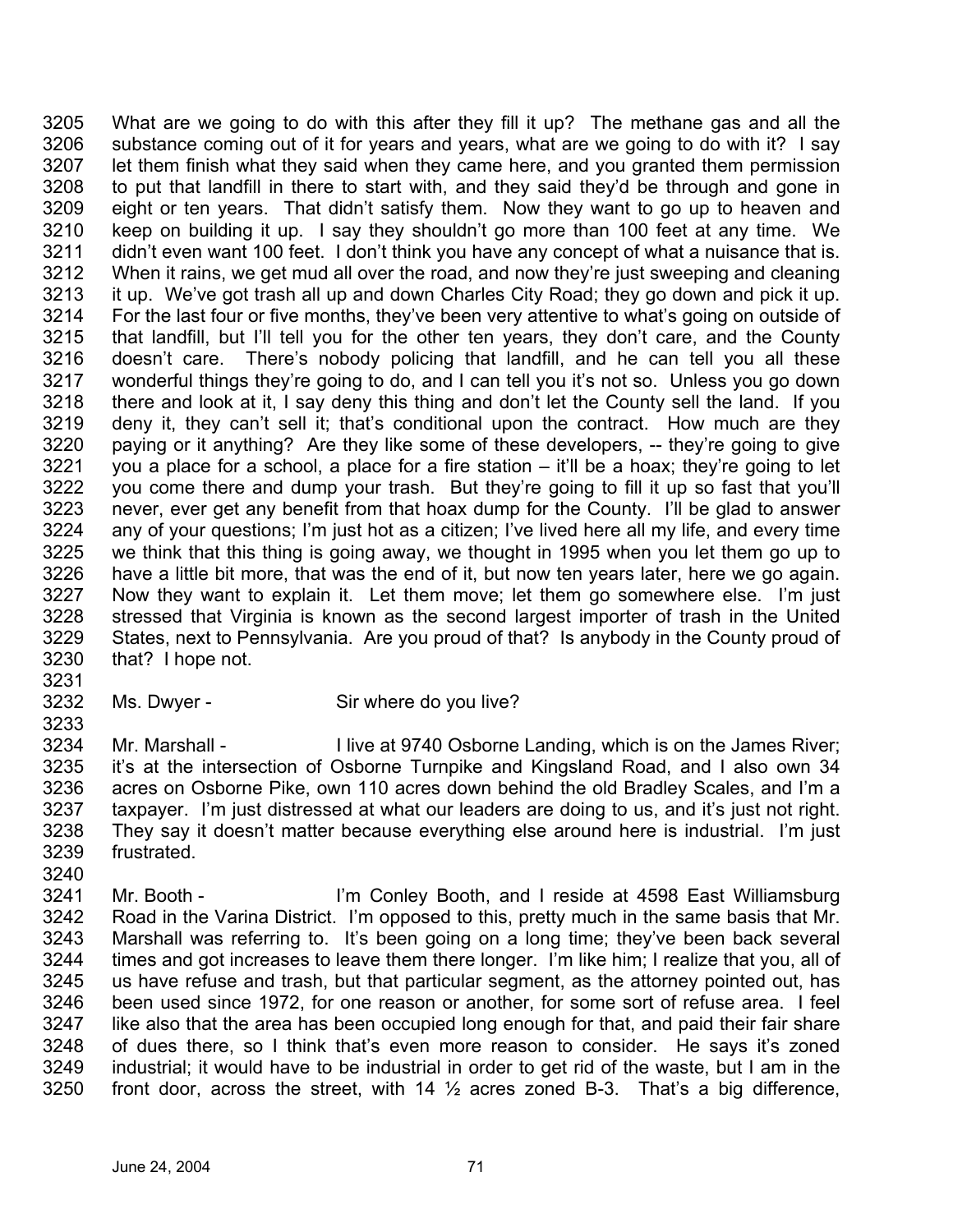3205 What are we going to do with this after they fill it up? The methane gas and all the
3206 substance coming out of it for years and years, what are we going to do with it? I say
3207 let them finish what they said when they came here, and you granted them permission
3208 to put that landfill in there to start with, and they said they'd be through and gone in
3209 eight or ten years. That didn't satisfy them. Now they want to go up to heaven and
3210 keep on building it up. I say they shouldn't go more than 100 feet at any time. We
3211 didn't even want 100 feet. I don't think you have any concept of what a nuisance that is.
3212 When it rains, we get mud all over the road, and now they're just sweeping and cleaning
3213 it up. We've got trash all up and down Charles City Road; they go down and pick it up.
3214 For the last four or five months, they've been very attentive to what's going on outside of
3215 that landfill, but I'll tell you for the other ten years, they don't care, and the County
3216 doesn't care. There's nobody policing that landfill, and he can tell you all these
3217 wonderful things they're going to do, and I can tell you it's not so. Unless you go down
3218 there and look at it, I say deny this thing and don't let the County sell the land. If you
3219 deny it, they can't sell it; that's conditional upon the contract. How much are they
3220 paying or it anything? Are they like some of these developers, -- they're going to give
3221 you a place for a school, a place for a fire station – it'll be a hoax; they're going to let
3222 you come there and dump your trash. But they're going to fill it up so fast that you'll
3223 never, ever get any benefit from that hoax dump for the County. I'll be glad to answer
3224 any of your questions; I'm just hot as a citizen; I've lived here all my life, and every time
3225 we think that this thing is going away, we thought in 1995 when you let them go up to
3226 have a little bit more, that was the end of it, but now ten years later, here we go again.
3227 Now they want to explain it. Let them move; let them go somewhere else. I'm just
3228 stressed that Virginia is known as the second largest importer of trash in the United
3229 States, next to Pennsylvania. Are you proud of that? Is anybody in the County proud of
3230 that? I hope not.
3231
3232 Ms. Dwyer - Sir where do you live?
3233
3234 Mr. Marshall - I live at 9740 Osborne Landing, which is on the James River;
3235 it's at the intersection of Osborne Turnpike and Kingsland Road, and I also own 34
3236 acres on Osborne Pike, own 110 acres down behind the old Bradley Scales, and I'm a
3237 taxpayer. I'm just distressed at what our leaders are doing to us, and it's just not right.
3238 They say it doesn't matter because everything else around here is industrial. I'm just
3239 frustrated.
3240
3241 Mr. Booth - I'm Conley Booth, and I reside at 4598 East Williamsburg
3242 Road in the Varina District. I'm opposed to this, pretty much in the same basis that Mr.
3243 Marshall was referring to. It's been going on a long time; they've been back several
3244 times and got increases to leave them there longer. I'm like him; I realize that you, all of
3245 us have refuse and trash, but that particular segment, as the attorney pointed out, has
3246 been used since 1972, for one reason or another, for some sort of refuse area. I feel
3247 like also that the area has been occupied long enough for that, and paid their fair share
3248 of dues there, so I think that's even more reason to consider. He says it's zoned
3249 industrial; it would have to be industrial in order to get rid of the waste, but I am in the
3250 front door, across the street, with 14 ½ acres zoned B-3. That's a big difference,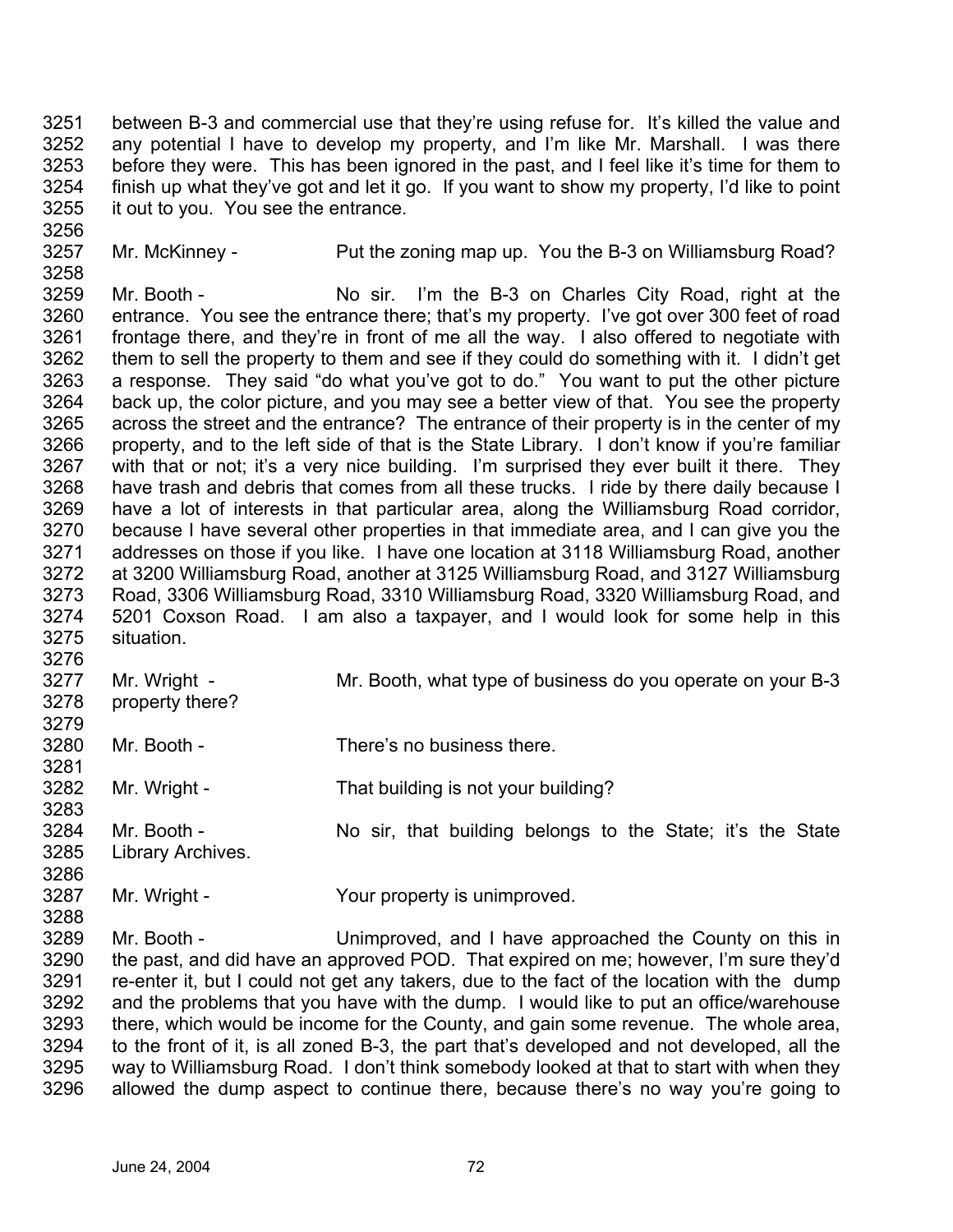between B-3 and commercial use that they're using refuse for. It's killed the value and any potential I have to develop my property, and I'm like Mr. Marshall. I was there before they were. This has been ignored in the past, and I feel like it's time for them to finish up what they've got and let it go. If you want to show my property, I'd like to point it out to you. You see the entrance.

Mr. McKinney - Put the zoning map up. You the B-3 on Williamsburg Road?

Mr. Booth - No sir. I'm the B-3 on Charles City Road, right at the entrance. You see the entrance there; that's my property. I've got over 300 feet of road frontage there, and they're in front of me all the way. I also offered to negotiate with them to sell the property to them and see if they could do something with it. I didn't get a response. They said "do what you've got to do." You want to put the other picture back up, the color picture, and you may see a better view of that. You see the property across the street and the entrance? The entrance of their property is in the center of my property, and to the left side of that is the State Library. I don't know if you're familiar with that or not; it's a very nice building. I'm surprised they ever built it there. They have trash and debris that comes from all these trucks. I ride by there daily because I have a lot of interests in that particular area, along the Williamsburg Road corridor, because I have several other properties in that immediate area, and I can give you the addresses on those if you like. I have one location at 3118 Williamsburg Road, another at 3200 Williamsburg Road, another at 3125 Williamsburg Road, and 3127 Williamsburg Road, 3306 Williamsburg Road, 3310 Williamsburg Road, 3320 Williamsburg Road, and 5201 Coxson Road. I am also a taxpayer, and I would look for some help in this situation.

Mr. Wright - Mr. Booth, what type of business do you operate on your B-3 property there?

Mr. Booth - There's no business there.

Mr. Wright - That building is not your building?

Mr. Booth - No sir, that building belongs to the State; it's the State Library Archives.

Mr. Wright - Your property is unimproved.

Mr. Booth - Unimproved, and I have approached the County on this in the past, and did have an approved POD. That expired on me; however, I'm sure they'd re-enter it, but I could not get any takers, due to the fact of the location with the dump and the problems that you have with the dump. I would like to put an office/warehouse there, which would be income for the County, and gain some revenue. The whole area, to the front of it, is all zoned B-3, the part that's developed and not developed, all the way to Williamsburg Road. I don't think somebody looked at that to start with when they allowed the dump aspect to continue there, because there's no way you're going to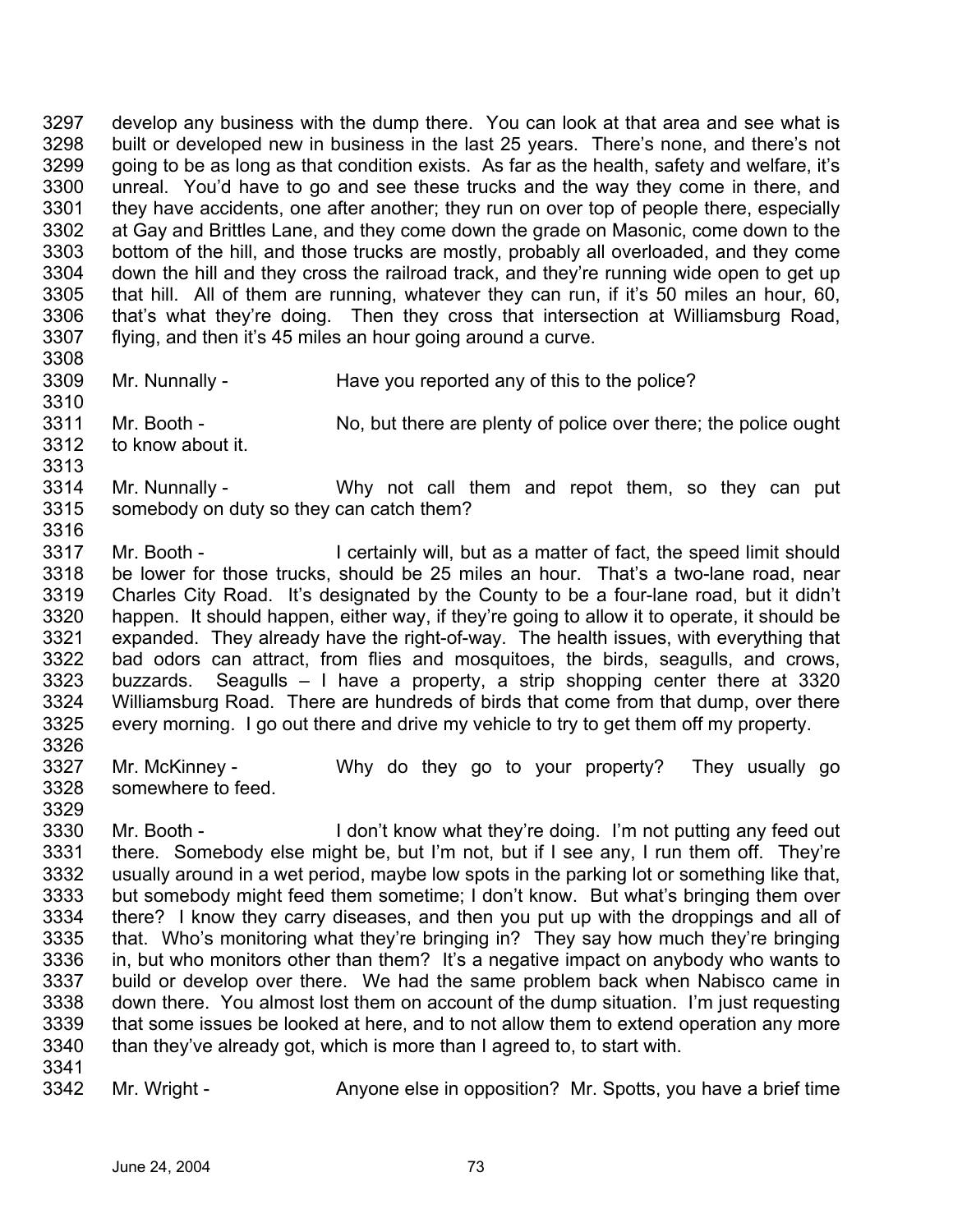develop any business with the dump there. You can look at that area and see what is built or developed new in business in the last 25 years. There's none, and there's not going to be as long as that condition exists. As far as the health, safety and welfare, it's unreal. You'd have to go and see these trucks and the way they come in there, and they have accidents, one after another; they run on over top of people there, especially at Gay and Brittles Lane, and they come down the grade on Masonic, come down to the bottom of the hill, and those trucks are mostly, probably all overloaded, and they come down the hill and they cross the railroad track, and they're running wide open to get up that hill. All of them are running, whatever they can run, if it's 50 miles an hour, 60, that's what they're doing. Then they cross that intersection at Williamsburg Road, flying, and then it's 45 miles an hour going around a curve.

Mr. Nunnally - Have you reported any of this to the police?

Mr. Booth - No, but there are plenty of police over there; the police ought to know about it.

Mr. Nunnally - Why not call them and repot them, so they can put somebody on duty so they can catch them?

Mr. Booth - I certainly will, but as a matter of fact, the speed limit should be lower for those trucks, should be 25 miles an hour. That's a two-lane road, near Charles City Road. It's designated by the County to be a four-lane road, but it didn't happen. It should happen, either way, if they're going to allow it to operate, it should be expanded. They already have the right-of-way. The health issues, with everything that bad odors can attract, from flies and mosquitoes, the birds, seagulls, and crows, buzzards. Seagulls – I have a property, a strip shopping center there at 3320 Williamsburg Road. There are hundreds of birds that come from that dump, over there every morning. I go out there and drive my vehicle to try to get them off my property.

Mr. McKinney - Why do they go to your property? They usually go somewhere to feed.

Mr. Booth - I don't know what they're doing. I'm not putting any feed out there. Somebody else might be, but I'm not, but if I see any, I run them off. They're usually around in a wet period, maybe low spots in the parking lot or something like that, but somebody might feed them sometime; I don't know. But what's bringing them over there? I know they carry diseases, and then you put up with the droppings and all of that. Who's monitoring what they're bringing in? They say how much they're bringing in, but who monitors other than them? It's a negative impact on anybody who wants to build or develop over there. We had the same problem back when Nabisco came in down there. You almost lost them on account of the dump situation. I'm just requesting that some issues be looked at here, and to not allow them to extend operation any more than they've already got, which is more than I agreed to, to start with.

Mr. Wright - Anyone else in opposition? Mr. Spotts, you have a brief time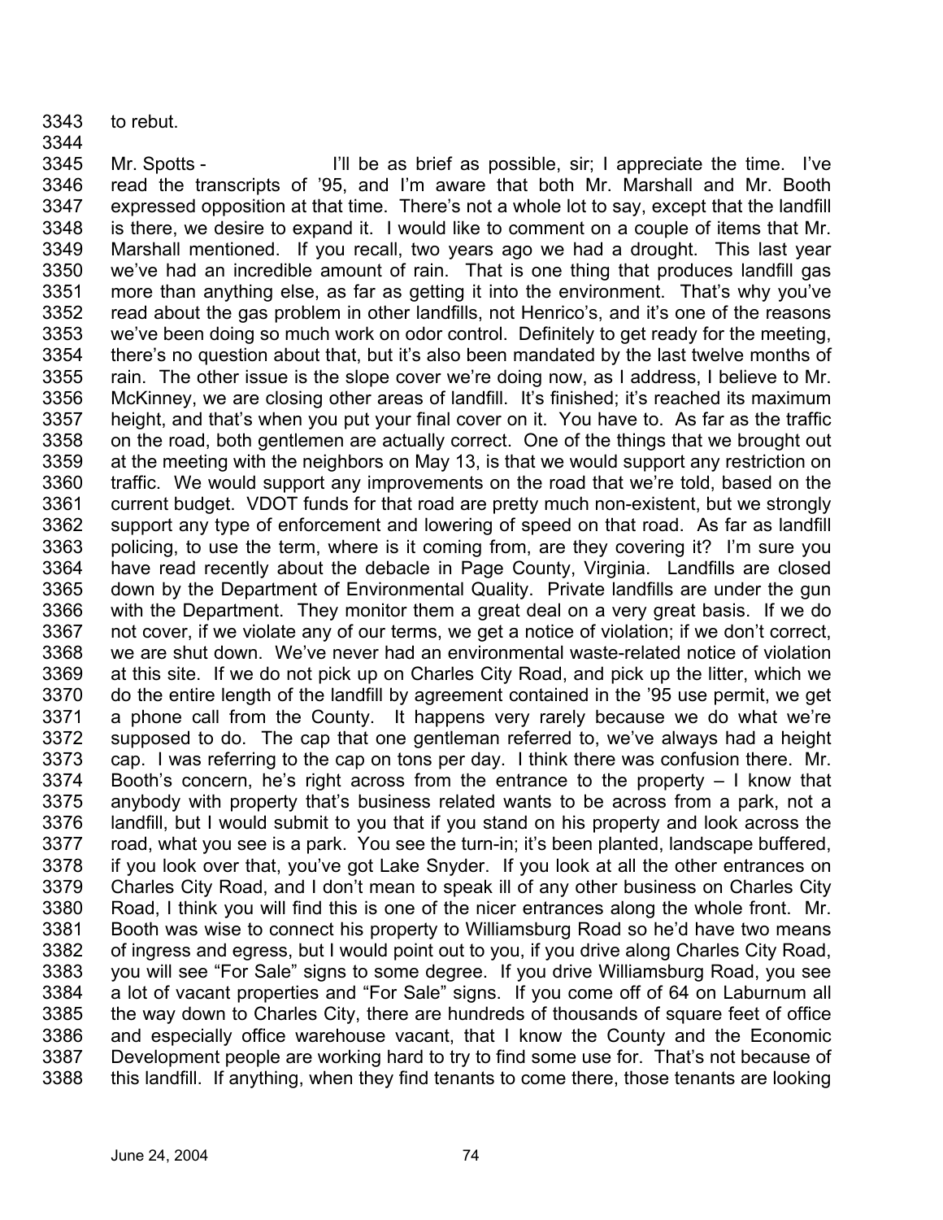to rebut.

Mr. Spotts - I'll be as brief as possible, sir; I appreciate the time. I've read the transcripts of '95, and I'm aware that both Mr. Marshall and Mr. Booth expressed opposition at that time. There's not a whole lot to say, except that the landfill is there, we desire to expand it. I would like to comment on a couple of items that Mr. Marshall mentioned. If you recall, two years ago we had a drought. This last year we've had an incredible amount of rain. That is one thing that produces landfill gas more than anything else, as far as getting it into the environment. That's why you've read about the gas problem in other landfills, not Henrico's, and it's one of the reasons we've been doing so much work on odor control. Definitely to get ready for the meeting, there's no question about that, but it's also been mandated by the last twelve months of rain. The other issue is the slope cover we're doing now, as I address, I believe to Mr. McKinney, we are closing other areas of landfill. It's finished; it's reached its maximum height, and that's when you put your final cover on it. You have to. As far as the traffic on the road, both gentlemen are actually correct. One of the things that we brought out at the meeting with the neighbors on May 13, is that we would support any restriction on traffic. We would support any improvements on the road that we're told, based on the current budget. VDOT funds for that road are pretty much non-existent, but we strongly support any type of enforcement and lowering of speed on that road. As far as landfill policing, to use the term, where is it coming from, are they covering it? I'm sure you have read recently about the debacle in Page County, Virginia. Landfills are closed down by the Department of Environmental Quality. Private landfills are under the gun with the Department. They monitor them a great deal on a very great basis. If we do not cover, if we violate any of our terms, we get a notice of violation; if we don't correct, we are shut down. We've never had an environmental waste-related notice of violation at this site. If we do not pick up on Charles City Road, and pick up the litter, which we do the entire length of the landfill by agreement contained in the '95 use permit, we get a phone call from the County. It happens very rarely because we do what we're supposed to do. The cap that one gentleman referred to, we've always had a height cap. I was referring to the cap on tons per day. I think there was confusion there. Mr. Booth's concern, he's right across from the entrance to the property – I know that anybody with property that's business related wants to be across from a park, not a landfill, but I would submit to you that if you stand on his property and look across the road, what you see is a park. You see the turn-in; it's been planted, landscape buffered, if you look over that, you've got Lake Snyder. If you look at all the other entrances on Charles City Road, and I don't mean to speak ill of any other business on Charles City Road, I think you will find this is one of the nicer entrances along the whole front. Mr. Booth was wise to connect his property to Williamsburg Road so he'd have two means of ingress and egress, but I would point out to you, if you drive along Charles City Road, you will see "For Sale" signs to some degree. If you drive Williamsburg Road, you see a lot of vacant properties and "For Sale" signs. If you come off of 64 on Laburnum all the way down to Charles City, there are hundreds of thousands of square feet of office and especially office warehouse vacant, that I know the County and the Economic Development people are working hard to try to find some use for. That's not because of this landfill. If anything, when they find tenants to come there, those tenants are looking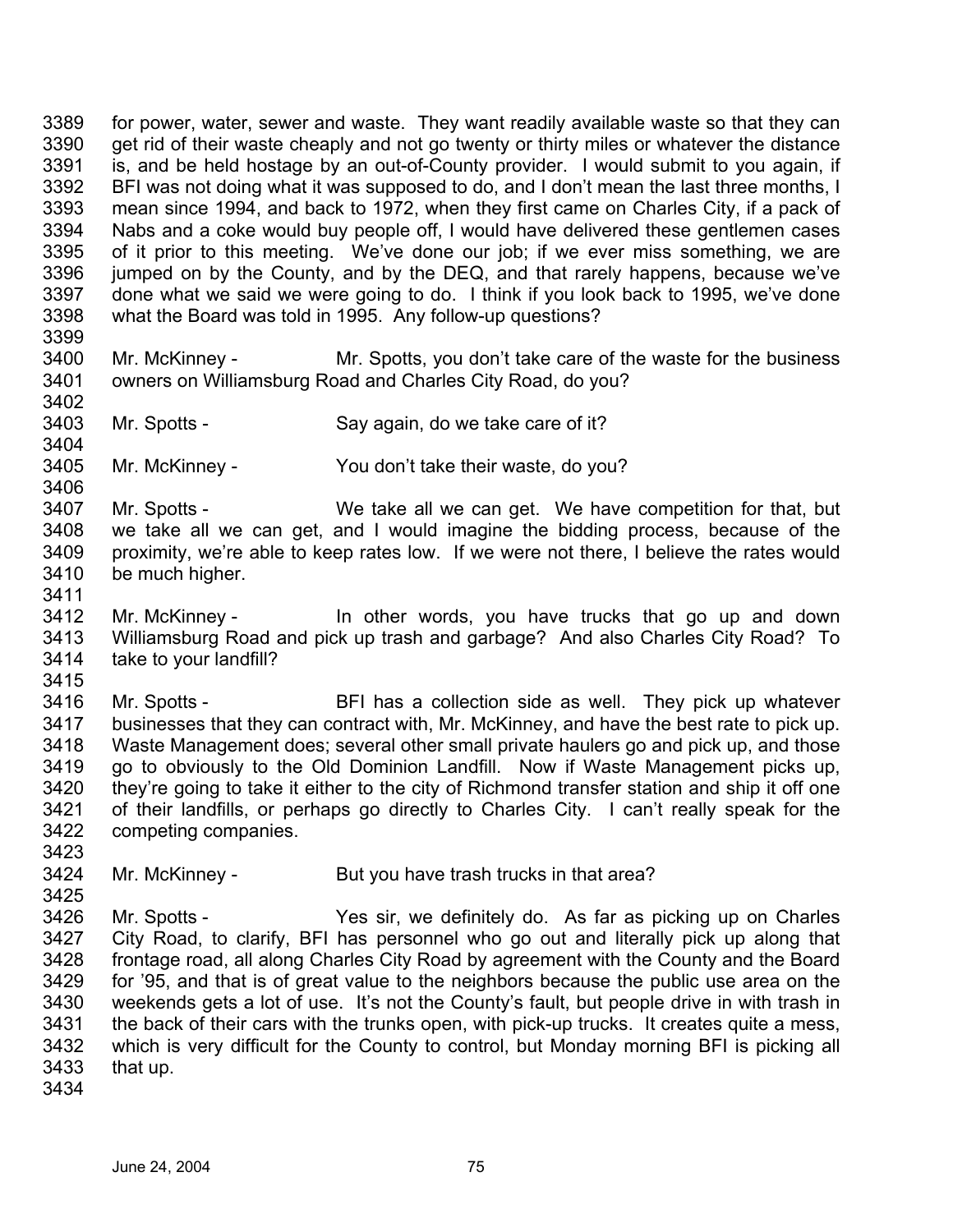for power, water, sewer and waste. They want readily available waste so that they can get rid of their waste cheaply and not go twenty or thirty miles or whatever the distance is, and be held hostage by an out-of-County provider. I would submit to you again, if BFI was not doing what it was supposed to do, and I don't mean the last three months, I mean since 1994, and back to 1972, when they first came on Charles City, if a pack of Nabs and a coke would buy people off, I would have delivered these gentlemen cases of it prior to this meeting. We've done our job; if we ever miss something, we are jumped on by the County, and by the DEQ, and that rarely happens, because we've done what we said we were going to do. I think if you look back to 1995, we've done what the Board was told in 1995. Any follow-up questions?

Mr. McKinney - Mr. Spotts, you don't take care of the waste for the business owners on Williamsburg Road and Charles City Road, do you?

Mr. Spotts - Say again, do we take care of it?

Mr. McKinney - You don't take their waste, do you?

Mr. Spotts - We take all we can get. We have competition for that, but we take all we can get, and I would imagine the bidding process, because of the proximity, we're able to keep rates low. If we were not there, I believe the rates would be much higher.

Mr. McKinney - In other words, you have trucks that go up and down Williamsburg Road and pick up trash and garbage? And also Charles City Road? To take to your landfill?

Mr. Spotts - BFI has a collection side as well. They pick up whatever businesses that they can contract with, Mr. McKinney, and have the best rate to pick up. Waste Management does; several other small private haulers go and pick up, and those go to obviously to the Old Dominion Landfill. Now if Waste Management picks up, they're going to take it either to the city of Richmond transfer station and ship it off one of their landfills, or perhaps go directly to Charles City. I can't really speak for the competing companies.

Mr. McKinney - But you have trash trucks in that area?

Mr. Spotts - Yes sir, we definitely do. As far as picking up on Charles City Road, to clarify, BFI has personnel who go out and literally pick up along that frontage road, all along Charles City Road by agreement with the County and the Board for '95, and that is of great value to the neighbors because the public use area on the weekends gets a lot of use. It's not the County's fault, but people drive in with trash in the back of their cars with the trunks open, with pick-up trucks. It creates quite a mess, which is very difficult for the County to control, but Monday morning BFI is picking all that up.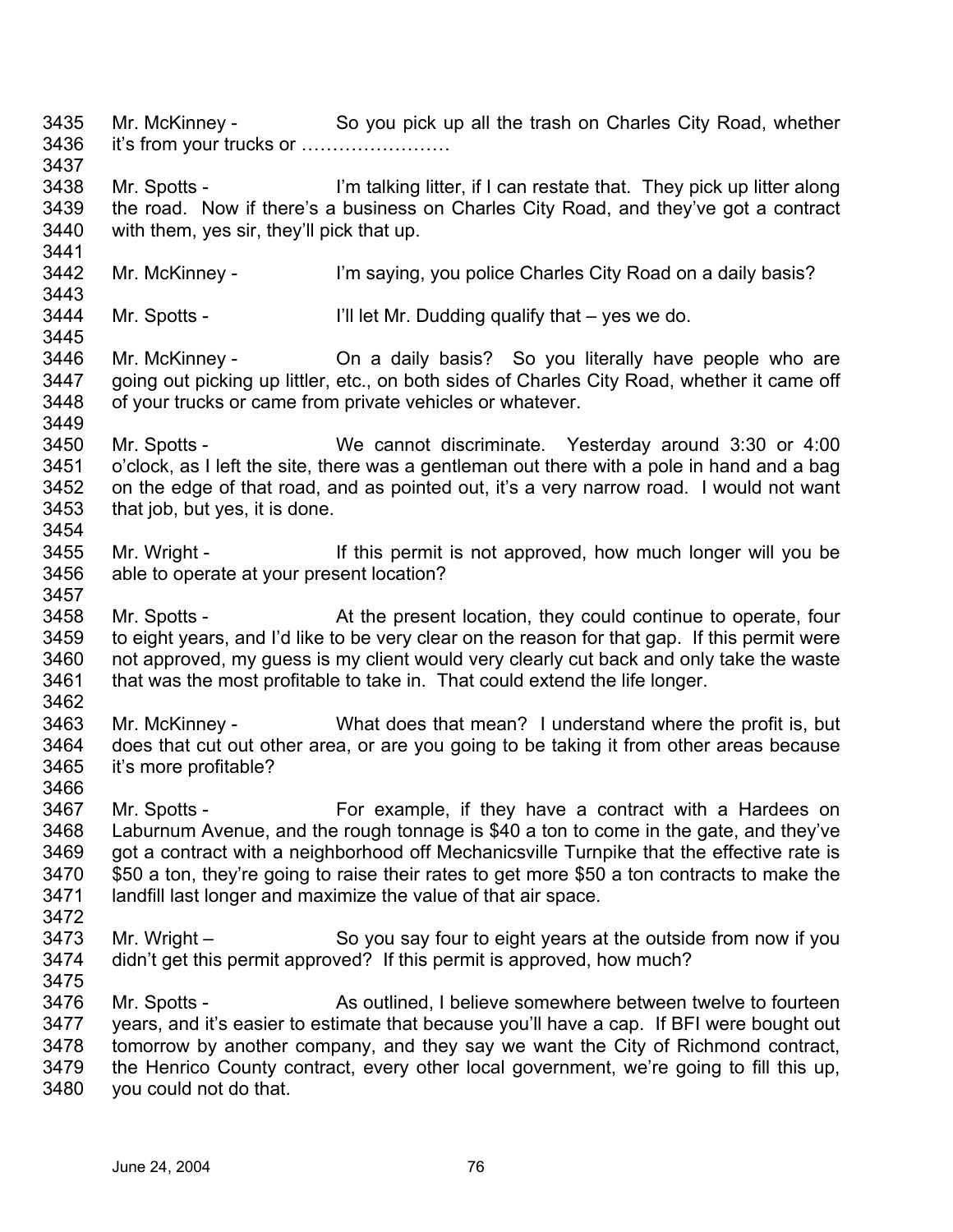Mr. McKinney - So you pick up all the trash on Charles City Road, whether it's from your trucks or ……………………

Mr. Spotts - I'm talking litter, if I can restate that. They pick up litter along the road. Now if there's a business on Charles City Road, and they've got a contract with them, yes sir, they'll pick that up.

Mr. McKinney - I'm saying, you police Charles City Road on a daily basis?

Mr. Spotts - I'll let Mr. Dudding qualify that – yes we do.

Mr. McKinney - On a daily basis? So you literally have people who are going out picking up littler, etc., on both sides of Charles City Road, whether it came off of your trucks or came from private vehicles or whatever.

Mr. Spotts - We cannot discriminate. Yesterday around 3:30 or 4:00 o'clock, as I left the site, there was a gentleman out there with a pole in hand and a bag on the edge of that road, and as pointed out, it's a very narrow road. I would not want that job, but yes, it is done.

Mr. Wright - If this permit is not approved, how much longer will you be able to operate at your present location?

Mr. Spotts - At the present location, they could continue to operate, four to eight years, and I'd like to be very clear on the reason for that gap. If this permit were not approved, my guess is my client would very clearly cut back and only take the waste that was the most profitable to take in. That could extend the life longer.

Mr. McKinney - What does that mean? I understand where the profit is, but does that cut out other area, or are you going to be taking it from other areas because it's more profitable?

Mr. Spotts - For example, if they have a contract with a Hardees on Laburnum Avenue, and the rough tonnage is $40 a ton to come in the gate, and they've got a contract with a neighborhood off Mechanicsville Turnpike that the effective rate is $50 a ton, they're going to raise their rates to get more $50 a ton contracts to make the landfill last longer and maximize the value of that air space.

Mr. Wright – So you say four to eight years at the outside from now if you didn't get this permit approved? If this permit is approved, how much?

Mr. Spotts - As outlined, I believe somewhere between twelve to fourteen years, and it's easier to estimate that because you'll have a cap. If BFI were bought out tomorrow by another company, and they say we want the City of Richmond contract, the Henrico County contract, every other local government, we're going to fill this up, you could not do that.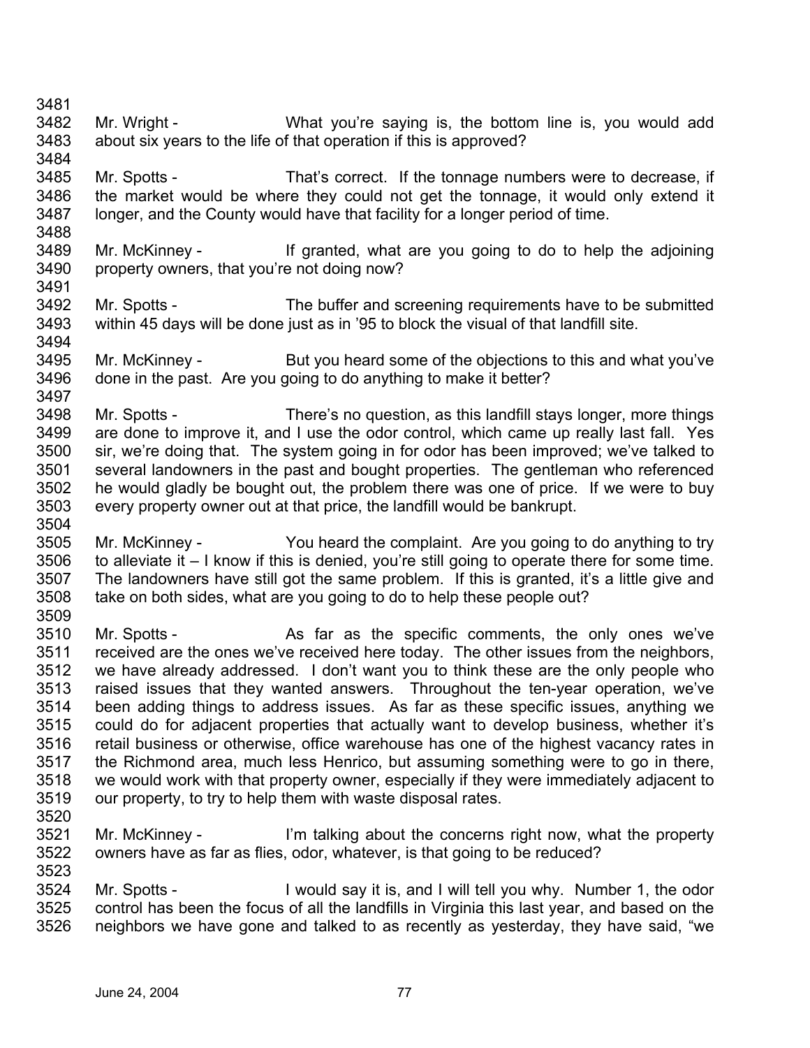Mr. Wright - What you're saying is, the bottom line is, you would add about six years to the life of that operation if this is approved?

Mr. Spotts - That's correct. If the tonnage numbers were to decrease, if the market would be where they could not get the tonnage, it would only extend it longer, and the County would have that facility for a longer period of time.

Mr. McKinney - If granted, what are you going to do to help the adjoining property owners, that you're not doing now?

Mr. Spotts - The buffer and screening requirements have to be submitted within 45 days will be done just as in '95 to block the visual of that landfill site.

Mr. McKinney - But you heard some of the objections to this and what you've done in the past. Are you going to do anything to make it better?

Mr. Spotts - There's no question, as this landfill stays longer, more things are done to improve it, and I use the odor control, which came up really last fall. Yes sir, we're doing that. The system going in for odor has been improved; we've talked to several landowners in the past and bought properties. The gentleman who referenced he would gladly be bought out, the problem there was one of price. If we were to buy every property owner out at that price, the landfill would be bankrupt.

Mr. McKinney - You heard the complaint. Are you going to do anything to try to alleviate it – I know if this is denied, you're still going to operate there for some time. The landowners have still got the same problem. If this is granted, it's a little give and take on both sides, what are you going to do to help these people out?

Mr. Spotts - As far as the specific comments, the only ones we've received are the ones we've received here today. The other issues from the neighbors, we have already addressed. I don't want you to think these are the only people who raised issues that they wanted answers. Throughout the ten-year operation, we've been adding things to address issues. As far as these specific issues, anything we could do for adjacent properties that actually want to develop business, whether it's retail business or otherwise, office warehouse has one of the highest vacancy rates in the Richmond area, much less Henrico, but assuming something were to go in there, we would work with that property owner, especially if they were immediately adjacent to our property, to try to help them with waste disposal rates.

Mr. McKinney - I'm talking about the concerns right now, what the property owners have as far as flies, odor, whatever, is that going to be reduced?

Mr. Spotts - I would say it is, and I will tell you why. Number 1, the odor control has been the focus of all the landfills in Virginia this last year, and based on the neighbors we have gone and talked to as recently as yesterday, they have said, "we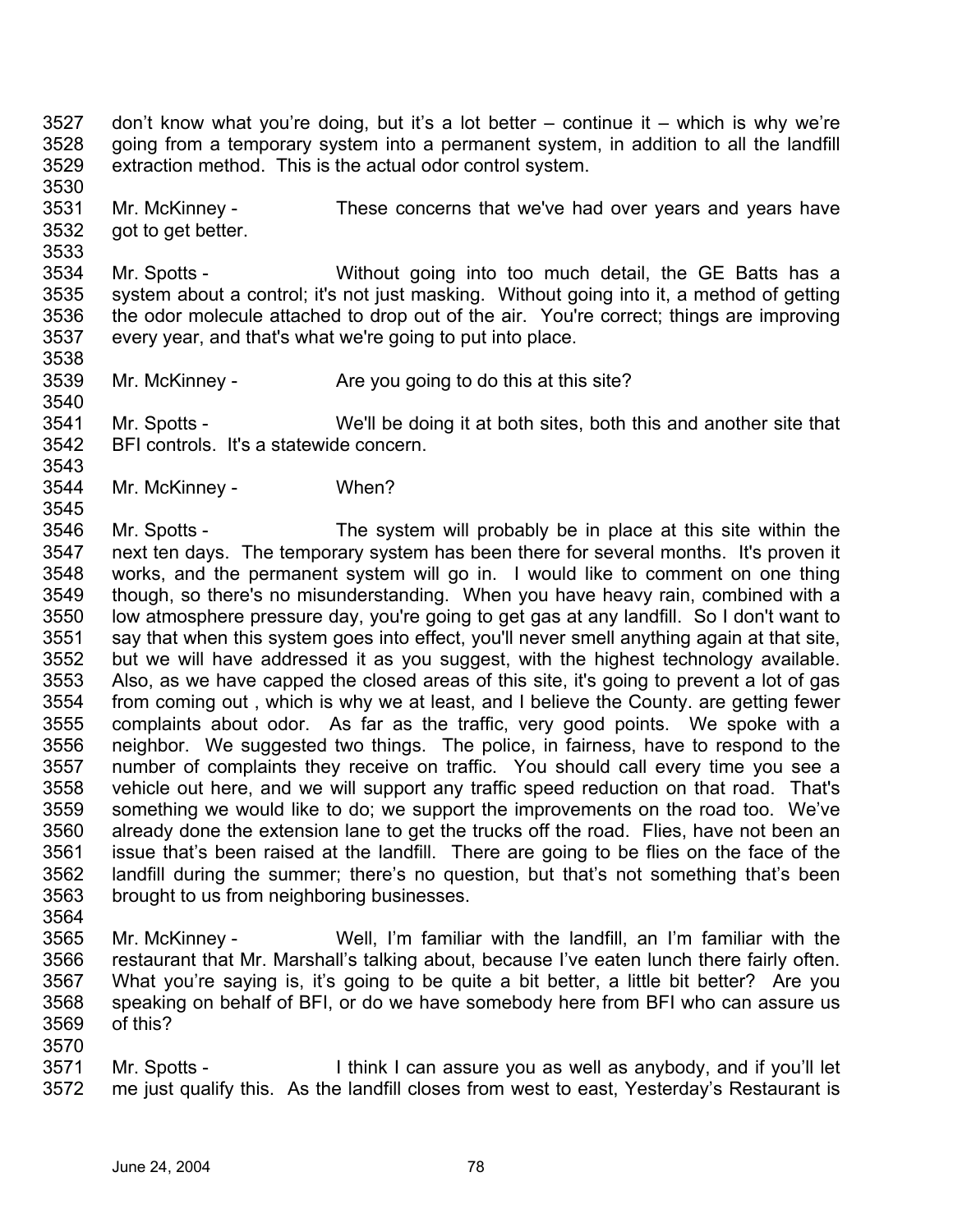don't know what you're doing, but it's a lot better – continue it – which is why we're going from a temporary system into a permanent system, in addition to all the landfill extraction method. This is the actual odor control system.

Mr. McKinney - These concerns that we've had over years and years have got to get better.

Mr. Spotts - Without going into too much detail, the GE Batts has a system about a control; it's not just masking. Without going into it, a method of getting the odor molecule attached to drop out of the air. You're correct; things are improving every year, and that's what we're going to put into place.

Mr. McKinney - Are you going to do this at this site?

Mr. Spotts - We'll be doing it at both sites, both this and another site that BFI controls. It's a statewide concern.

Mr. McKinney - When?

Mr. Spotts - The system will probably be in place at this site within the next ten days. The temporary system has been there for several months. It's proven it works, and the permanent system will go in. I would like to comment on one thing though, so there's no misunderstanding. When you have heavy rain, combined with a low atmosphere pressure day, you're going to get gas at any landfill. So I don't want to say that when this system goes into effect, you'll never smell anything again at that site, but we will have addressed it as you suggest, with the highest technology available. Also, as we have capped the closed areas of this site, it's going to prevent a lot of gas from coming out , which is why we at least, and I believe the County. are getting fewer complaints about odor. As far as the traffic, very good points. We spoke with a neighbor. We suggested two things. The police, in fairness, have to respond to the number of complaints they receive on traffic. You should call every time you see a vehicle out here, and we will support any traffic speed reduction on that road. That's something we would like to do; we support the improvements on the road too. We've already done the extension lane to get the trucks off the road. Flies, have not been an issue that's been raised at the landfill. There are going to be flies on the face of the landfill during the summer; there's no question, but that's not something that's been brought to us from neighboring businesses.

Mr. McKinney - Well, I'm familiar with the landfill, an I'm familiar with the restaurant that Mr. Marshall's talking about, because I've eaten lunch there fairly often. What you're saying is, it's going to be quite a bit better, a little bit better? Are you speaking on behalf of BFI, or do we have somebody here from BFI who can assure us of this?

Mr. Spotts - I think I can assure you as well as anybody, and if you'll let me just qualify this. As the landfill closes from west to east, Yesterday's Restaurant is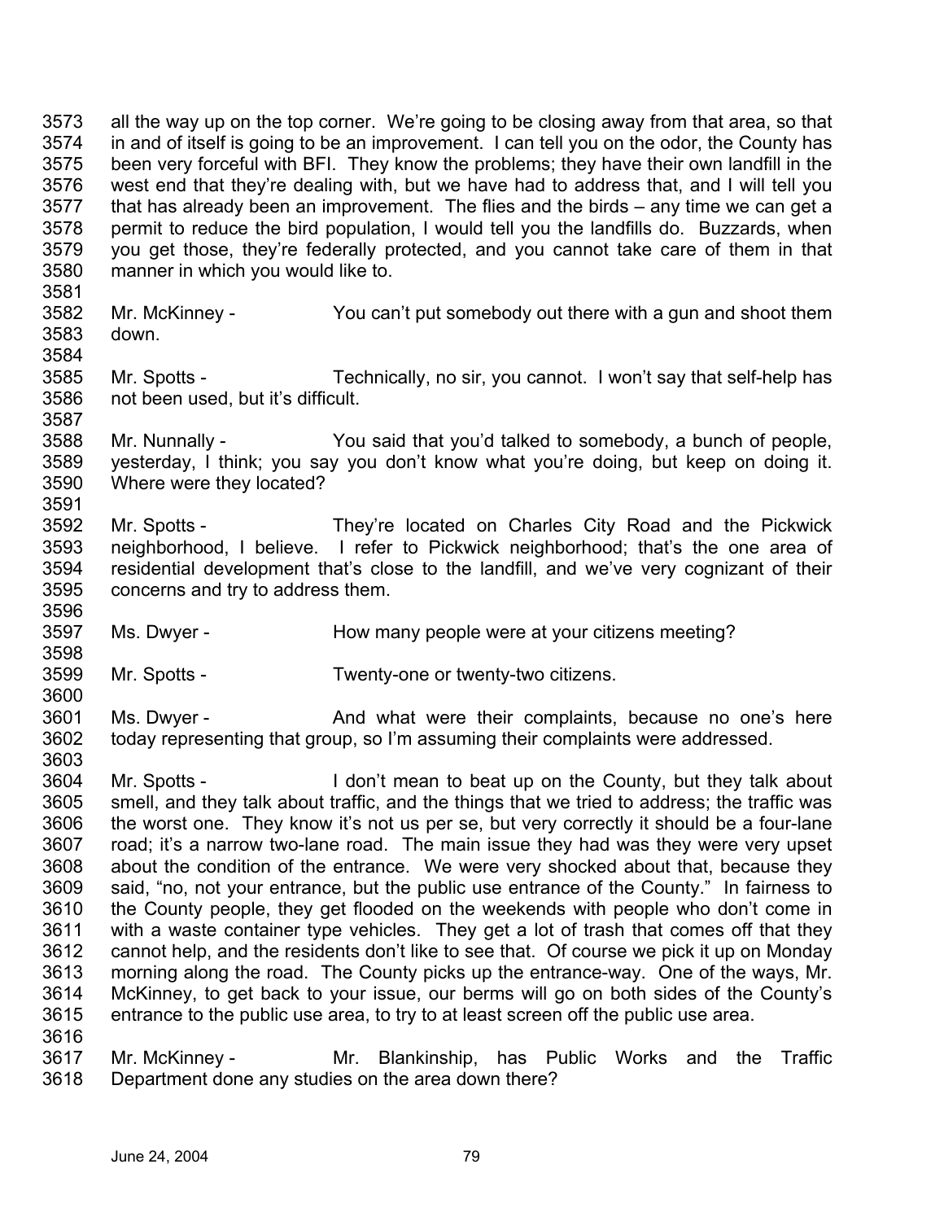all the way up on the top corner. We're going to be closing away from that area, so that in and of itself is going to be an improvement. I can tell you on the odor, the County has been very forceful with BFI. They know the problems; they have their own landfill in the west end that they're dealing with, but we have had to address that, and I will tell you that has already been an improvement. The flies and the birds – any time we can get a permit to reduce the bird population, I would tell you the landfills do. Buzzards, when you get those, they're federally protected, and you cannot take care of them in that manner in which you would like to.

Mr. McKinney - You can't put somebody out there with a gun and shoot them down.

Mr. Spotts - Technically, no sir, you cannot. I won't say that self-help has not been used, but it's difficult.

Mr. Nunnally - You said that you'd talked to somebody, a bunch of people, yesterday, I think; you say you don't know what you're doing, but keep on doing it. Where were they located?

Mr. Spotts - They're located on Charles City Road and the Pickwick neighborhood, I believe. I refer to Pickwick neighborhood; that's the one area of residential development that's close to the landfill, and we've very cognizant of their concerns and try to address them.

Ms. Dwyer - How many people were at your citizens meeting?

Mr. Spotts - Twenty-one or twenty-two citizens.

Ms. Dwyer - And what were their complaints, because no one's here today representing that group, so I'm assuming their complaints were addressed.

Mr. Spotts - I don't mean to beat up on the County, but they talk about smell, and they talk about traffic, and the things that we tried to address; the traffic was the worst one. They know it's not us per se, but very correctly it should be a four-lane road; it's a narrow two-lane road. The main issue they had was they were very upset about the condition of the entrance. We were very shocked about that, because they said, "no, not your entrance, but the public use entrance of the County." In fairness to the County people, they get flooded on the weekends with people who don't come in with a waste container type vehicles. They get a lot of trash that comes off that they cannot help, and the residents don't like to see that. Of course we pick it up on Monday morning along the road. The County picks up the entrance-way. One of the ways, Mr. McKinney, to get back to your issue, our berms will go on both sides of the County's entrance to the public use area, to try to at least screen off the public use area.

Mr. McKinney - Mr. Blankinship, has Public Works and the Traffic Department done any studies on the area down there?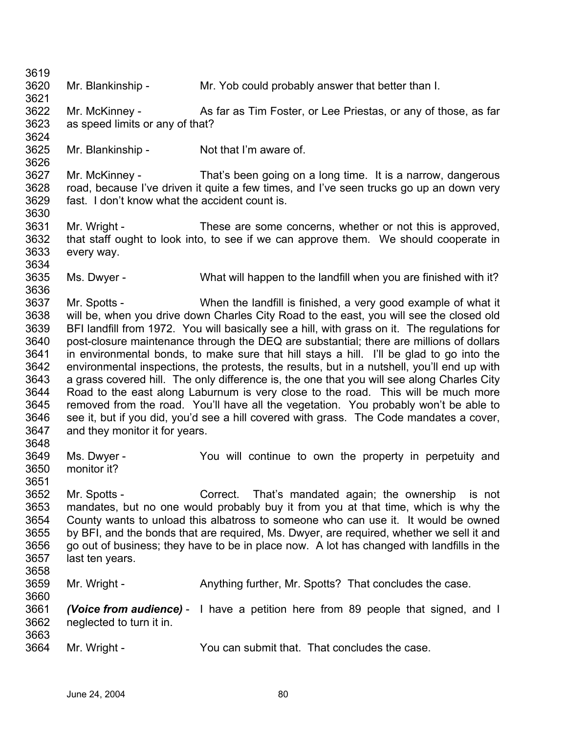Mr. Blankinship - Mr. Yob could probably answer that better than I.

Mr. McKinney - As far as Tim Foster, or Lee Priestas, or any of those, as far as speed limits or any of that?

Mr. Blankinship - Not that I'm aware of.

Mr. McKinney - That's been going on a long time. It is a narrow, dangerous road, because I've driven it quite a few times, and I've seen trucks go up an down very fast. I don't know what the accident count is.

Mr. Wright - These are some concerns, whether or not this is approved, that staff ought to look into, to see if we can approve them. We should cooperate in every way.

Ms. Dwyer - What will happen to the landfill when you are finished with it?

Mr. Spotts - When the landfill is finished, a very good example of what it will be, when you drive down Charles City Road to the east, you will see the closed old BFI landfill from 1972. You will basically see a hill, with grass on it. The regulations for post-closure maintenance through the DEQ are substantial; there are millions of dollars in environmental bonds, to make sure that hill stays a hill. I'll be glad to go into the environmental inspections, the protests, the results, but in a nutshell, you'll end up with a grass covered hill. The only difference is, the one that you will see along Charles City Road to the east along Laburnum is very close to the road. This will be much more removed from the road. You'll have all the vegetation. You probably won't be able to see it, but if you did, you'd see a hill covered with grass. The Code mandates a cover, and they monitor it for years.

Ms. Dwyer - You will continue to own the property in perpetuity and monitor it?

Mr. Spotts - Correct. That's mandated again; the ownership is not mandates, but no one would probably buy it from you at that time, which is why the County wants to unload this albatross to someone who can use it. It would be owned by BFI, and the bonds that are required, Ms. Dwyer, are required, whether we sell it and go out of business; they have to be in place now. A lot has changed with landfills in the last ten years.

Mr. Wright - Anything further, Mr. Spotts? That concludes the case.

***(Voice from audience)*** - I have a petition here from 89 people that signed, and I neglected to turn it in.

Mr. Wright - You can submit that. That concludes the case.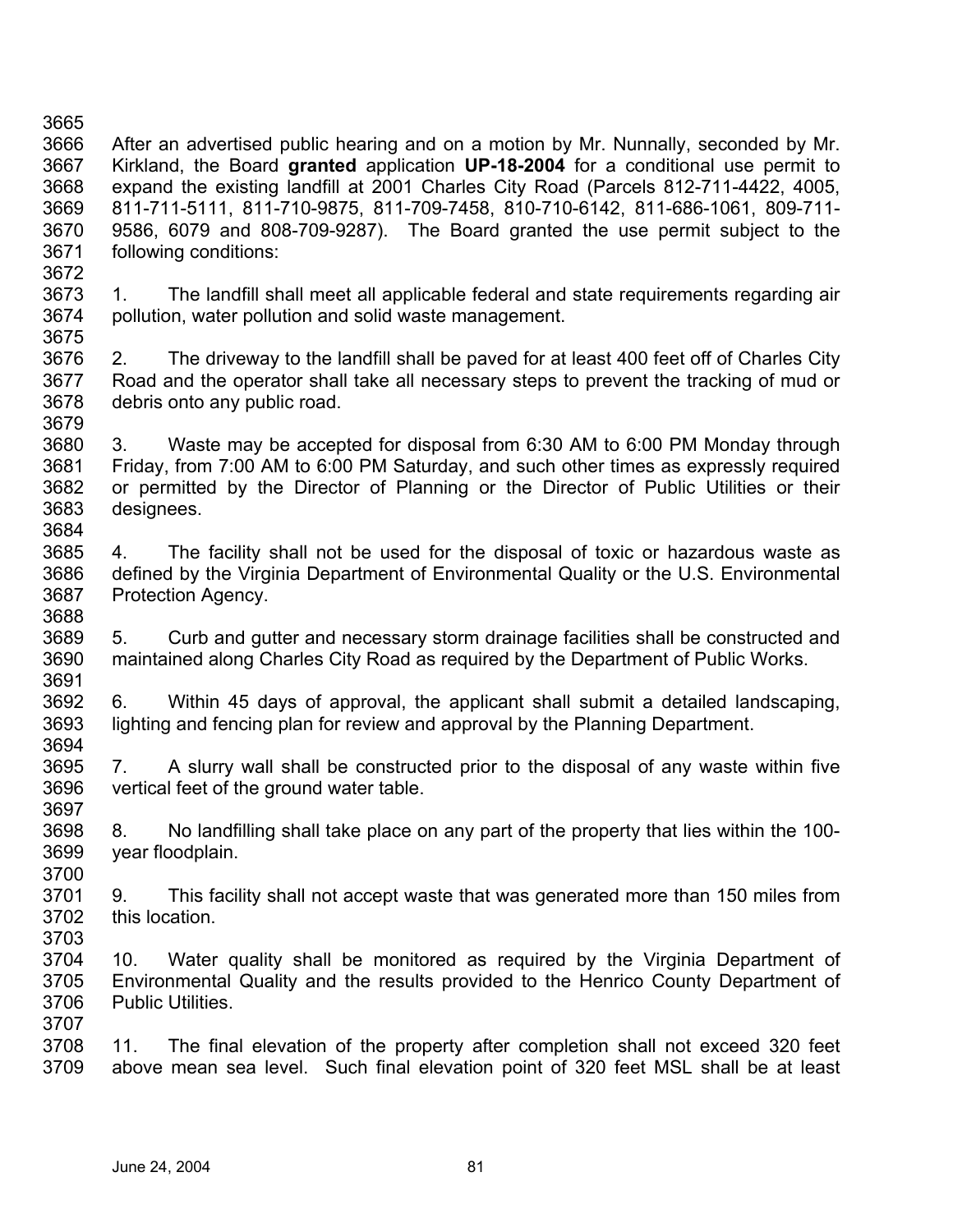After an advertised public hearing and on a motion by Mr. Nunnally, seconded by Mr. Kirkland, the Board **granted** application **UP-18-2004** for a conditional use permit to expand the existing landfill at 2001 Charles City Road (Parcels 812-711-4422, 4005, 811-711-5111, 811-710-9875, 811-709-7458, 810-710-6142, 811-686-1061, 809-711-9586, 6079 and 808-709-9287). The Board granted the use permit subject to the following conditions:

1. The landfill shall meet all applicable federal and state requirements regarding air pollution, water pollution and solid waste management.

2. The driveway to the landfill shall be paved for at least 400 feet off of Charles City Road and the operator shall take all necessary steps to prevent the tracking of mud or debris onto any public road.

3. Waste may be accepted for disposal from 6:30 AM to 6:00 PM Monday through Friday, from 7:00 AM to 6:00 PM Saturday, and such other times as expressly required or permitted by the Director of Planning or the Director of Public Utilities or their designees.

4. The facility shall not be used for the disposal of toxic or hazardous waste as defined by the Virginia Department of Environmental Quality or the U.S. Environmental Protection Agency.

5. Curb and gutter and necessary storm drainage facilities shall be constructed and maintained along Charles City Road as required by the Department of Public Works.

6. Within 45 days of approval, the applicant shall submit a detailed landscaping, lighting and fencing plan for review and approval by the Planning Department.

7. A slurry wall shall be constructed prior to the disposal of any waste within five vertical feet of the ground water table.

8. No landfilling shall take place on any part of the property that lies within the 100-year floodplain.

9. This facility shall not accept waste that was generated more than 150 miles from this location.

10. Water quality shall be monitored as required by the Virginia Department of Environmental Quality and the results provided to the Henrico County Department of Public Utilities.

11. The final elevation of the property after completion shall not exceed 320 feet above mean sea level. Such final elevation point of 320 feet MSL shall be at least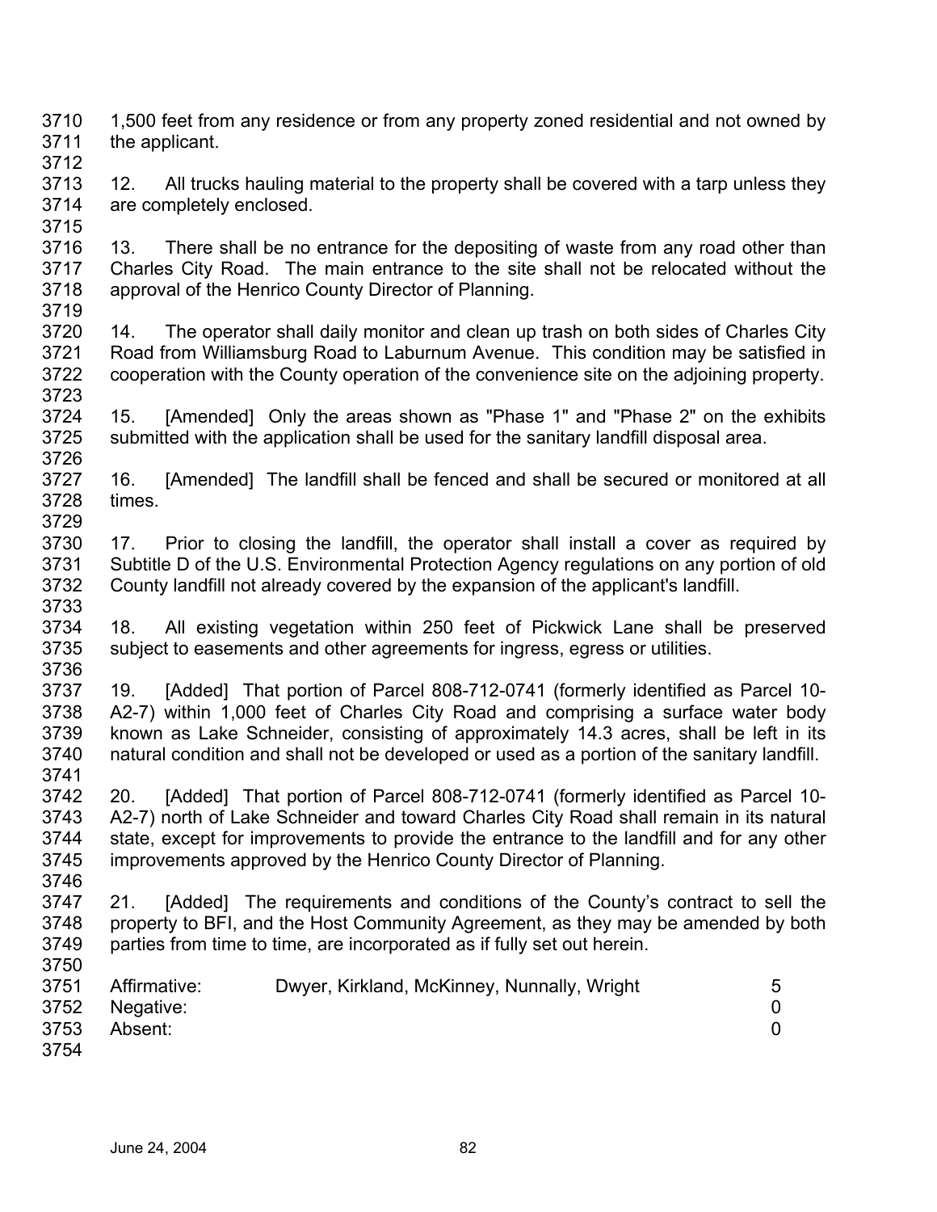1,500 feet from any residence or from any property zoned residential and not owned by the applicant.

12. All trucks hauling material to the property shall be covered with a tarp unless they are completely enclosed.

13. There shall be no entrance for the depositing of waste from any road other than Charles City Road. The main entrance to the site shall not be relocated without the approval of the Henrico County Director of Planning.

14. The operator shall daily monitor and clean up trash on both sides of Charles City Road from Williamsburg Road to Laburnum Avenue. This condition may be satisfied in cooperation with the County operation of the convenience site on the adjoining property.

15. [Amended] Only the areas shown as "Phase 1" and "Phase 2" on the exhibits submitted with the application shall be used for the sanitary landfill disposal area.

16. [Amended] The landfill shall be fenced and shall be secured or monitored at all times.

17. Prior to closing the landfill, the operator shall install a cover as required by Subtitle D of the U.S. Environmental Protection Agency regulations on any portion of old County landfill not already covered by the expansion of the applicant's landfill.

18. All existing vegetation within 250 feet of Pickwick Lane shall be preserved subject to easements and other agreements for ingress, egress or utilities.

19. [Added] That portion of Parcel 808-712-0741 (formerly identified as Parcel 10-A2-7) within 1,000 feet of Charles City Road and comprising a surface water body known as Lake Schneider, consisting of approximately 14.3 acres, shall be left in its natural condition and shall not be developed or used as a portion of the sanitary landfill.

20. [Added] That portion of Parcel 808-712-0741 (formerly identified as Parcel 10-A2-7) north of Lake Schneider and toward Charles City Road shall remain in its natural state, except for improvements to provide the entrance to the landfill and for any other improvements approved by the Henrico County Director of Planning.

21. [Added] The requirements and conditions of the County's contract to sell the property to BFI, and the Host Community Agreement, as they may be amended by both parties from time to time, are incorporated as if fully set out herein.

| | | |
|---|---|---|
| Affirmative: | Dwyer, Kirkland, McKinney, Nunnally, Wright | 5 |
| Negative: | | 0 |
| Absent: | | 0 |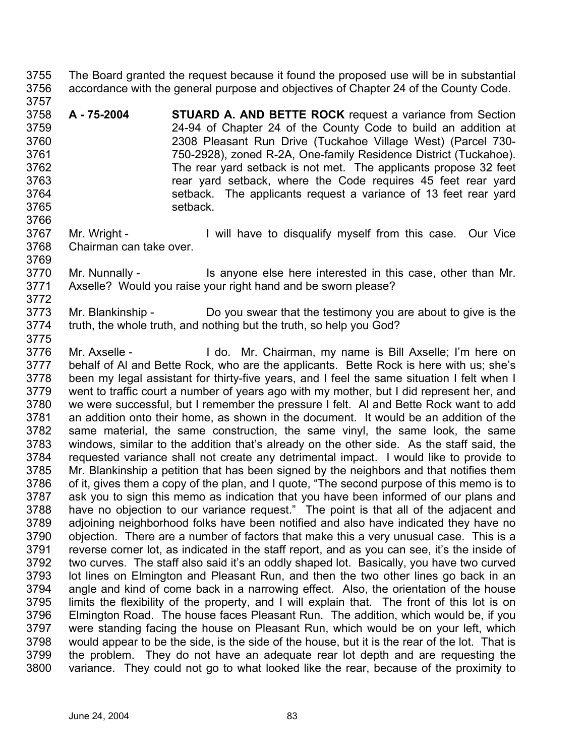The Board granted the request because it found the proposed use will be in substantial accordance with the general purpose and objectives of Chapter 24 of the County Code.

**A - 75-2004** **STUARD A. AND BETTE ROCK** request a variance from Section 24-94 of Chapter 24 of the County Code to build an addition at 2308 Pleasant Run Drive (Tuckahoe Village West) (Parcel 730-750-2928), zoned R-2A, One-family Residence District (Tuckahoe). The rear yard setback is not met. The applicants propose 32 feet rear yard setback, where the Code requires 45 feet rear yard setback. The applicants request a variance of 13 feet rear yard setback.

Mr. Wright - I will have to disqualify myself from this case. Our Vice Chairman can take over.

Mr. Nunnally - Is anyone else here interested in this case, other than Mr. Axselle? Would you raise your right hand and be sworn please?

Mr. Blankinship - Do you swear that the testimony you are about to give is the truth, the whole truth, and nothing but the truth, so help you God?

Mr. Axselle - I do. Mr. Chairman, my name is Bill Axselle; I'm here on behalf of Al and Bette Rock, who are the applicants. Bette Rock is here with us; she's been my legal assistant for thirty-five years, and I feel the same situation I felt when I went to traffic court a number of years ago with my mother, but I did represent her, and we were successful, but I remember the pressure I felt. Al and Bette Rock want to add an addition onto their home, as shown in the document. It would be an addition of the same material, the same construction, the same vinyl, the same look, the same windows, similar to the addition that's already on the other side. As the staff said, the requested variance shall not create any detrimental impact. I would like to provide to Mr. Blankinship a petition that has been signed by the neighbors and that notifies them of it, gives them a copy of the plan, and I quote, "The second purpose of this memo is to ask you to sign this memo as indication that you have been informed of our plans and have no objection to our variance request." The point is that all of the adjacent and adjoining neighborhood folks have been notified and also have indicated they have no objection. There are a number of factors that make this a very unusual case. This is a reverse corner lot, as indicated in the staff report, and as you can see, it's the inside of two curves. The staff also said it's an oddly shaped lot. Basically, you have two curved lot lines on Elmington and Pleasant Run, and then the two other lines go back in an angle and kind of come back in a narrowing effect. Also, the orientation of the house limits the flexibility of the property, and I will explain that. The front of this lot is on Elmington Road. The house faces Pleasant Run. The addition, which would be, if you were standing facing the house on Pleasant Run, which would be on your left, which would appear to be the side, is the side of the house, but it is the rear of the lot. That is the problem. They do not have an adequate rear lot depth and are requesting the variance. They could not go to what looked like the rear, because of the proximity to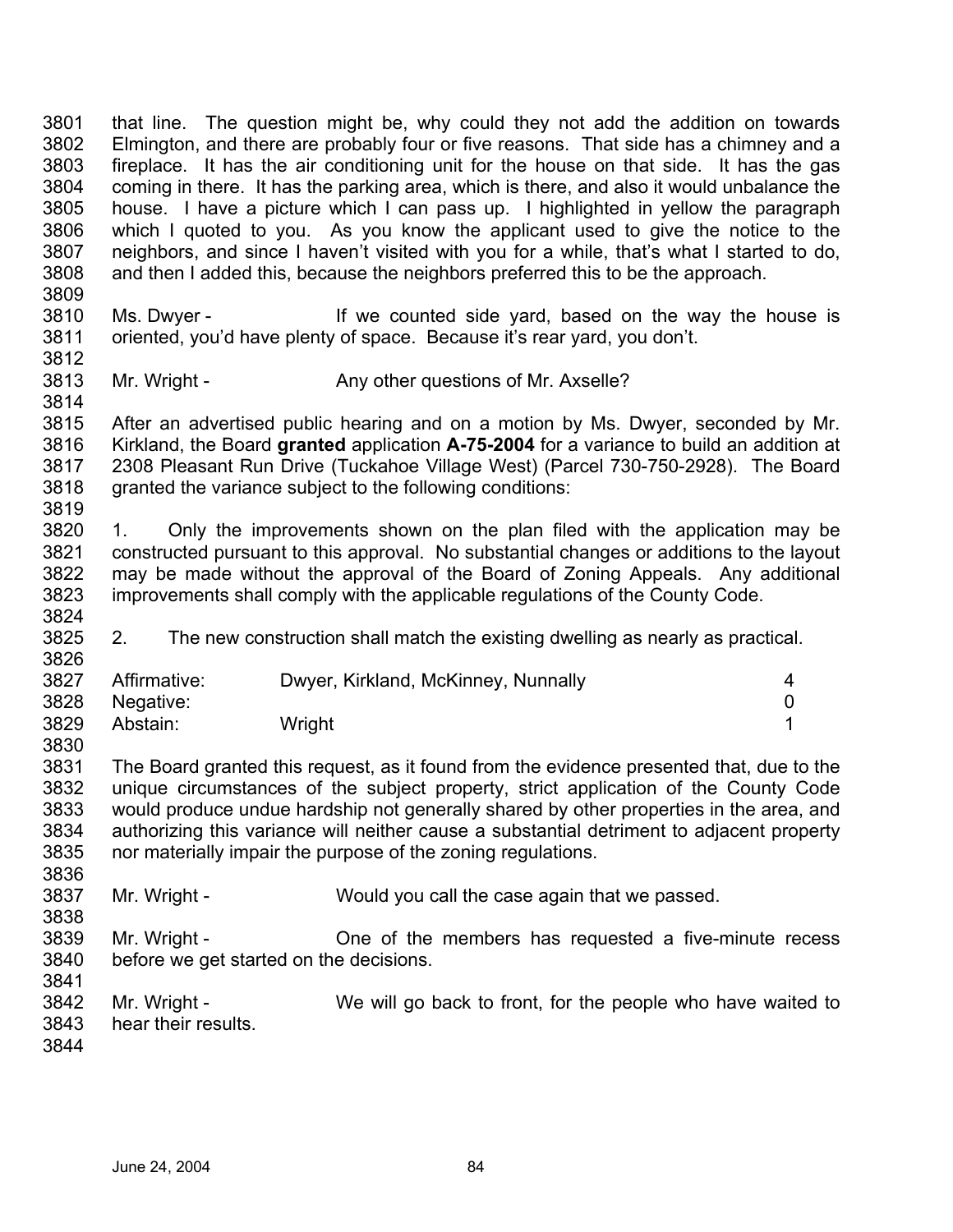that line. The question might be, why could they not add the addition on towards Elmington, and there are probably four or five reasons. That side has a chimney and a fireplace. It has the air conditioning unit for the house on that side. It has the gas coming in there. It has the parking area, which is there, and also it would unbalance the house. I have a picture which I can pass up. I highlighted in yellow the paragraph which I quoted to you. As you know the applicant used to give the notice to the neighbors, and since I haven't visited with you for a while, that's what I started to do, and then I added this, because the neighbors preferred this to be the approach.

Ms. Dwyer - If we counted side yard, based on the way the house is oriented, you'd have plenty of space. Because it's rear yard, you don't.

Mr. Wright - Any other questions of Mr. Axselle?

After an advertised public hearing and on a motion by Ms. Dwyer, seconded by Mr. Kirkland, the Board **granted** application **A-75-2004** for a variance to build an addition at 2308 Pleasant Run Drive (Tuckahoe Village West) (Parcel 730-750-2928). The Board granted the variance subject to the following conditions:

1. Only the improvements shown on the plan filed with the application may be constructed pursuant to this approval. No substantial changes or additions to the layout may be made without the approval of the Board of Zoning Appeals. Any additional improvements shall comply with the applicable regulations of the County Code.

2. The new construction shall match the existing dwelling as nearly as practical.

| | | |
|---|---|---|
| Affirmative: | Dwyer, Kirkland, McKinney, Nunnally | 4 |
| Negative: | | 0 |
| Abstain: | Wright | 1 |

The Board granted this request, as it found from the evidence presented that, due to the unique circumstances of the subject property, strict application of the County Code would produce undue hardship not generally shared by other properties in the area, and authorizing this variance will neither cause a substantial detriment to adjacent property nor materially impair the purpose of the zoning regulations.

Mr. Wright - Would you call the case again that we passed.

Mr. Wright - One of the members has requested a five-minute recess before we get started on the decisions.

Mr. Wright - We will go back to front, for the people who have waited to hear their results.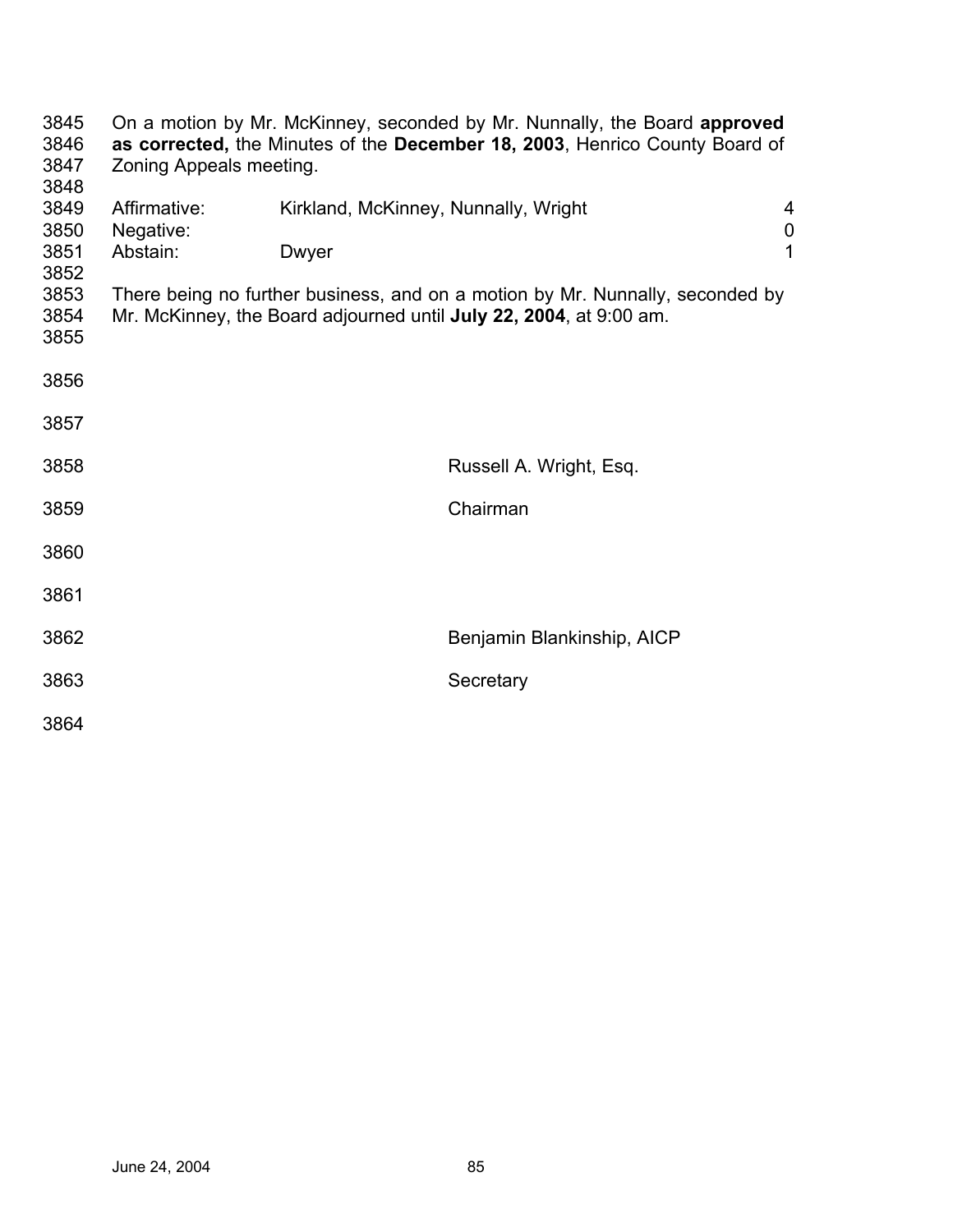On a motion by Mr. McKinney, seconded by Mr. Nunnally, the Board **approved as corrected,** the Minutes of the **December 18, 2003**, Henrico County Board of Zoning Appeals meeting.

| | | |
|---|---|---|
| Affirmative: | Kirkland, McKinney, Nunnally, Wright | 4 |
| Negative: | | 0 |
| Abstain: | Dwyer | 1 |

There being no further business, and on a motion by Mr. Nunnally, seconded by Mr. McKinney, the Board adjourned until **July 22, 2004**, at 9:00 am.

Russell A. Wright, Esq.

Chairman

Benjamin Blankinship, AICP

Secretary